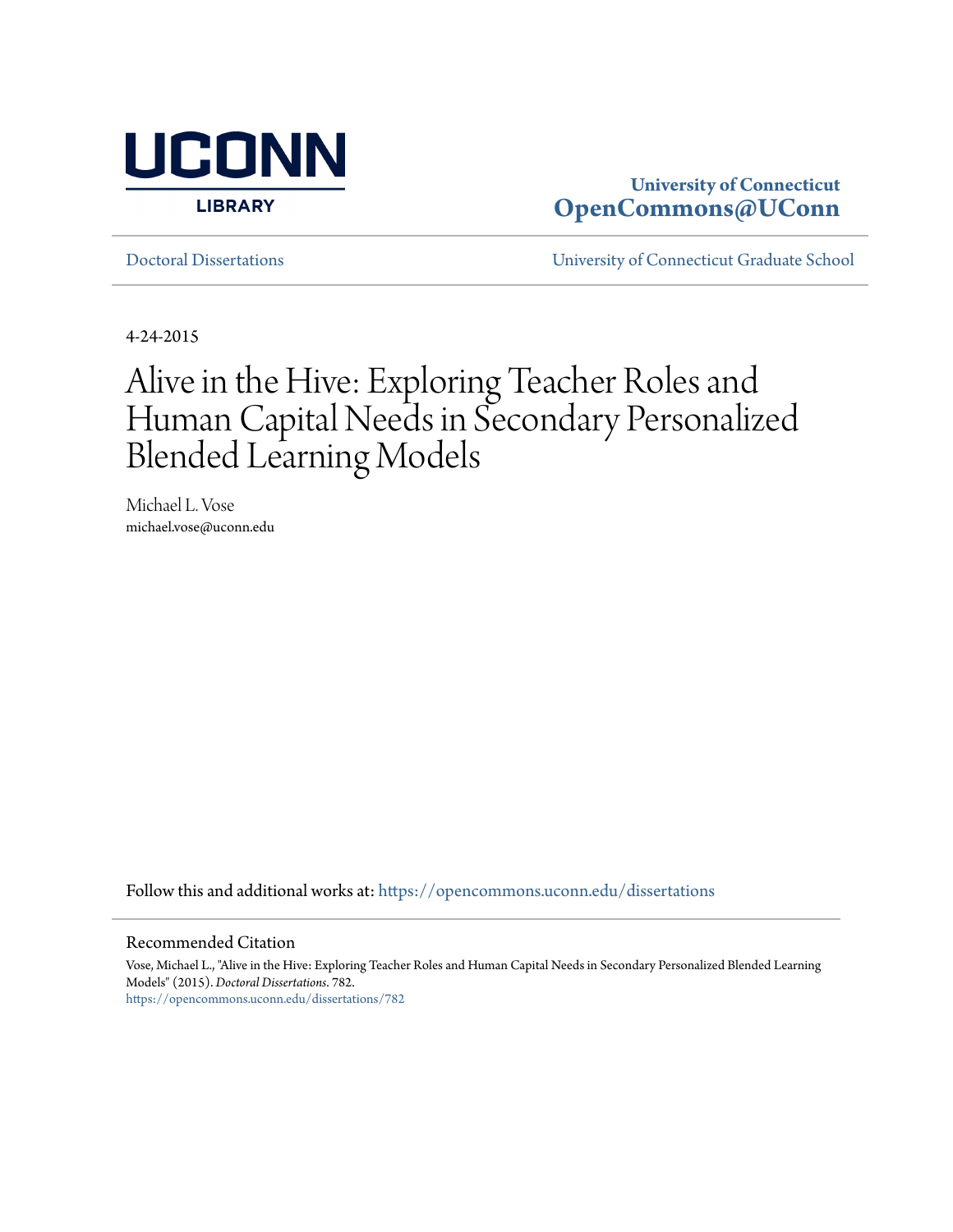UCONN LIBRARY

**University of Connecticut**
**OpenCommons@UConn**

Doctoral Dissertations | University of Connecticut Graduate School

4-24-2015

# Alive in the Hive: Exploring Teacher Roles and Human Capital Needs in Secondary Personalized Blended Learning Models

Michael L. Vose
michael.vose@uconn.edu

Follow this and additional works at: https://opencommons.uconn.edu/dissertations

## Recommended Citation

Vose, Michael L., "Alive in the Hive: Exploring Teacher Roles and Human Capital Needs in Secondary Personalized Blended Learning Models" (2015). *Doctoral Dissertations*. 782.
https://opencommons.uconn.edu/dissertations/782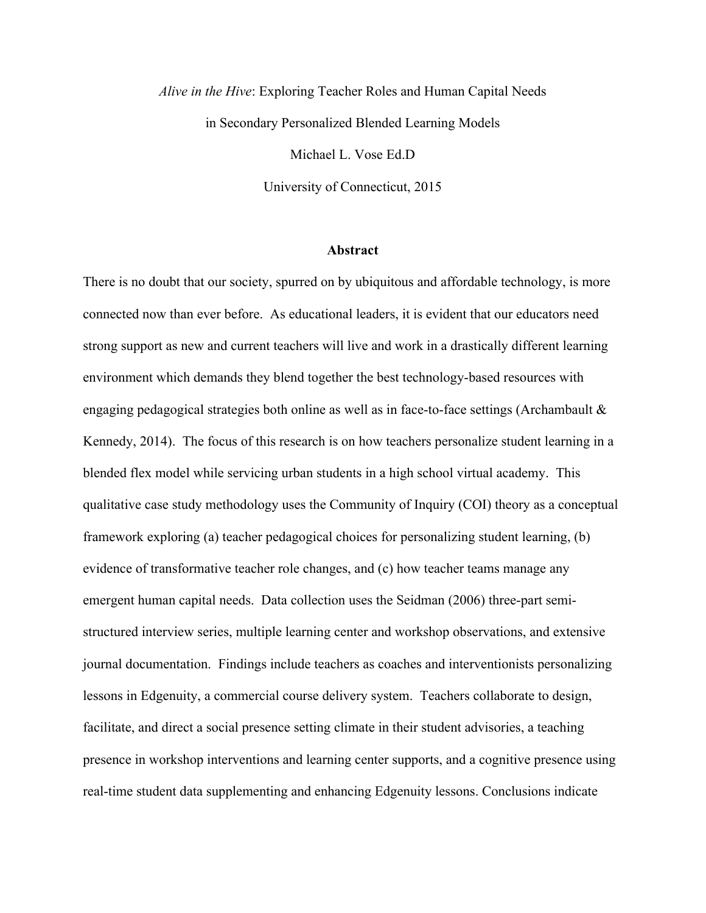*Alive in the Hive*: Exploring Teacher Roles and Human Capital Needs

in Secondary Personalized Blended Learning Models

Michael L. Vose Ed.D

University of Connecticut, 2015

## Abstract

There is no doubt that our society, spurred on by ubiquitous and affordable technology, is more connected now than ever before. As educational leaders, it is evident that our educators need strong support as new and current teachers will live and work in a drastically different learning environment which demands they blend together the best technology-based resources with engaging pedagogical strategies both online as well as in face-to-face settings (Archambault & Kennedy, 2014). The focus of this research is on how teachers personalize student learning in a blended flex model while servicing urban students in a high school virtual academy. This qualitative case study methodology uses the Community of Inquiry (COI) theory as a conceptual framework exploring (a) teacher pedagogical choices for personalizing student learning, (b) evidence of transformative teacher role changes, and (c) how teacher teams manage any emergent human capital needs. Data collection uses the Seidman (2006) three-part semi-structured interview series, multiple learning center and workshop observations, and extensive journal documentation. Findings include teachers as coaches and interventionists personalizing lessons in Edgenuity, a commercial course delivery system. Teachers collaborate to design, facilitate, and direct a social presence setting climate in their student advisories, a teaching presence in workshop interventions and learning center supports, and a cognitive presence using real-time student data supplementing and enhancing Edgenuity lessons. Conclusions indicate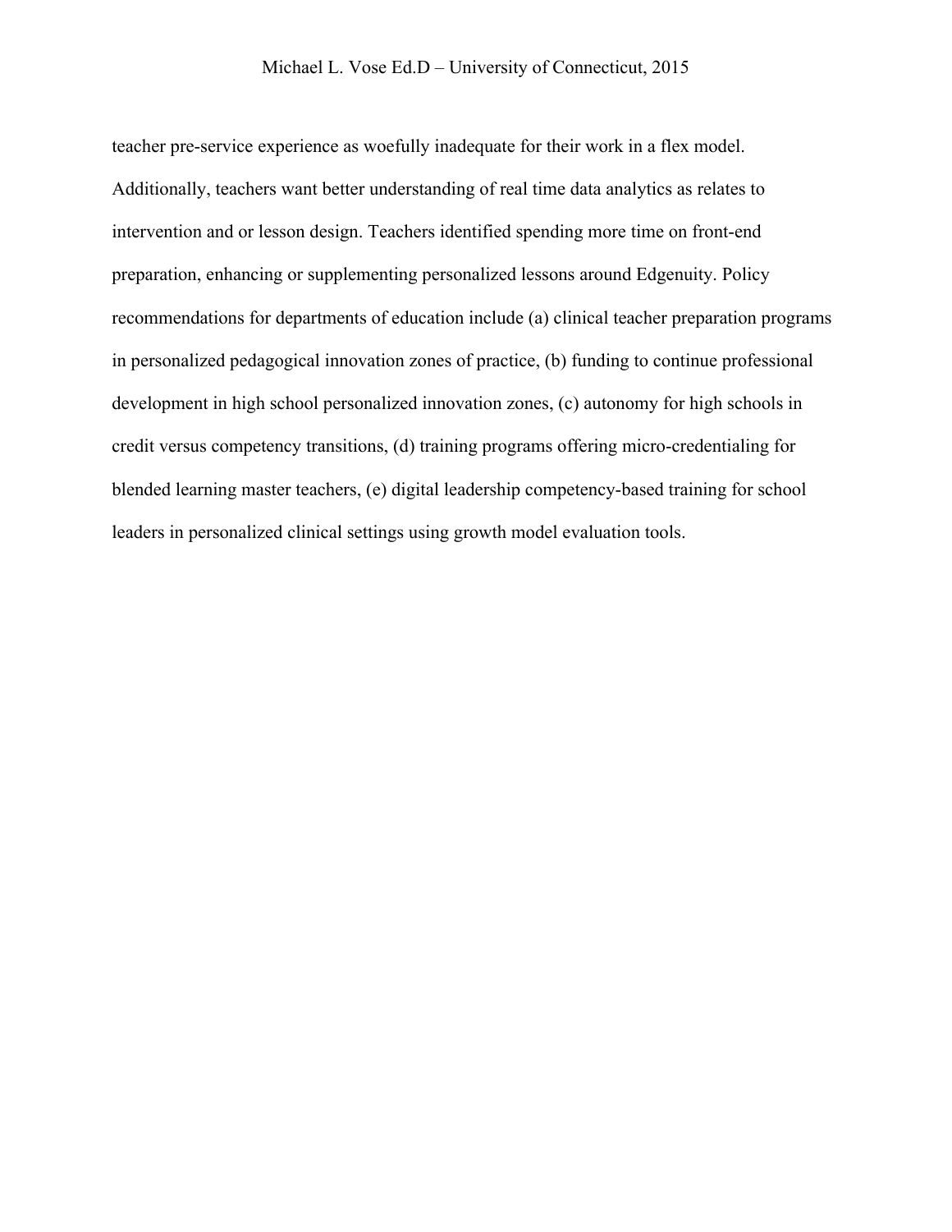teacher pre-service experience as woefully inadequate for their work in a flex model. Additionally, teachers want better understanding of real time data analytics as relates to intervention and or lesson design. Teachers identified spending more time on front-end preparation, enhancing or supplementing personalized lessons around Edgenuity. Policy recommendations for departments of education include (a) clinical teacher preparation programs in personalized pedagogical innovation zones of practice, (b) funding to continue professional development in high school personalized innovation zones, (c) autonomy for high schools in credit versus competency transitions, (d) training programs offering micro-credentialing for blended learning master teachers, (e) digital leadership competency-based training for school leaders in personalized clinical settings using growth model evaluation tools.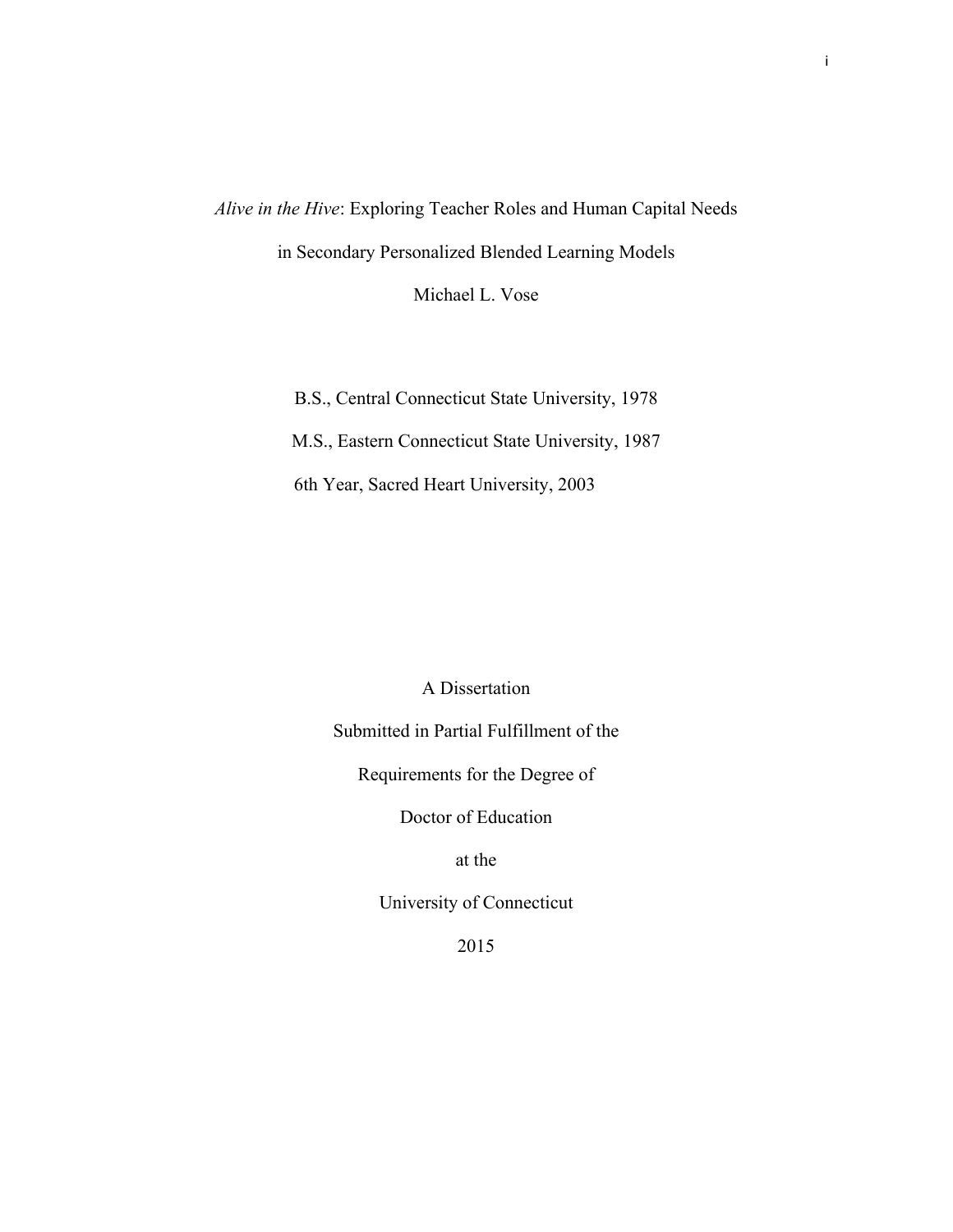*Alive in the Hive*: Exploring Teacher Roles and Human Capital Needs

in Secondary Personalized Blended Learning Models

Michael L. Vose

B.S., Central Connecticut State University, 1978

M.S., Eastern Connecticut State University, 1987

6th Year, Sacred Heart University, 2003

A Dissertation

Submitted in Partial Fulfillment of the

Requirements for the Degree of

Doctor of Education

at the

University of Connecticut

2015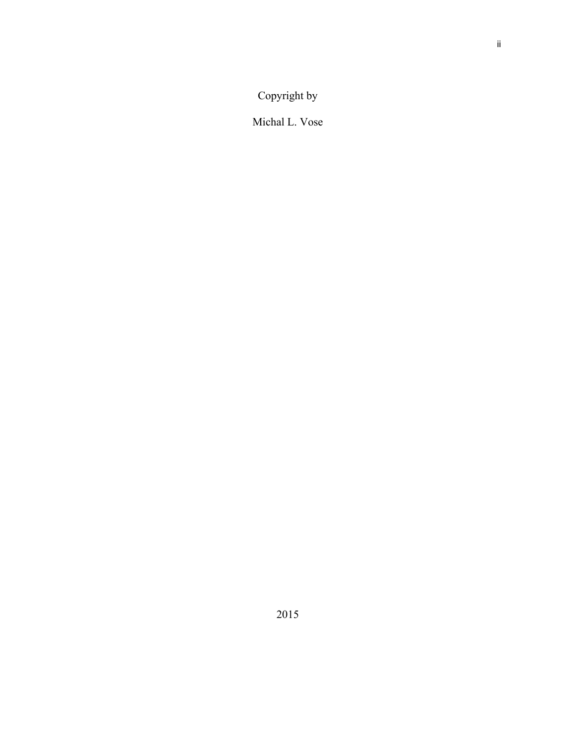Copyright by

Michal L. Vose

2015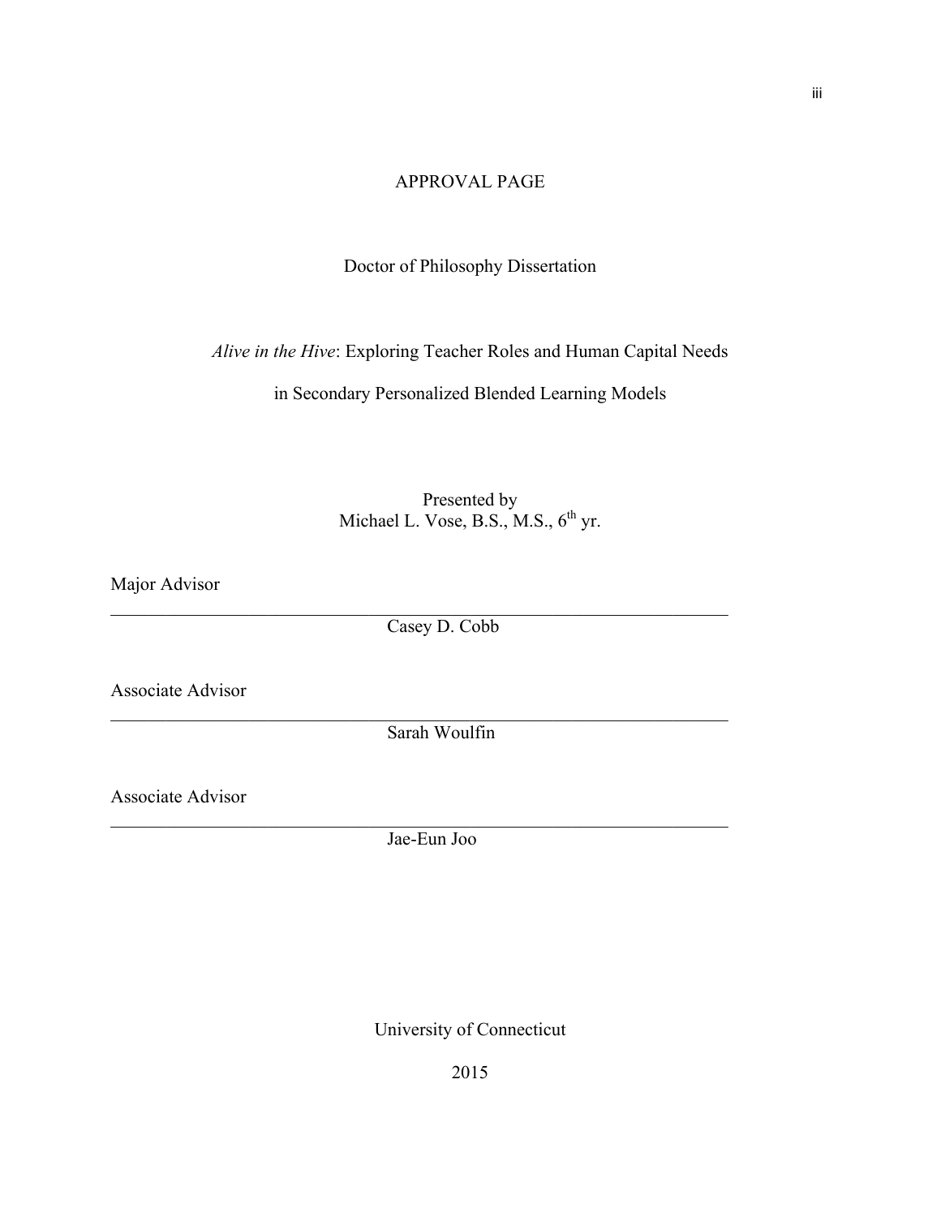# APPROVAL PAGE

Doctor of Philosophy Dissertation

*Alive in the Hive*: Exploring Teacher Roles and Human Capital Needs in Secondary Personalized Blended Learning Models

Presented by
Michael L. Vose, B.S., M.S., 6th yr.

Major Advisor

\_\_\_\_\_\_\_\_\_\_\_\_\_\_\_\_\_\_\_\_\_\_\_\_\_\_\_\_\_\_\_\_\_\_\_\_\_\_\_\_\_\_\_\_\_\_\_\_\_\_\_\_\_\_\_\_\_\_\_\_\_\_\_\_\_\_

Casey D. Cobb

Associate Advisor

\_\_\_\_\_\_\_\_\_\_\_\_\_\_\_\_\_\_\_\_\_\_\_\_\_\_\_\_\_\_\_\_\_\_\_\_\_\_\_\_\_\_\_\_\_\_\_\_\_\_\_\_\_\_\_\_\_\_\_\_\_\_\_\_\_\_

Sarah Woulfin

Associate Advisor

\_\_\_\_\_\_\_\_\_\_\_\_\_\_\_\_\_\_\_\_\_\_\_\_\_\_\_\_\_\_\_\_\_\_\_\_\_\_\_\_\_\_\_\_\_\_\_\_\_\_\_\_\_\_\_\_\_\_\_\_\_\_\_\_\_\_

Jae-Eun Joo

University of Connecticut

2015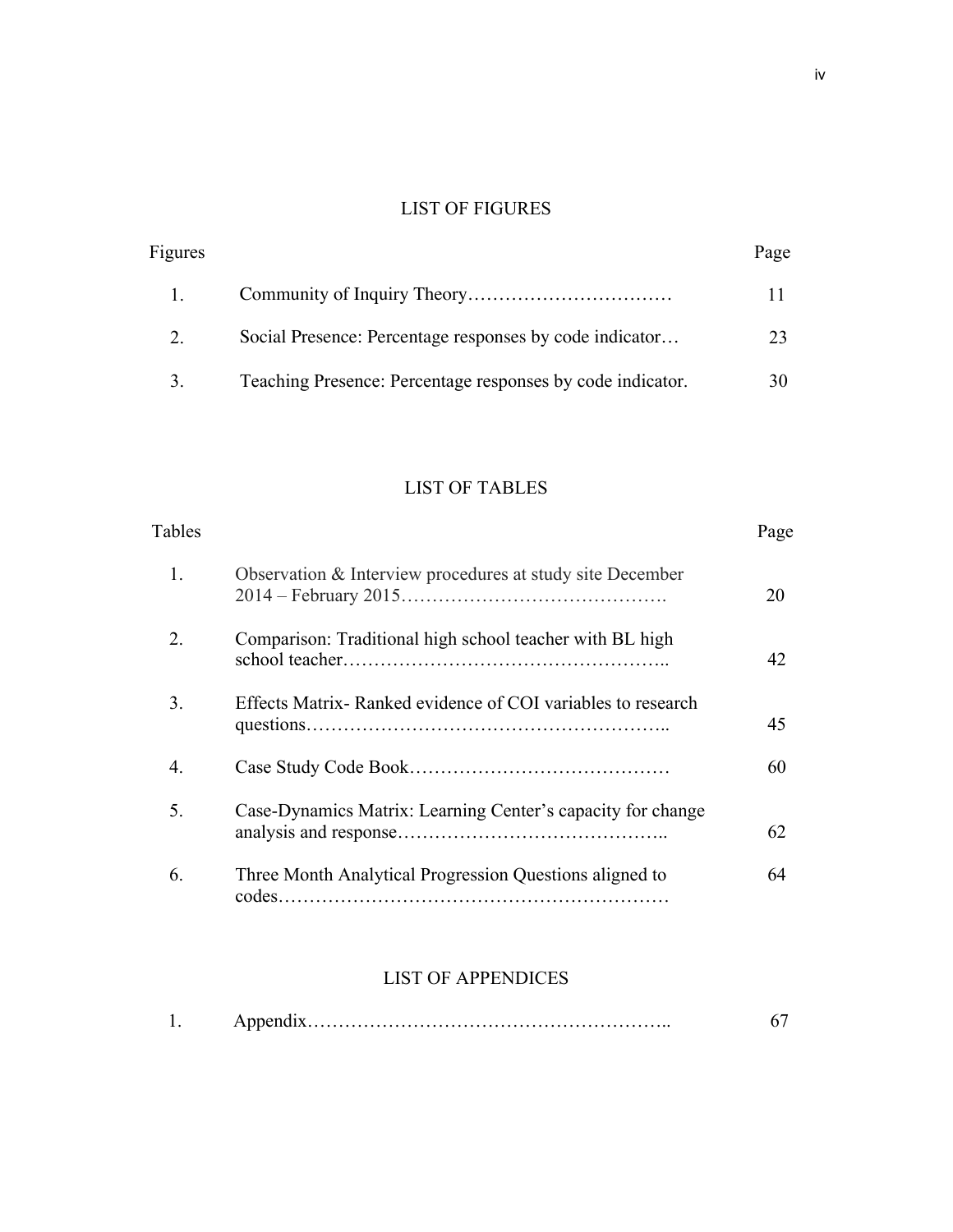## LIST OF FIGURES

| Figures | | Page |
|---|---|---|
| 1. | Community of Inquiry Theory | 11 |
| 2. | Social Presence: Percentage responses by code indicator… | 23 |
| 3. | Teaching Presence: Percentage responses by code indicator. | 30 |

## LIST OF TABLES

| Tables | | Page |
|---|---|---|
| 1. | Observation & Interview procedures at study site December 2014 – February 2015 | 20 |
| 2. | Comparison: Traditional high school teacher with BL high school teacher | 42 |
| 3. | Effects Matrix- Ranked evidence of COI variables to research questions | 45 |
| 4. | Case Study Code Book | 60 |
| 5. | Case-Dynamics Matrix: Learning Center's capacity for change analysis and response | 62 |
| 6. | Three Month Analytical Progression Questions aligned to codes | 64 |

## LIST OF APPENDICES

| | | |
|---|---|---|
| 1. | Appendix | 67 |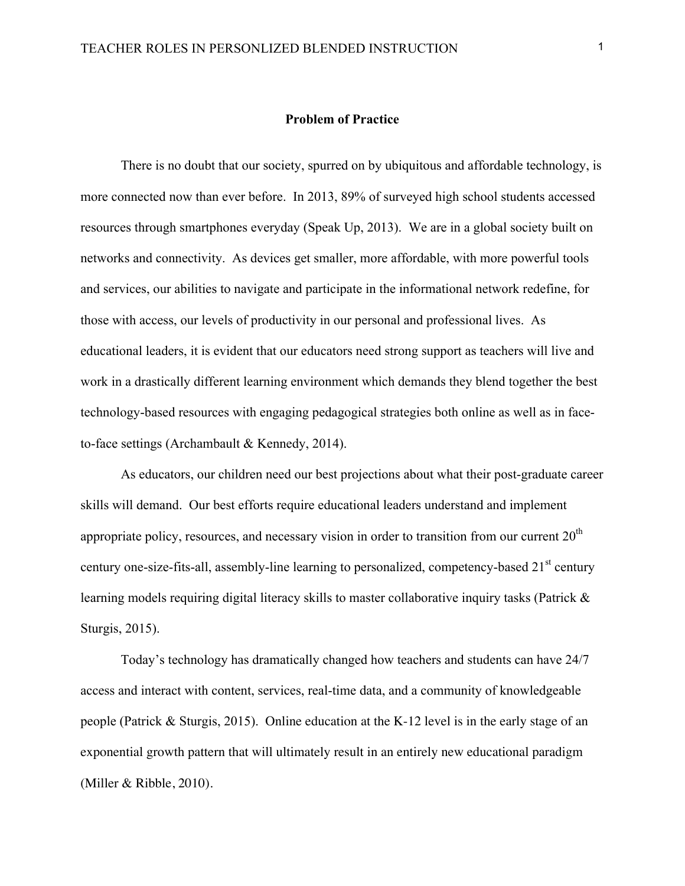## Problem of Practice

There is no doubt that our society, spurred on by ubiquitous and affordable technology, is more connected now than ever before. In 2013, 89% of surveyed high school students accessed resources through smartphones everyday (Speak Up, 2013). We are in a global society built on networks and connectivity. As devices get smaller, more affordable, with more powerful tools and services, our abilities to navigate and participate in the informational network redefine, for those with access, our levels of productivity in our personal and professional lives. As educational leaders, it is evident that our educators need strong support as teachers will live and work in a drastically different learning environment which demands they blend together the best technology-based resources with engaging pedagogical strategies both online as well as in face-to-face settings (Archambault & Kennedy, 2014).

As educators, our children need our best projections about what their post-graduate career skills will demand. Our best efforts require educational leaders understand and implement appropriate policy, resources, and necessary vision in order to transition from our current 20th century one-size-fits-all, assembly-line learning to personalized, competency-based 21st century learning models requiring digital literacy skills to master collaborative inquiry tasks (Patrick & Sturgis, 2015).

Today's technology has dramatically changed how teachers and students can have 24/7 access and interact with content, services, real-time data, and a community of knowledgeable people (Patrick & Sturgis, 2015). Online education at the K-12 level is in the early stage of an exponential growth pattern that will ultimately result in an entirely new educational paradigm (Miller & Ribble, 2010).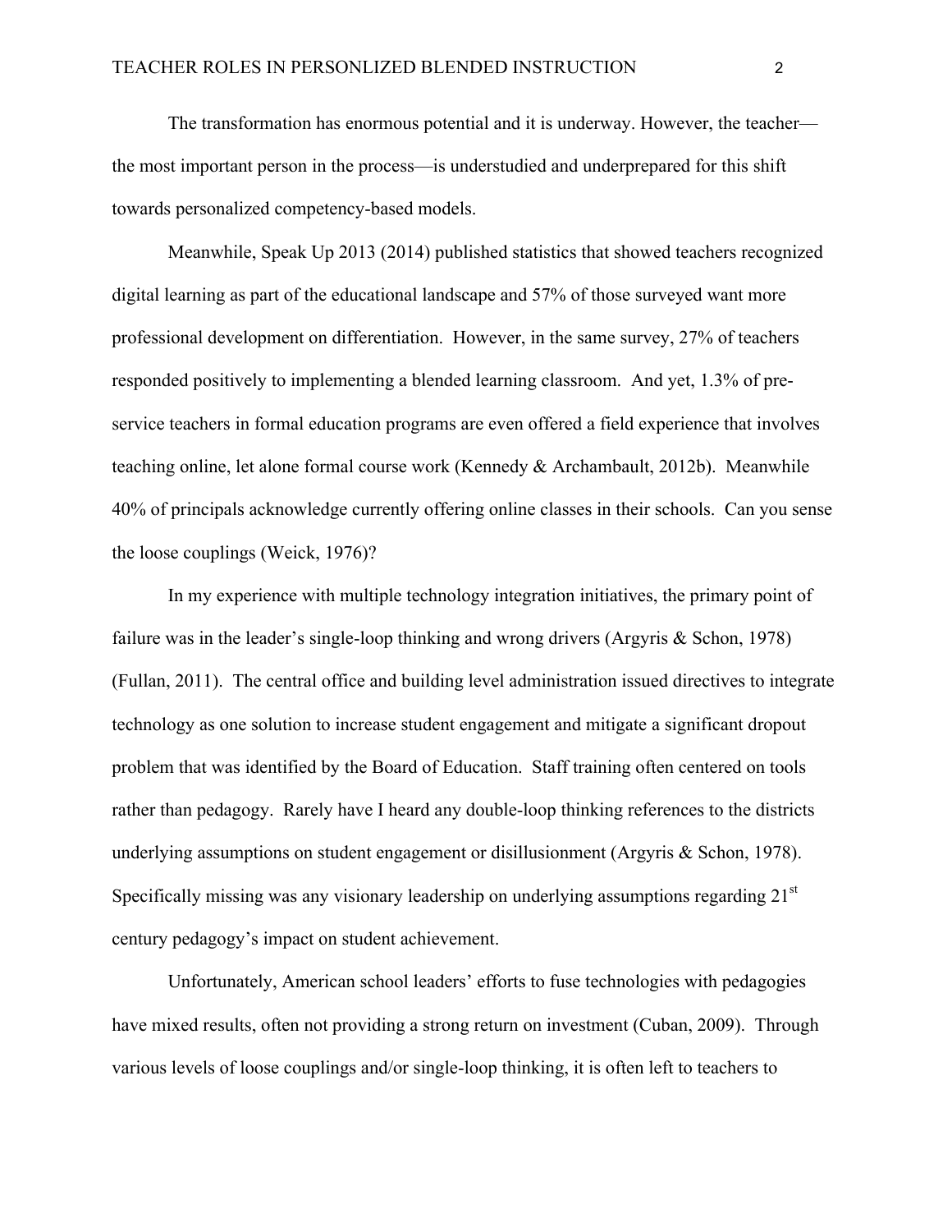The transformation has enormous potential and it is underway. However, the teacher—the most important person in the process—is understudied and underprepared for this shift towards personalized competency-based models.

Meanwhile, Speak Up 2013 (2014) published statistics that showed teachers recognized digital learning as part of the educational landscape and 57% of those surveyed want more professional development on differentiation. However, in the same survey, 27% of teachers responded positively to implementing a blended learning classroom. And yet, 1.3% of pre-service teachers in formal education programs are even offered a field experience that involves teaching online, let alone formal course work (Kennedy & Archambault, 2012b). Meanwhile 40% of principals acknowledge currently offering online classes in their schools. Can you sense the loose couplings (Weick, 1976)?

In my experience with multiple technology integration initiatives, the primary point of failure was in the leader's single-loop thinking and wrong drivers (Argyris & Schon, 1978) (Fullan, 2011). The central office and building level administration issued directives to integrate technology as one solution to increase student engagement and mitigate a significant dropout problem that was identified by the Board of Education. Staff training often centered on tools rather than pedagogy. Rarely have I heard any double-loop thinking references to the districts underlying assumptions on student engagement or disillusionment (Argyris & Schon, 1978). Specifically missing was any visionary leadership on underlying assumptions regarding 21st century pedagogy's impact on student achievement.

Unfortunately, American school leaders' efforts to fuse technologies with pedagogies have mixed results, often not providing a strong return on investment (Cuban, 2009). Through various levels of loose couplings and/or single-loop thinking, it is often left to teachers to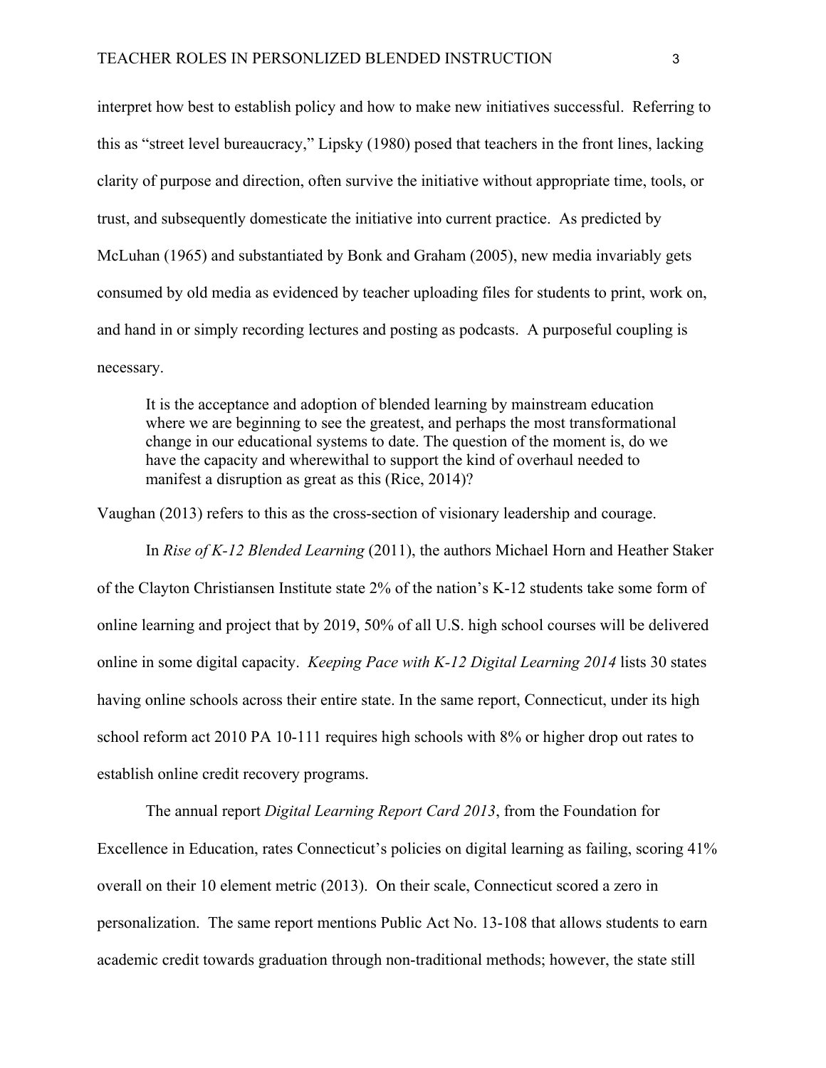interpret how best to establish policy and how to make new initiatives successful. Referring to this as "street level bureaucracy," Lipsky (1980) posed that teachers in the front lines, lacking clarity of purpose and direction, often survive the initiative without appropriate time, tools, or trust, and subsequently domesticate the initiative into current practice. As predicted by McLuhan (1965) and substantiated by Bonk and Graham (2005), new media invariably gets consumed by old media as evidenced by teacher uploading files for students to print, work on, and hand in or simply recording lectures and posting as podcasts. A purposeful coupling is necessary.

> It is the acceptance and adoption of blended learning by mainstream education where we are beginning to see the greatest, and perhaps the most transformational change in our educational systems to date. The question of the moment is, do we have the capacity and wherewithal to support the kind of overhaul needed to manifest a disruption as great as this (Rice, 2014)?

Vaughan (2013) refers to this as the cross-section of visionary leadership and courage.

In *Rise of K-12 Blended Learning* (2011), the authors Michael Horn and Heather Staker of the Clayton Christiansen Institute state 2% of the nation's K-12 students take some form of online learning and project that by 2019, 50% of all U.S. high school courses will be delivered online in some digital capacity. *Keeping Pace with K-12 Digital Learning 2014* lists 30 states having online schools across their entire state. In the same report, Connecticut, under its high school reform act 2010 PA 10-111 requires high schools with 8% or higher drop out rates to establish online credit recovery programs.

The annual report *Digital Learning Report Card 2013*, from the Foundation for Excellence in Education, rates Connecticut's policies on digital learning as failing, scoring 41% overall on their 10 element metric (2013). On their scale, Connecticut scored a zero in personalization. The same report mentions Public Act No. 13-108 that allows students to earn academic credit towards graduation through non-traditional methods; however, the state still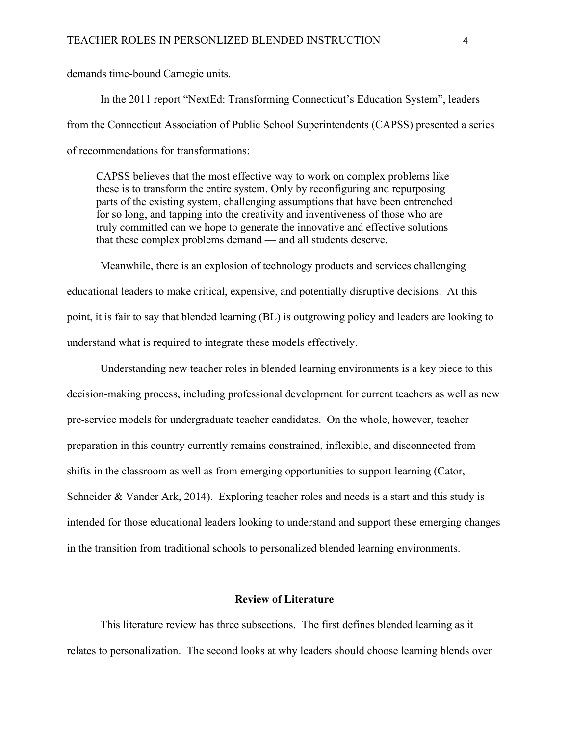demands time-bound Carnegie units.

In the 2011 report "NextEd: Transforming Connecticut's Education System", leaders from the Connecticut Association of Public School Superintendents (CAPSS) presented a series of recommendations for transformations:

> CAPSS believes that the most effective way to work on complex problems like these is to transform the entire system. Only by reconfiguring and repurposing parts of the existing system, challenging assumptions that have been entrenched for so long, and tapping into the creativity and inventiveness of those who are truly committed can we hope to generate the innovative and effective solutions that these complex problems demand — and all students deserve.

Meanwhile, there is an explosion of technology products and services challenging educational leaders to make critical, expensive, and potentially disruptive decisions. At this point, it is fair to say that blended learning (BL) is outgrowing policy and leaders are looking to understand what is required to integrate these models effectively.

Understanding new teacher roles in blended learning environments is a key piece to this decision-making process, including professional development for current teachers as well as new pre-service models for undergraduate teacher candidates. On the whole, however, teacher preparation in this country currently remains constrained, inflexible, and disconnected from shifts in the classroom as well as from emerging opportunities to support learning (Cator, Schneider & Vander Ark, 2014). Exploring teacher roles and needs is a start and this study is intended for those educational leaders looking to understand and support these emerging changes in the transition from traditional schools to personalized blended learning environments.

## Review of Literature

This literature review has three subsections. The first defines blended learning as it relates to personalization. The second looks at why leaders should choose learning blends over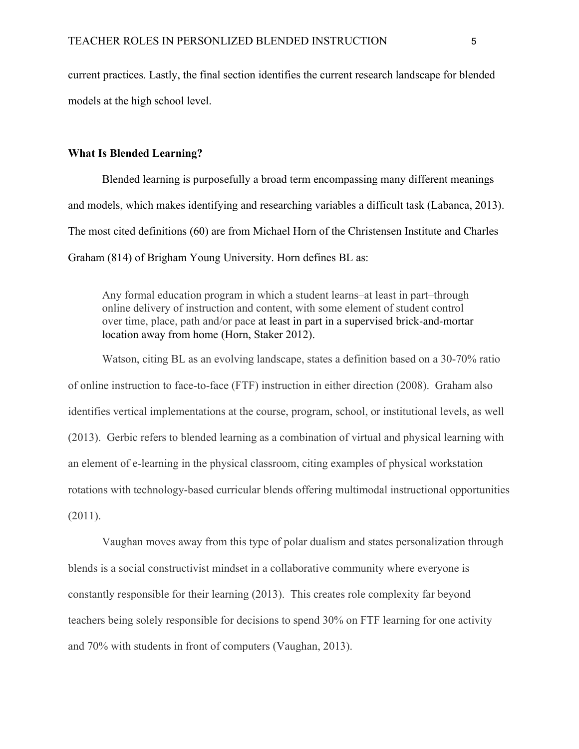current practices. Lastly, the final section identifies the current research landscape for blended models at the high school level.

**What Is Blended Learning?**

Blended learning is purposefully a broad term encompassing many different meanings and models, which makes identifying and researching variables a difficult task (Labanca, 2013). The most cited definitions (60) are from Michael Horn of the Christensen Institute and Charles Graham (814) of Brigham Young University. Horn defines BL as:

> Any formal education program in which a student learns–at least in part–through online delivery of instruction and content, with some element of student control over time, place, path and/or pace at least in part in a supervised brick-and-mortar location away from home (Horn, Staker 2012).

Watson, citing BL as an evolving landscape, states a definition based on a 30-70% ratio of online instruction to face-to-face (FTF) instruction in either direction (2008). Graham also identifies vertical implementations at the course, program, school, or institutional levels, as well (2013). Gerbic refers to blended learning as a combination of virtual and physical learning with an element of e-learning in the physical classroom, citing examples of physical workstation rotations with technology-based curricular blends offering multimodal instructional opportunities (2011).

Vaughan moves away from this type of polar dualism and states personalization through blends is a social constructivist mindset in a collaborative community where everyone is constantly responsible for their learning (2013). This creates role complexity far beyond teachers being solely responsible for decisions to spend 30% on FTF learning for one activity and 70% with students in front of computers (Vaughan, 2013).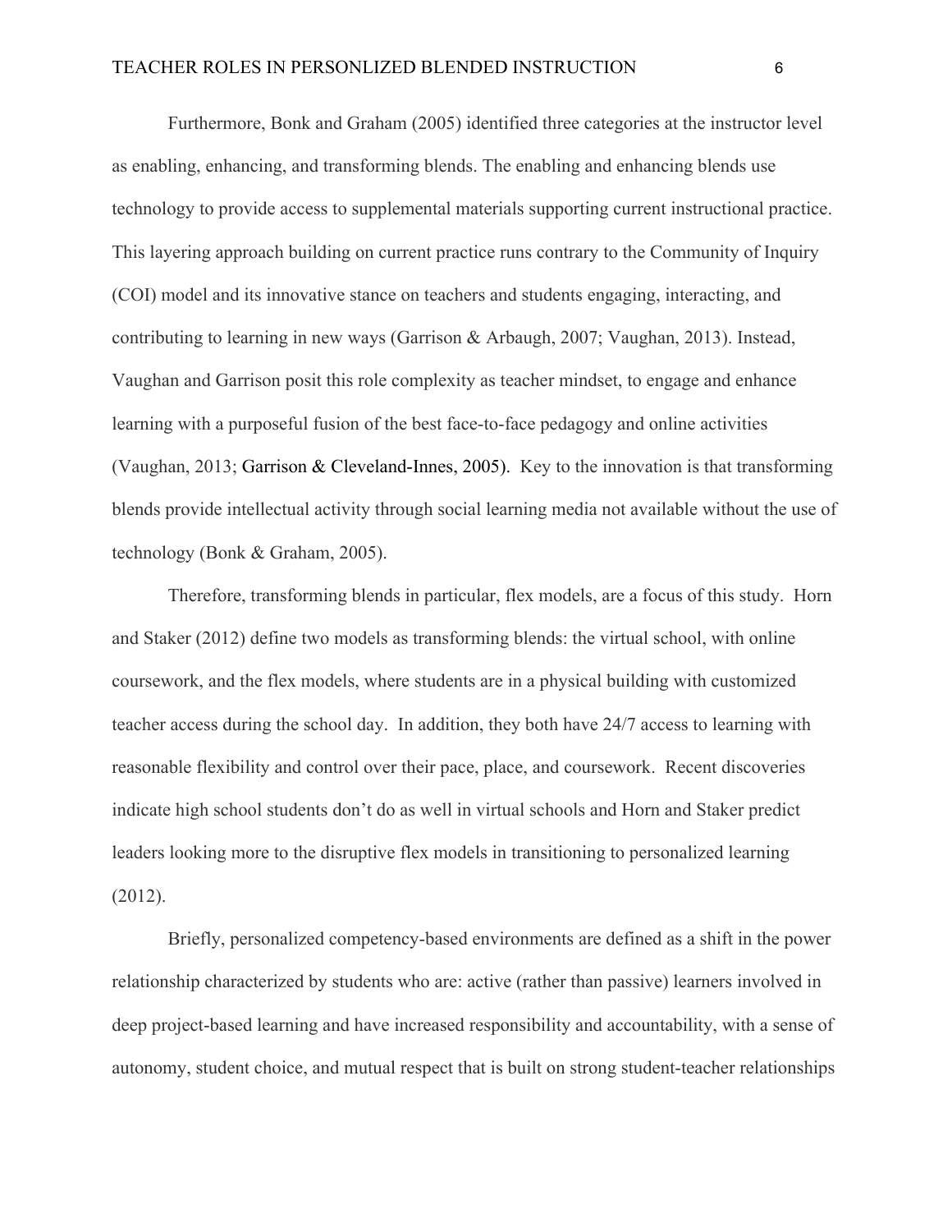Furthermore, Bonk and Graham (2005) identified three categories at the instructor level as enabling, enhancing, and transforming blends. The enabling and enhancing blends use technology to provide access to supplemental materials supporting current instructional practice. This layering approach building on current practice runs contrary to the Community of Inquiry (COI) model and its innovative stance on teachers and students engaging, interacting, and contributing to learning in new ways (Garrison & Arbaugh, 2007; Vaughan, 2013). Instead, Vaughan and Garrison posit this role complexity as teacher mindset, to engage and enhance learning with a purposeful fusion of the best face-to-face pedagogy and online activities (Vaughan, 2013; Garrison & Cleveland-Innes, 2005). Key to the innovation is that transforming blends provide intellectual activity through social learning media not available without the use of technology (Bonk & Graham, 2005).

Therefore, transforming blends in particular, flex models, are a focus of this study. Horn and Staker (2012) define two models as transforming blends: the virtual school, with online coursework, and the flex models, where students are in a physical building with customized teacher access during the school day. In addition, they both have 24/7 access to learning with reasonable flexibility and control over their pace, place, and coursework. Recent discoveries indicate high school students don't do as well in virtual schools and Horn and Staker predict leaders looking more to the disruptive flex models in transitioning to personalized learning (2012).

Briefly, personalized competency-based environments are defined as a shift in the power relationship characterized by students who are: active (rather than passive) learners involved in deep project-based learning and have increased responsibility and accountability, with a sense of autonomy, student choice, and mutual respect that is built on strong student-teacher relationships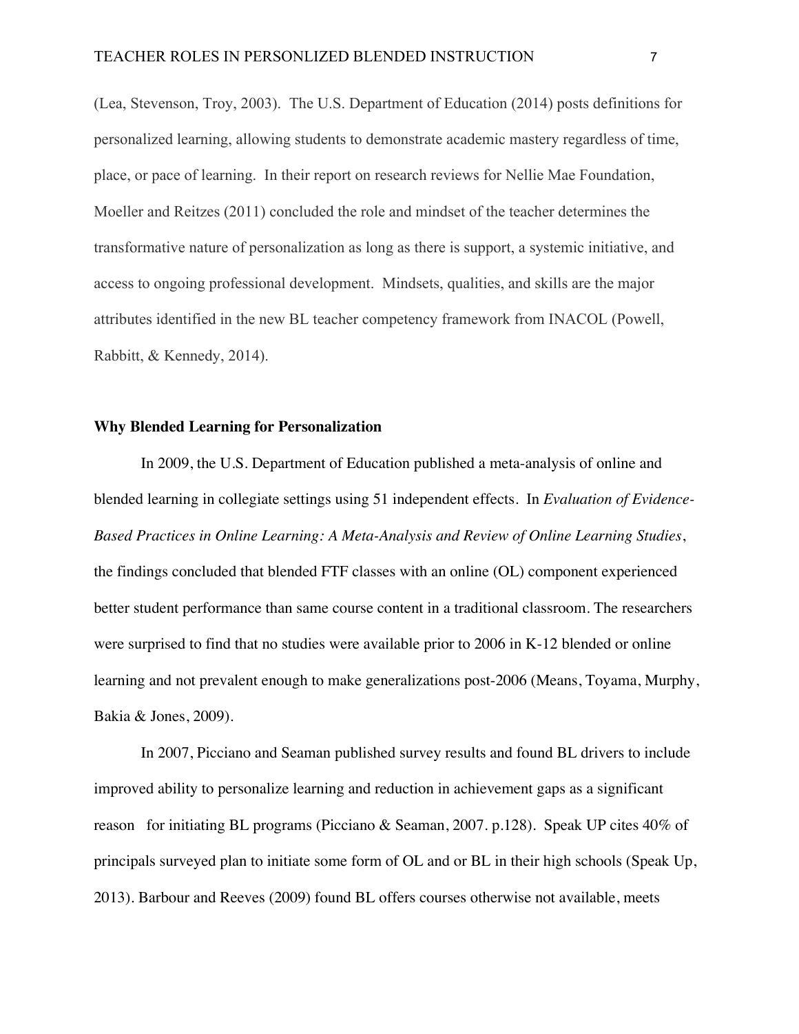(Lea, Stevenson, Troy, 2003). The U.S. Department of Education (2014) posts definitions for personalized learning, allowing students to demonstrate academic mastery regardless of time, place, or pace of learning. In their report on research reviews for Nellie Mae Foundation, Moeller and Reitzes (2011) concluded the role and mindset of the teacher determines the transformative nature of personalization as long as there is support, a systemic initiative, and access to ongoing professional development. Mindsets, qualities, and skills are the major attributes identified in the new BL teacher competency framework from INACOL (Powell, Rabbitt, & Kennedy, 2014).

**Why Blended Learning for Personalization**

In 2009, the U.S. Department of Education published a meta-analysis of online and blended learning in collegiate settings using 51 independent effects. In *Evaluation of Evidence-Based Practices in Online Learning: A Meta-Analysis and Review of Online Learning Studies*, the findings concluded that blended FTF classes with an online (OL) component experienced better student performance than same course content in a traditional classroom. The researchers were surprised to find that no studies were available prior to 2006 in K-12 blended or online learning and not prevalent enough to make generalizations post-2006 (Means, Toyama, Murphy, Bakia & Jones, 2009).

In 2007, Picciano and Seaman published survey results and found BL drivers to include improved ability to personalize learning and reduction in achievement gaps as a significant reason for initiating BL programs (Picciano & Seaman, 2007. p.128). Speak UP cites 40% of principals surveyed plan to initiate some form of OL and or BL in their high schools (Speak Up, 2013). Barbour and Reeves (2009) found BL offers courses otherwise not available, meets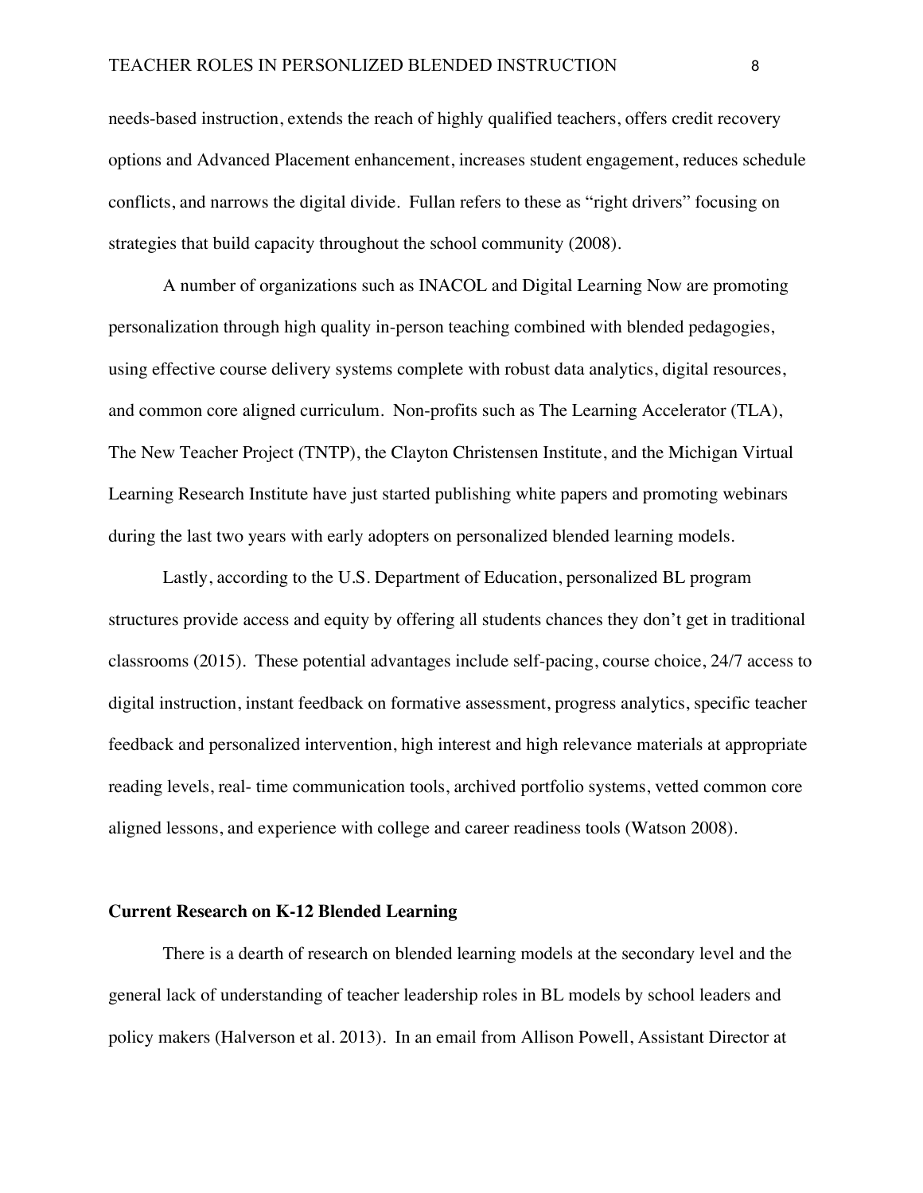needs-based instruction, extends the reach of highly qualified teachers, offers credit recovery options and Advanced Placement enhancement, increases student engagement, reduces schedule conflicts, and narrows the digital divide. Fullan refers to these as "right drivers" focusing on strategies that build capacity throughout the school community (2008).

A number of organizations such as INACOL and Digital Learning Now are promoting personalization through high quality in-person teaching combined with blended pedagogies, using effective course delivery systems complete with robust data analytics, digital resources, and common core aligned curriculum. Non-profits such as The Learning Accelerator (TLA), The New Teacher Project (TNTP), the Clayton Christensen Institute, and the Michigan Virtual Learning Research Institute have just started publishing white papers and promoting webinars during the last two years with early adopters on personalized blended learning models.

Lastly, according to the U.S. Department of Education, personalized BL program structures provide access and equity by offering all students chances they don't get in traditional classrooms (2015). These potential advantages include self-pacing, course choice, 24/7 access to digital instruction, instant feedback on formative assessment, progress analytics, specific teacher feedback and personalized intervention, high interest and high relevance materials at appropriate reading levels, real- time communication tools, archived portfolio systems, vetted common core aligned lessons, and experience with college and career readiness tools (Watson 2008).

**Current Research on K-12 Blended Learning**

There is a dearth of research on blended learning models at the secondary level and the general lack of understanding of teacher leadership roles in BL models by school leaders and policy makers (Halverson et al. 2013). In an email from Allison Powell, Assistant Director at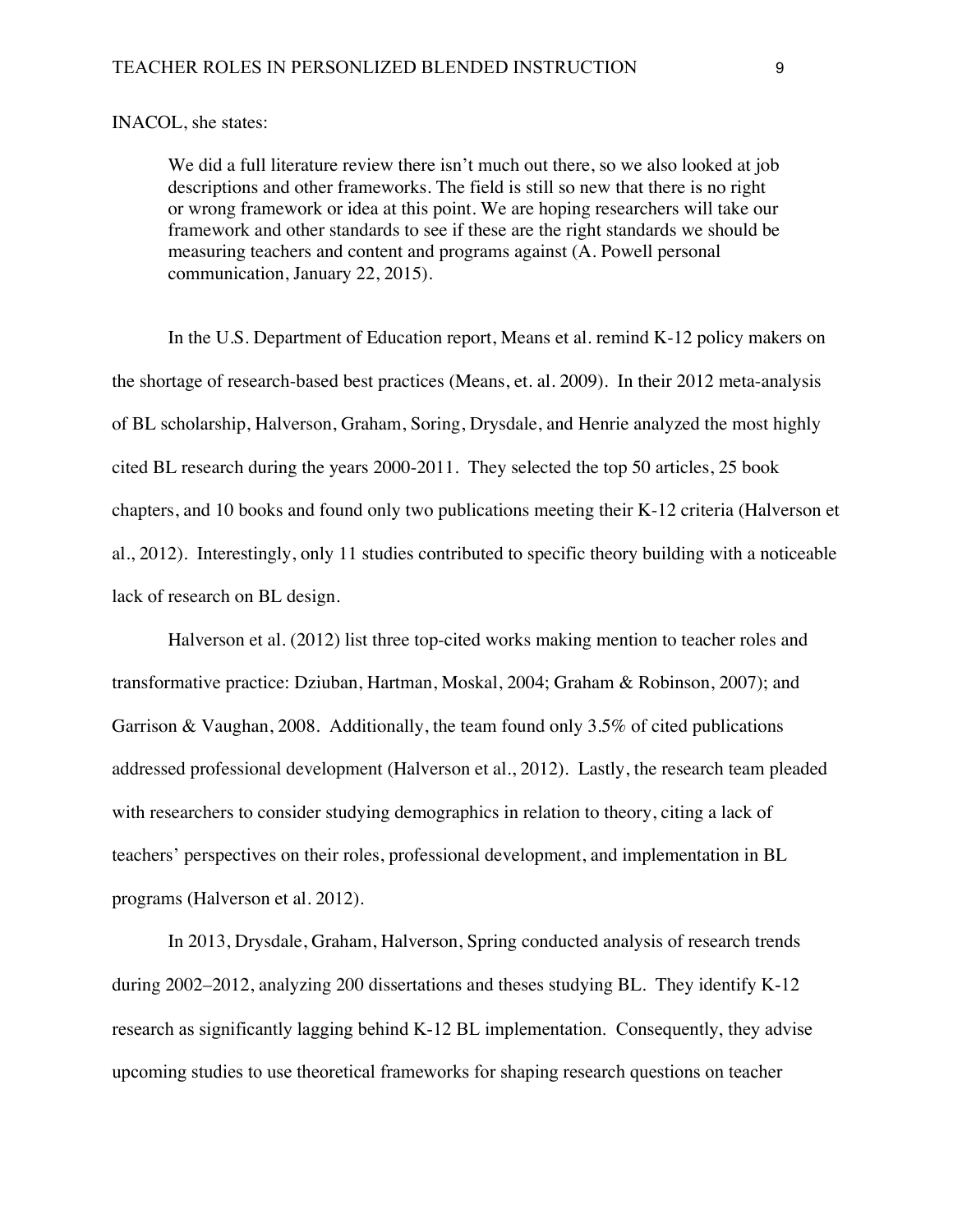INACOL, she states:

> We did a full literature review there isn't much out there, so we also looked at job descriptions and other frameworks. The field is still so new that there is no right or wrong framework or idea at this point. We are hoping researchers will take our framework and other standards to see if these are the right standards we should be measuring teachers and content and programs against (A. Powell personal communication, January 22, 2015).

In the U.S. Department of Education report, Means et al. remind K-12 policy makers on the shortage of research-based best practices (Means, et. al. 2009). In their 2012 meta-analysis of BL scholarship, Halverson, Graham, Soring, Drysdale, and Henrie analyzed the most highly cited BL research during the years 2000-2011. They selected the top 50 articles, 25 book chapters, and 10 books and found only two publications meeting their K-12 criteria (Halverson et al., 2012). Interestingly, only 11 studies contributed to specific theory building with a noticeable lack of research on BL design.

Halverson et al. (2012) list three top-cited works making mention to teacher roles and transformative practice: Dziuban, Hartman, Moskal, 2004; Graham & Robinson, 2007); and Garrison & Vaughan, 2008. Additionally, the team found only 3.5% of cited publications addressed professional development (Halverson et al., 2012). Lastly, the research team pleaded with researchers to consider studying demographics in relation to theory, citing a lack of teachers' perspectives on their roles, professional development, and implementation in BL programs (Halverson et al. 2012).

In 2013, Drysdale, Graham, Halverson, Spring conducted analysis of research trends during 2002–2012, analyzing 200 dissertations and theses studying BL. They identify K-12 research as significantly lagging behind K-12 BL implementation. Consequently, they advise upcoming studies to use theoretical frameworks for shaping research questions on teacher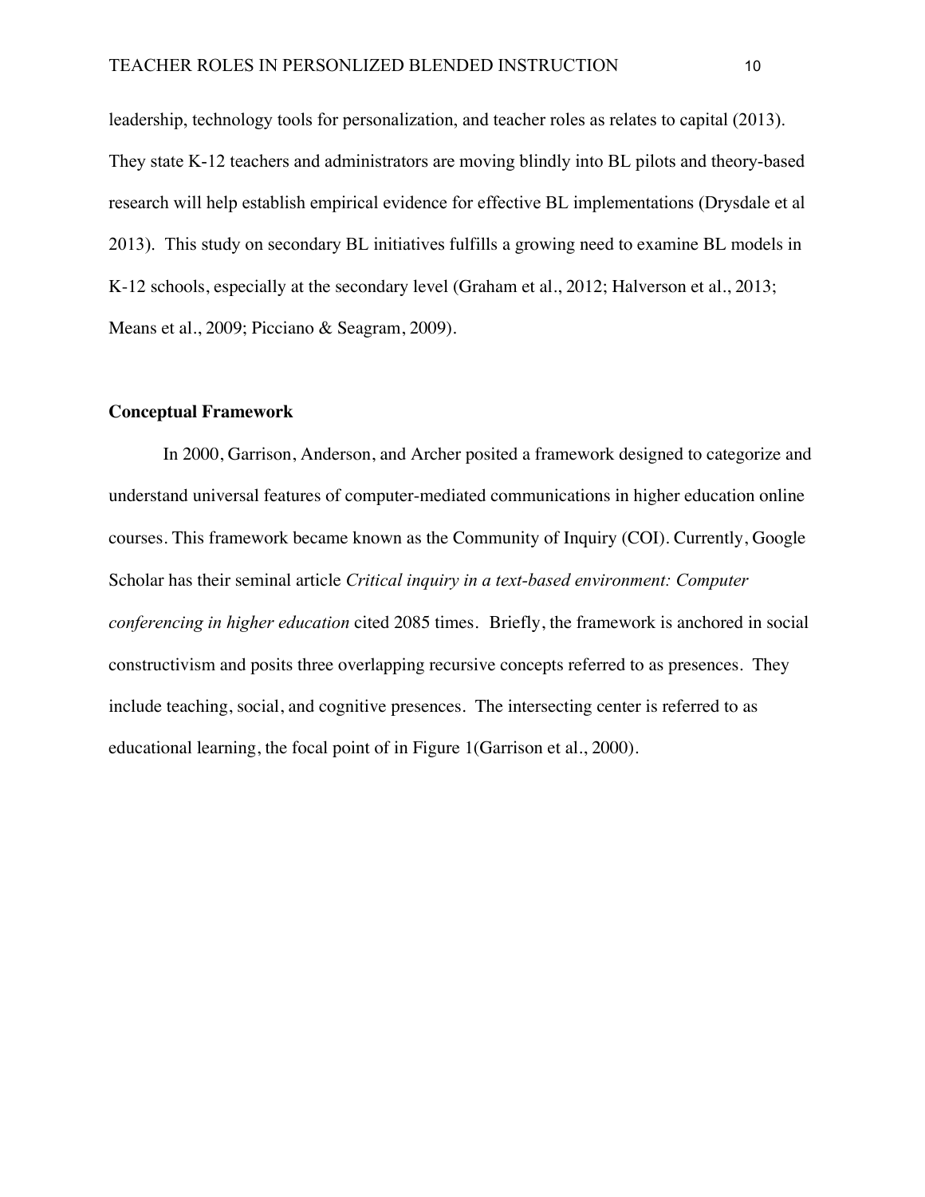leadership, technology tools for personalization, and teacher roles as relates to capital (2013). They state K-12 teachers and administrators are moving blindly into BL pilots and theory-based research will help establish empirical evidence for effective BL implementations (Drysdale et al 2013). This study on secondary BL initiatives fulfills a growing need to examine BL models in K-12 schools, especially at the secondary level (Graham et al., 2012; Halverson et al., 2013; Means et al., 2009; Picciano & Seagram, 2009).

**Conceptual Framework**

In 2000, Garrison, Anderson, and Archer posited a framework designed to categorize and understand universal features of computer-mediated communications in higher education online courses. This framework became known as the Community of Inquiry (COI). Currently, Google Scholar has their seminal article *Critical inquiry in a text-based environment: Computer conferencing in higher education* cited 2085 times. Briefly, the framework is anchored in social constructivism and posits three overlapping recursive concepts referred to as presences. They include teaching, social, and cognitive presences. The intersecting center is referred to as educational learning, the focal point of in Figure 1(Garrison et al., 2000).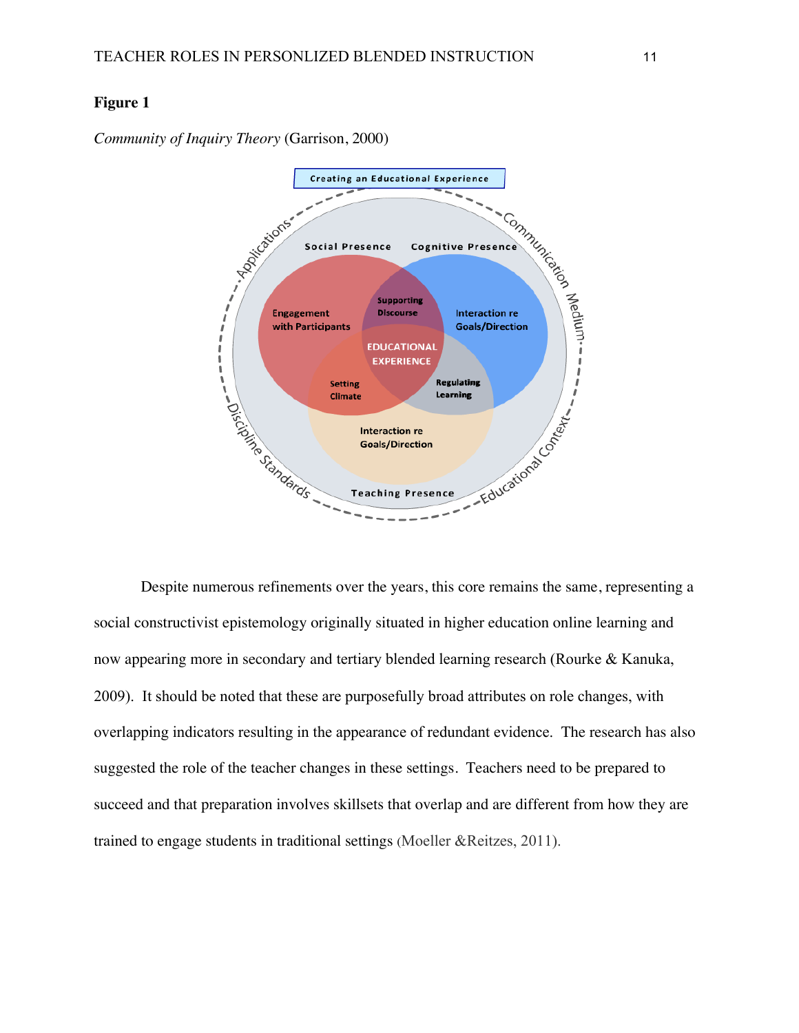**Figure 1**

*Community of Inquiry Theory* (Garrison, 2000)

Despite numerous refinements over the years, this core remains the same, representing a social constructivist epistemology originally situated in higher education online learning and now appearing more in secondary and tertiary blended learning research (Rourke & Kanuka, 2009). It should be noted that these are purposefully broad attributes on role changes, with overlapping indicators resulting in the appearance of redundant evidence. The research has also suggested the role of the teacher changes in these settings. Teachers need to be prepared to succeed and that preparation involves skillsets that overlap and are different from how they are trained to engage students in traditional settings (Moeller &Reitzes, 2011).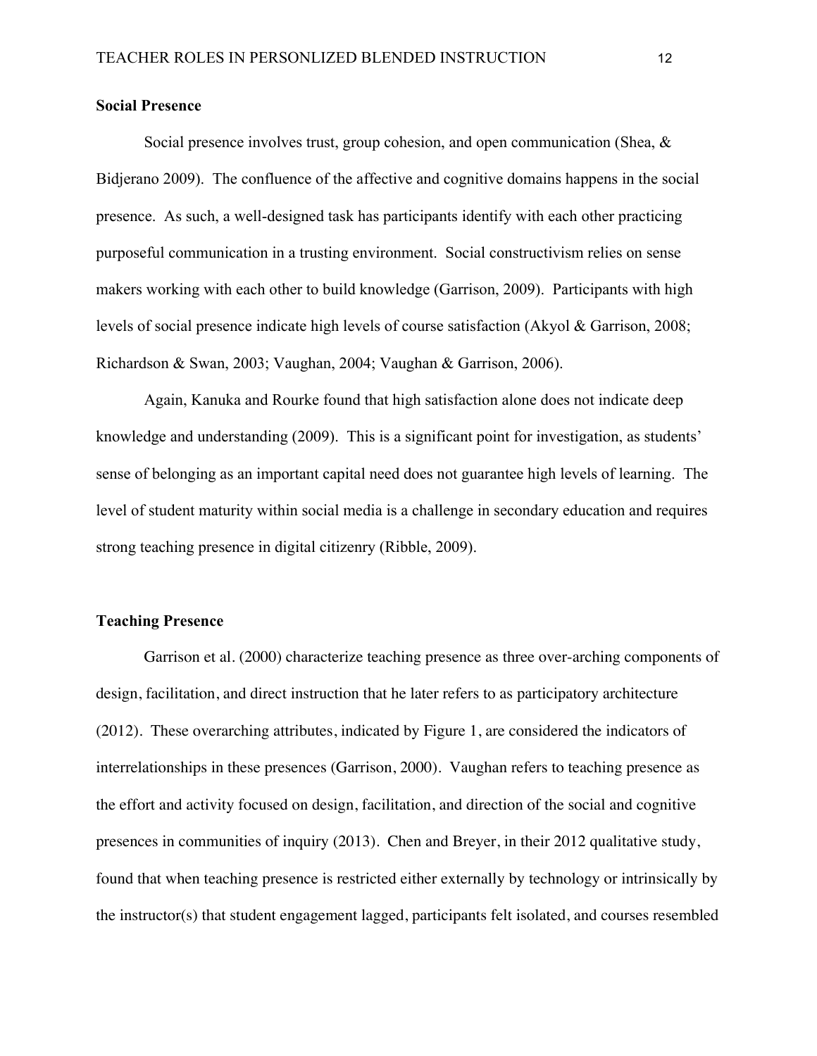**Social Presence**

Social presence involves trust, group cohesion, and open communication (Shea, & Bidjerano 2009). The confluence of the affective and cognitive domains happens in the social presence. As such, a well-designed task has participants identify with each other practicing purposeful communication in a trusting environment. Social constructivism relies on sense makers working with each other to build knowledge (Garrison, 2009). Participants with high levels of social presence indicate high levels of course satisfaction (Akyol & Garrison, 2008; Richardson & Swan, 2003; Vaughan, 2004; Vaughan & Garrison, 2006).

Again, Kanuka and Rourke found that high satisfaction alone does not indicate deep knowledge and understanding (2009). This is a significant point for investigation, as students' sense of belonging as an important capital need does not guarantee high levels of learning. The level of student maturity within social media is a challenge in secondary education and requires strong teaching presence in digital citizenry (Ribble, 2009).

**Teaching Presence**

Garrison et al. (2000) characterize teaching presence as three over-arching components of design, facilitation, and direct instruction that he later refers to as participatory architecture (2012). These overarching attributes, indicated by Figure 1, are considered the indicators of interrelationships in these presences (Garrison, 2000). Vaughan refers to teaching presence as the effort and activity focused on design, facilitation, and direction of the social and cognitive presences in communities of inquiry (2013). Chen and Breyer, in their 2012 qualitative study, found that when teaching presence is restricted either externally by technology or intrinsically by the instructor(s) that student engagement lagged, participants felt isolated, and courses resembled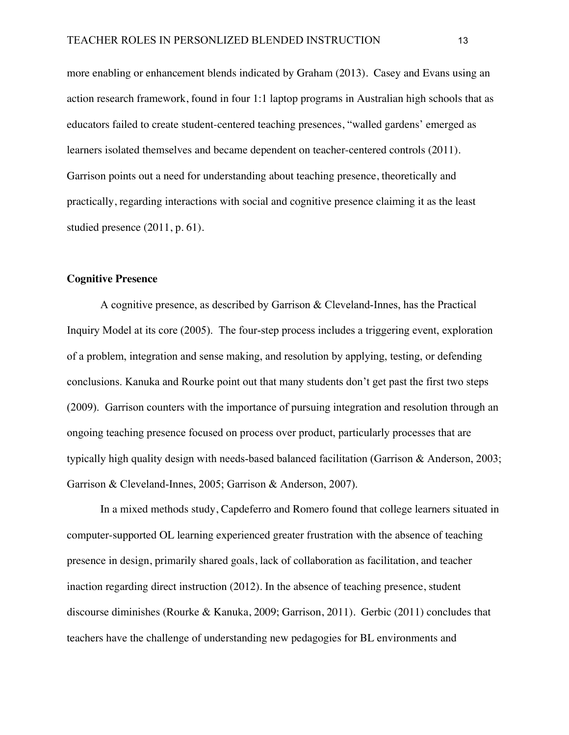more enabling or enhancement blends indicated by Graham (2013). Casey and Evans using an action research framework, found in four 1:1 laptop programs in Australian high schools that as educators failed to create student-centered teaching presences, "walled gardens' emerged as learners isolated themselves and became dependent on teacher-centered controls (2011). Garrison points out a need for understanding about teaching presence, theoretically and practically, regarding interactions with social and cognitive presence claiming it as the least studied presence (2011, p. 61).

**Cognitive Presence**

A cognitive presence, as described by Garrison & Cleveland-Innes, has the Practical Inquiry Model at its core (2005). The four-step process includes a triggering event, exploration of a problem, integration and sense making, and resolution by applying, testing, or defending conclusions. Kanuka and Rourke point out that many students don't get past the first two steps (2009). Garrison counters with the importance of pursuing integration and resolution through an ongoing teaching presence focused on process over product, particularly processes that are typically high quality design with needs-based balanced facilitation (Garrison & Anderson, 2003; Garrison & Cleveland-Innes, 2005; Garrison & Anderson, 2007).

In a mixed methods study, Capdeferro and Romero found that college learners situated in computer-supported OL learning experienced greater frustration with the absence of teaching presence in design, primarily shared goals, lack of collaboration as facilitation, and teacher inaction regarding direct instruction (2012). In the absence of teaching presence, student discourse diminishes (Rourke & Kanuka, 2009; Garrison, 2011). Gerbic (2011) concludes that teachers have the challenge of understanding new pedagogies for BL environments and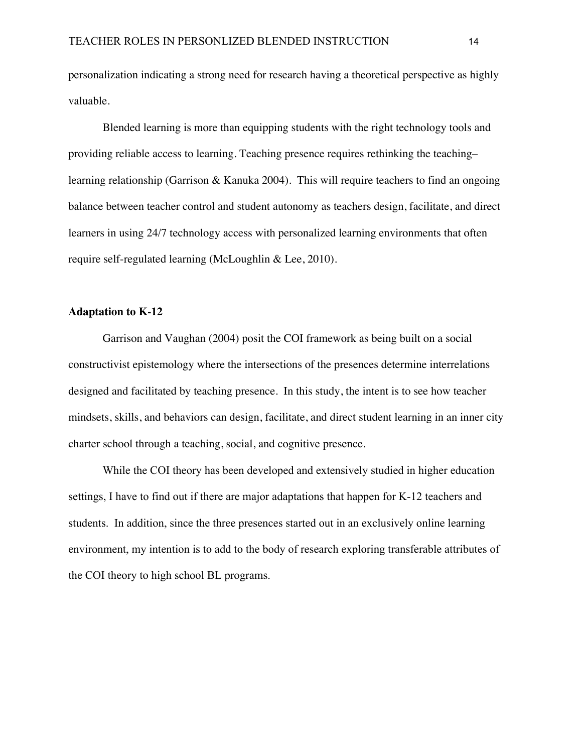personalization indicating a strong need for research having a theoretical perspective as highly valuable.

Blended learning is more than equipping students with the right technology tools and providing reliable access to learning. Teaching presence requires rethinking the teaching–learning relationship (Garrison & Kanuka 2004). This will require teachers to find an ongoing balance between teacher control and student autonomy as teachers design, facilitate, and direct learners in using 24/7 technology access with personalized learning environments that often require self-regulated learning (McLoughlin & Lee, 2010).

**Adaptation to K-12**

Garrison and Vaughan (2004) posit the COI framework as being built on a social constructivist epistemology where the intersections of the presences determine interrelations designed and facilitated by teaching presence. In this study, the intent is to see how teacher mindsets, skills, and behaviors can design, facilitate, and direct student learning in an inner city charter school through a teaching, social, and cognitive presence.

While the COI theory has been developed and extensively studied in higher education settings, I have to find out if there are major adaptations that happen for K-12 teachers and students. In addition, since the three presences started out in an exclusively online learning environment, my intention is to add to the body of research exploring transferable attributes of the COI theory to high school BL programs.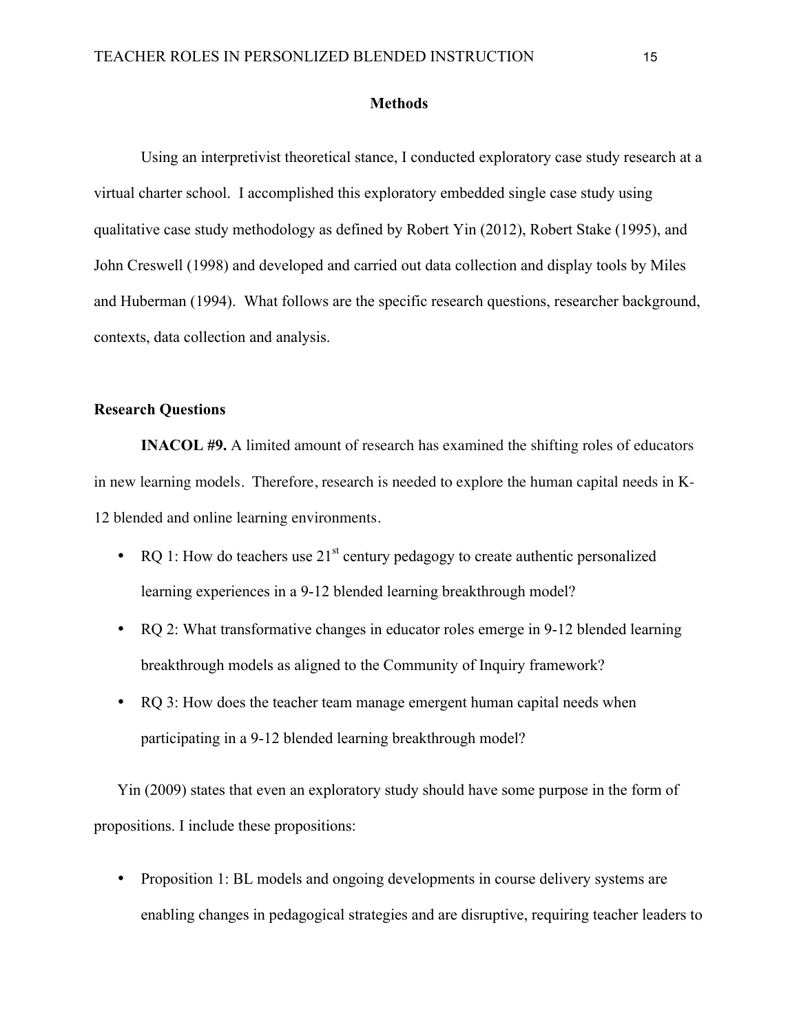## Methods

Using an interpretivist theoretical stance, I conducted exploratory case study research at a virtual charter school. I accomplished this exploratory embedded single case study using qualitative case study methodology as defined by Robert Yin (2012), Robert Stake (1995), and John Creswell (1998) and developed and carried out data collection and display tools by Miles and Huberman (1994). What follows are the specific research questions, researcher background, contexts, data collection and analysis.

### Research Questions

**INACOL #9.** A limited amount of research has examined the shifting roles of educators in new learning models. Therefore, research is needed to explore the human capital needs in K-12 blended and online learning environments.

- RQ 1: How do teachers use 21st century pedagogy to create authentic personalized learning experiences in a 9-12 blended learning breakthrough model?
- RQ 2: What transformative changes in educator roles emerge in 9-12 blended learning breakthrough models as aligned to the Community of Inquiry framework?
- RQ 3: How does the teacher team manage emergent human capital needs when participating in a 9-12 blended learning breakthrough model?

Yin (2009) states that even an exploratory study should have some purpose in the form of propositions. I include these propositions:

- Proposition 1: BL models and ongoing developments in course delivery systems are enabling changes in pedagogical strategies and are disruptive, requiring teacher leaders to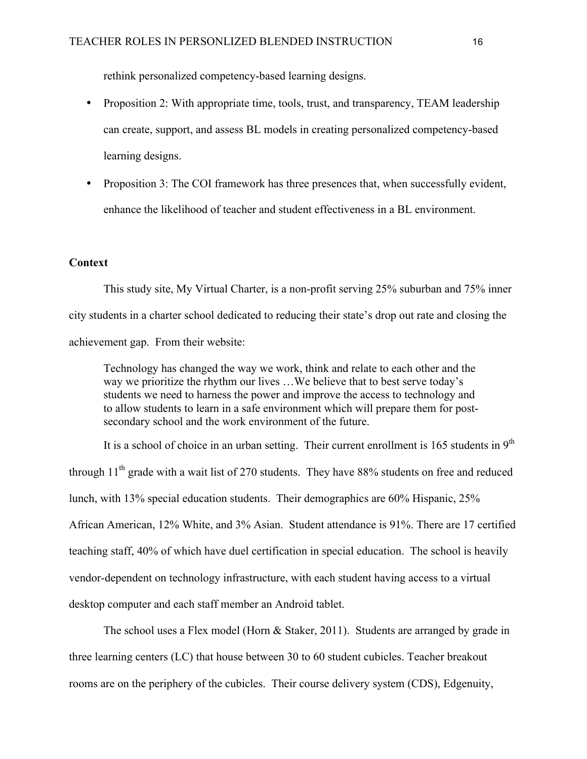rethink personalized competency-based learning designs.

- Proposition 2: With appropriate time, tools, trust, and transparency, TEAM leadership can create, support, and assess BL models in creating personalized competency-based learning designs.
- Proposition 3: The COI framework has three presences that, when successfully evident, enhance the likelihood of teacher and student effectiveness in a BL environment.

**Context**

This study site, My Virtual Charter, is a non-profit serving 25% suburban and 75% inner city students in a charter school dedicated to reducing their state's drop out rate and closing the achievement gap. From their website:

> Technology has changed the way we work, think and relate to each other and the way we prioritize the rhythm our lives …We believe that to best serve today's students we need to harness the power and improve the access to technology and to allow students to learn in a safe environment which will prepare them for post-secondary school and the work environment of the future.

It is a school of choice in an urban setting. Their current enrollment is 165 students in 9th through 11th grade with a wait list of 270 students. They have 88% students on free and reduced lunch, with 13% special education students. Their demographics are 60% Hispanic, 25% African American, 12% White, and 3% Asian. Student attendance is 91%. There are 17 certified teaching staff, 40% of which have duel certification in special education. The school is heavily vendor-dependent on technology infrastructure, with each student having access to a virtual desktop computer and each staff member an Android tablet.

The school uses a Flex model (Horn & Staker, 2011). Students are arranged by grade in three learning centers (LC) that house between 30 to 60 student cubicles. Teacher breakout rooms are on the periphery of the cubicles. Their course delivery system (CDS), Edgenuity,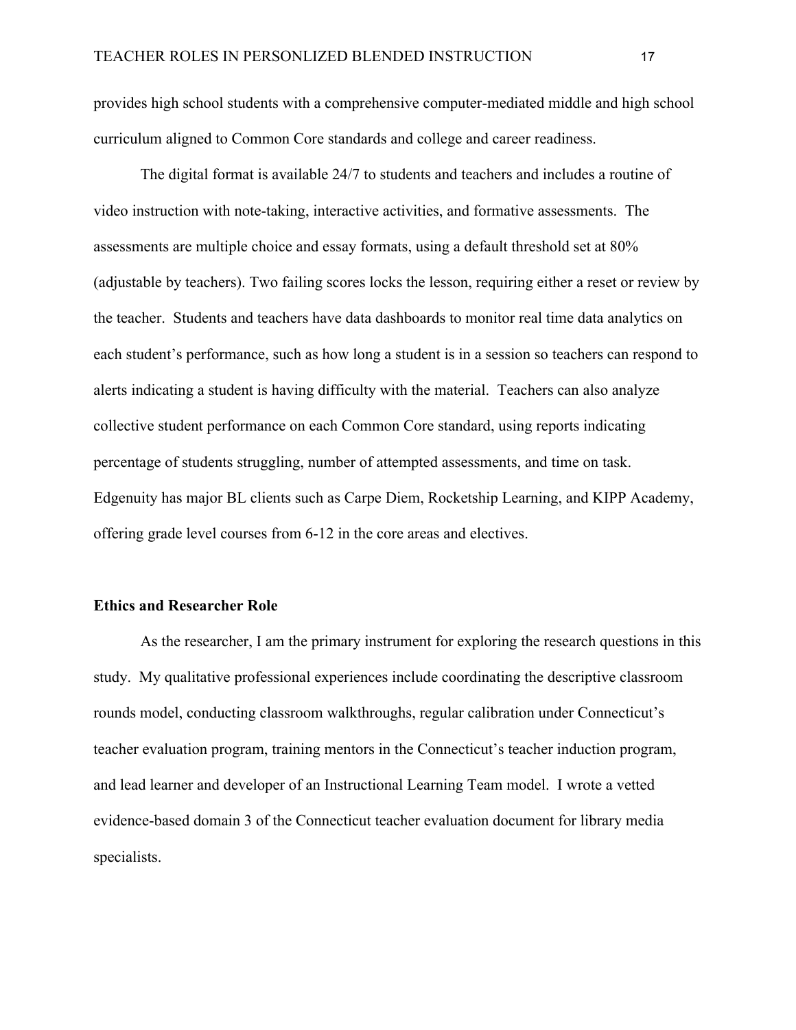provides high school students with a comprehensive computer-mediated middle and high school curriculum aligned to Common Core standards and college and career readiness.

The digital format is available 24/7 to students and teachers and includes a routine of video instruction with note-taking, interactive activities, and formative assessments. The assessments are multiple choice and essay formats, using a default threshold set at 80% (adjustable by teachers). Two failing scores locks the lesson, requiring either a reset or review by the teacher. Students and teachers have data dashboards to monitor real time data analytics on each student's performance, such as how long a student is in a session so teachers can respond to alerts indicating a student is having difficulty with the material. Teachers can also analyze collective student performance on each Common Core standard, using reports indicating percentage of students struggling, number of attempted assessments, and time on task. Edgenuity has major BL clients such as Carpe Diem, Rocketship Learning, and KIPP Academy, offering grade level courses from 6-12 in the core areas and electives.

**Ethics and Researcher Role**

As the researcher, I am the primary instrument for exploring the research questions in this study. My qualitative professional experiences include coordinating the descriptive classroom rounds model, conducting classroom walkthroughs, regular calibration under Connecticut's teacher evaluation program, training mentors in the Connecticut's teacher induction program, and lead learner and developer of an Instructional Learning Team model. I wrote a vetted evidence-based domain 3 of the Connecticut teacher evaluation document for library media specialists.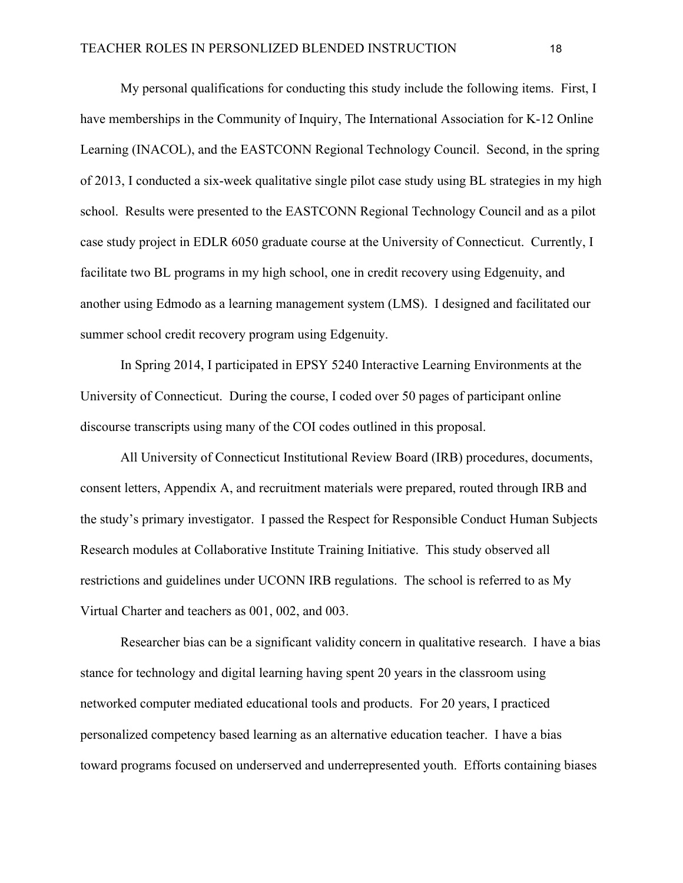My personal qualifications for conducting this study include the following items. First, I have memberships in the Community of Inquiry, The International Association for K-12 Online Learning (INACOL), and the EASTCONN Regional Technology Council. Second, in the spring of 2013, I conducted a six-week qualitative single pilot case study using BL strategies in my high school. Results were presented to the EASTCONN Regional Technology Council and as a pilot case study project in EDLR 6050 graduate course at the University of Connecticut. Currently, I facilitate two BL programs in my high school, one in credit recovery using Edgenuity, and another using Edmodo as a learning management system (LMS). I designed and facilitated our summer school credit recovery program using Edgenuity.

In Spring 2014, I participated in EPSY 5240 Interactive Learning Environments at the University of Connecticut. During the course, I coded over 50 pages of participant online discourse transcripts using many of the COI codes outlined in this proposal.

All University of Connecticut Institutional Review Board (IRB) procedures, documents, consent letters, Appendix A, and recruitment materials were prepared, routed through IRB and the study's primary investigator. I passed the Respect for Responsible Conduct Human Subjects Research modules at Collaborative Institute Training Initiative. This study observed all restrictions and guidelines under UCONN IRB regulations. The school is referred to as My Virtual Charter and teachers as 001, 002, and 003.

Researcher bias can be a significant validity concern in qualitative research. I have a bias stance for technology and digital learning having spent 20 years in the classroom using networked computer mediated educational tools and products. For 20 years, I practiced personalized competency based learning as an alternative education teacher. I have a bias toward programs focused on underserved and underrepresented youth. Efforts containing biases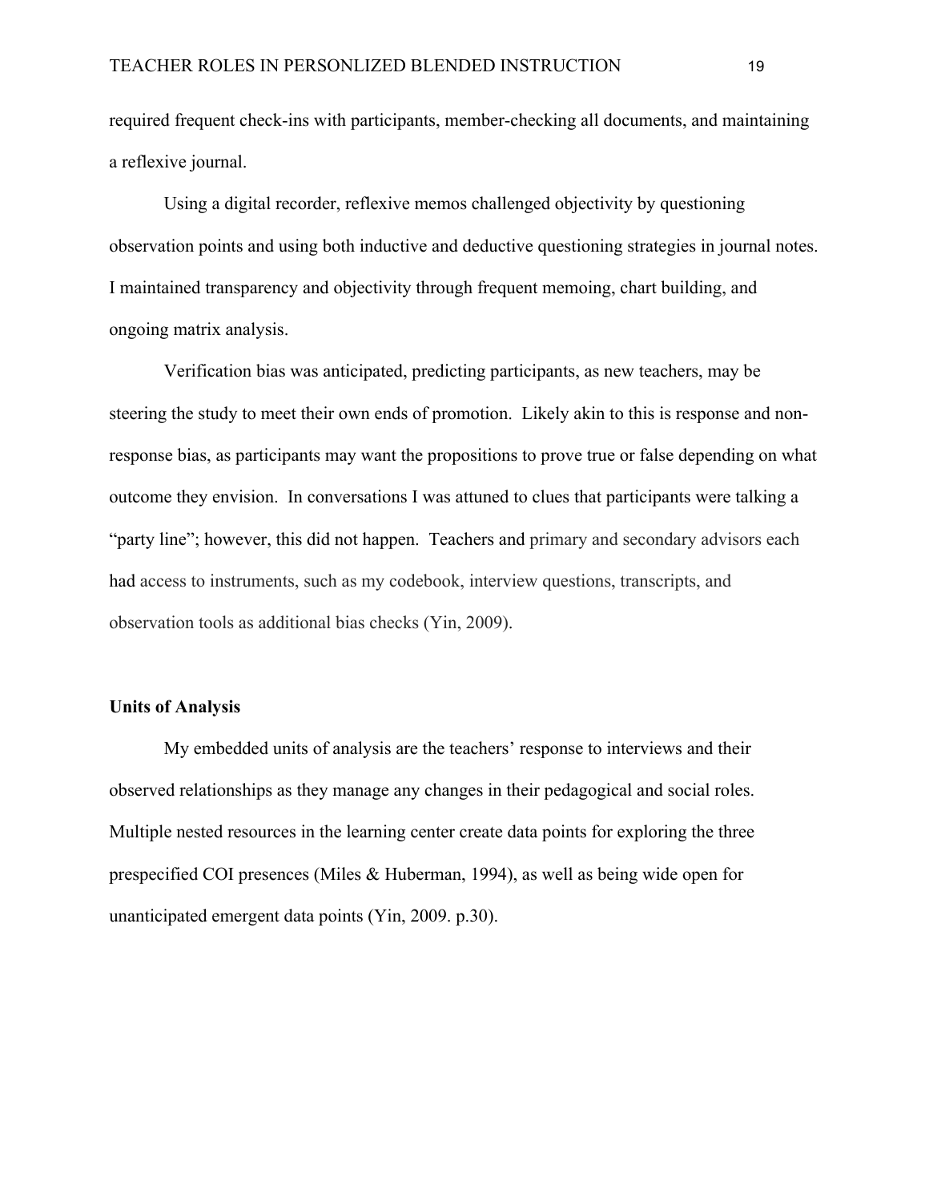required frequent check-ins with participants, member-checking all documents, and maintaining a reflexive journal.

Using a digital recorder, reflexive memos challenged objectivity by questioning observation points and using both inductive and deductive questioning strategies in journal notes. I maintained transparency and objectivity through frequent memoing, chart building, and ongoing matrix analysis.

Verification bias was anticipated, predicting participants, as new teachers, may be steering the study to meet their own ends of promotion. Likely akin to this is response and non-response bias, as participants may want the propositions to prove true or false depending on what outcome they envision. In conversations I was attuned to clues that participants were talking a "party line"; however, this did not happen. Teachers and primary and secondary advisors each had access to instruments, such as my codebook, interview questions, transcripts, and observation tools as additional bias checks (Yin, 2009).

**Units of Analysis**

My embedded units of analysis are the teachers' response to interviews and their observed relationships as they manage any changes in their pedagogical and social roles. Multiple nested resources in the learning center create data points for exploring the three prespecified COI presences (Miles & Huberman, 1994), as well as being wide open for unanticipated emergent data points (Yin, 2009. p.30).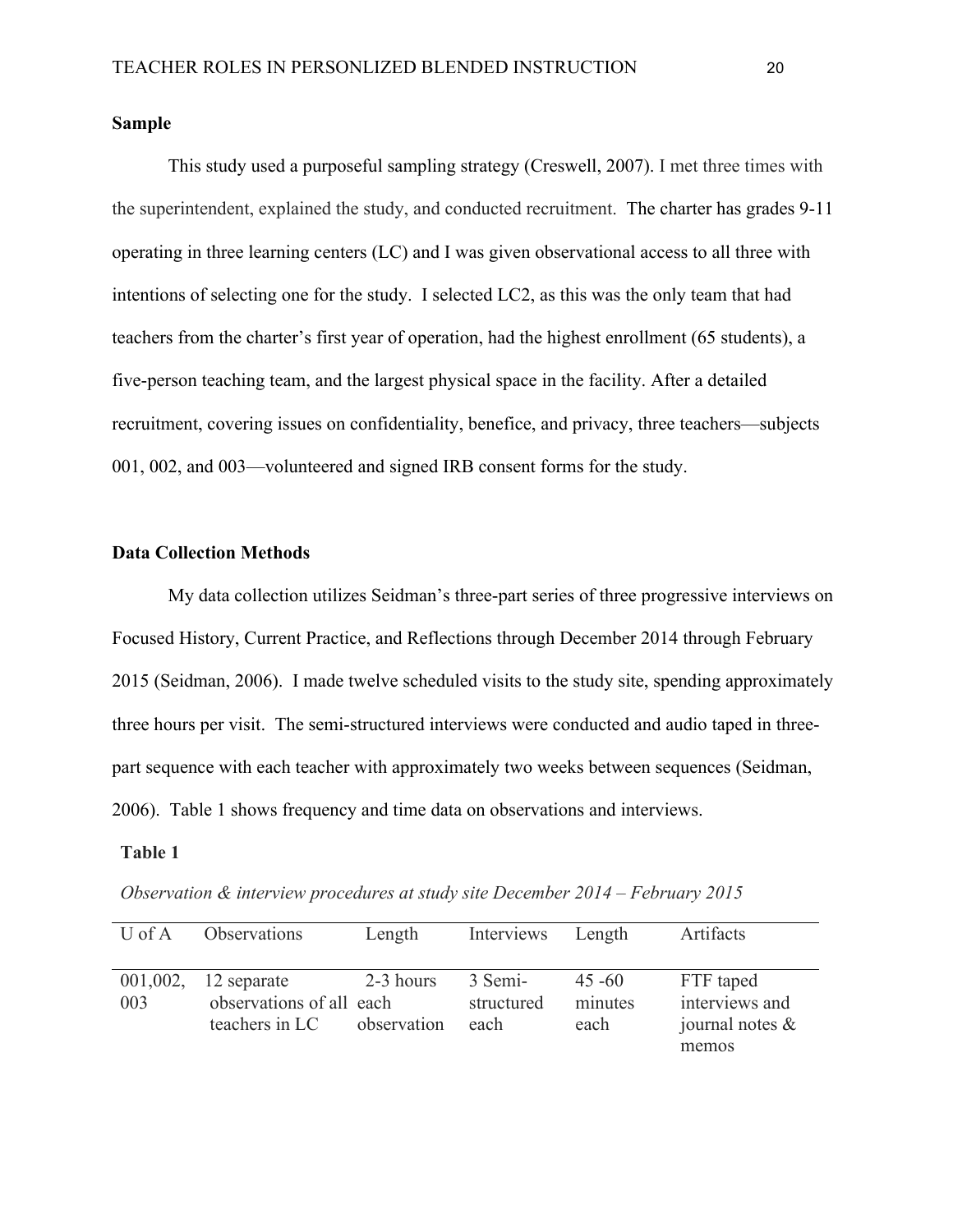**Sample**

This study used a purposeful sampling strategy (Creswell, 2007). I met three times with the superintendent, explained the study, and conducted recruitment. The charter has grades 9-11 operating in three learning centers (LC) and I was given observational access to all three with intentions of selecting one for the study. I selected LC2, as this was the only team that had teachers from the charter's first year of operation, had the highest enrollment (65 students), a five-person teaching team, and the largest physical space in the facility. After a detailed recruitment, covering issues on confidentiality, benefice, and privacy, three teachers—subjects 001, 002, and 003—volunteered and signed IRB consent forms for the study.

**Data Collection Methods**

My data collection utilizes Seidman's three-part series of three progressive interviews on Focused History, Current Practice, and Reflections through December 2014 through February 2015 (Seidman, 2006). I made twelve scheduled visits to the study site, spending approximately three hours per visit. The semi-structured interviews were conducted and audio taped in three-part sequence with each teacher with approximately two weeks between sequences (Seidman, 2006). Table 1 shows frequency and time data on observations and interviews.

**Table 1**

*Observation & interview procedures at study site December 2014 – February 2015*

| U of A | Observations | Length | Interviews | Length | Artifacts |
|---|---|---|---|---|---|
| 001,002, 003 | 12 separate observations of all teachers in LC | 2-3 hours each observation | 3 Semi-structured each | 45 -60 minutes each | FTF taped interviews and journal notes & memos |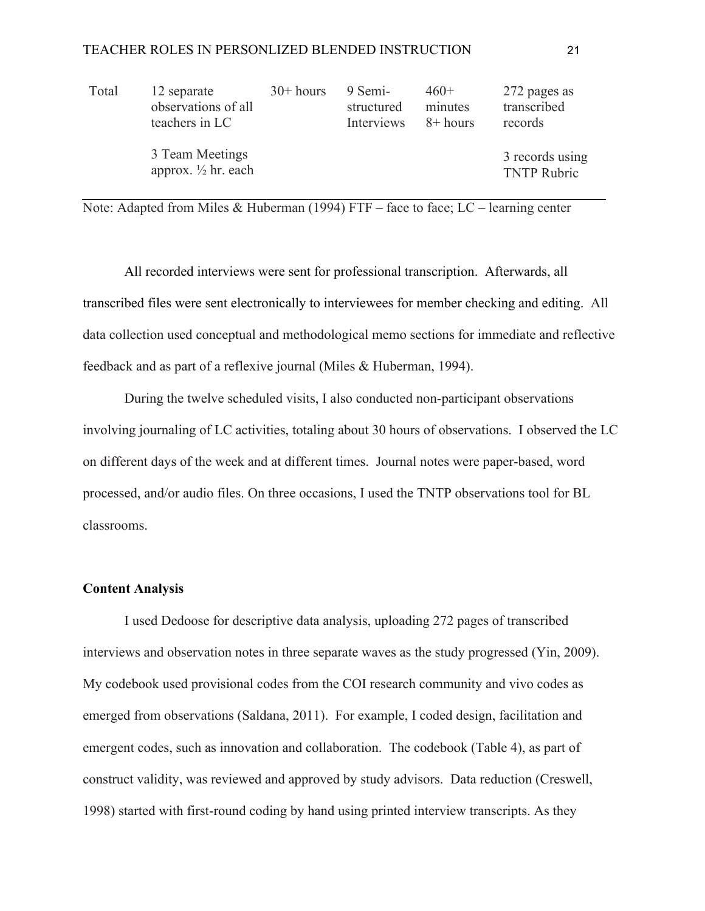| Total | 12 separate observations of all teachers in LC<br><br>3 Team Meetings approx. ½ hr. each | 30+ hours | 9 Semi-structured Interviews | 460+ minutes 8+ hours | 272 pages as transcribed records<br><br>3 records using TNTP Rubric |
|---|---|---|---|---|---|

Note: Adapted from Miles & Huberman (1994) FTF – face to face; LC – learning center

All recorded interviews were sent for professional transcription. Afterwards, all transcribed files were sent electronically to interviewees for member checking and editing. All data collection used conceptual and methodological memo sections for immediate and reflective feedback and as part of a reflexive journal (Miles & Huberman, 1994).

During the twelve scheduled visits, I also conducted non-participant observations involving journaling of LC activities, totaling about 30 hours of observations. I observed the LC on different days of the week and at different times. Journal notes were paper-based, word processed, and/or audio files. On three occasions, I used the TNTP observations tool for BL classrooms.

**Content Analysis**

I used Dedoose for descriptive data analysis, uploading 272 pages of transcribed interviews and observation notes in three separate waves as the study progressed (Yin, 2009). My codebook used provisional codes from the COI research community and vivo codes as emerged from observations (Saldana, 2011). For example, I coded design, facilitation and emergent codes, such as innovation and collaboration. The codebook (Table 4), as part of construct validity, was reviewed and approved by study advisors. Data reduction (Creswell, 1998) started with first-round coding by hand using printed interview transcripts. As they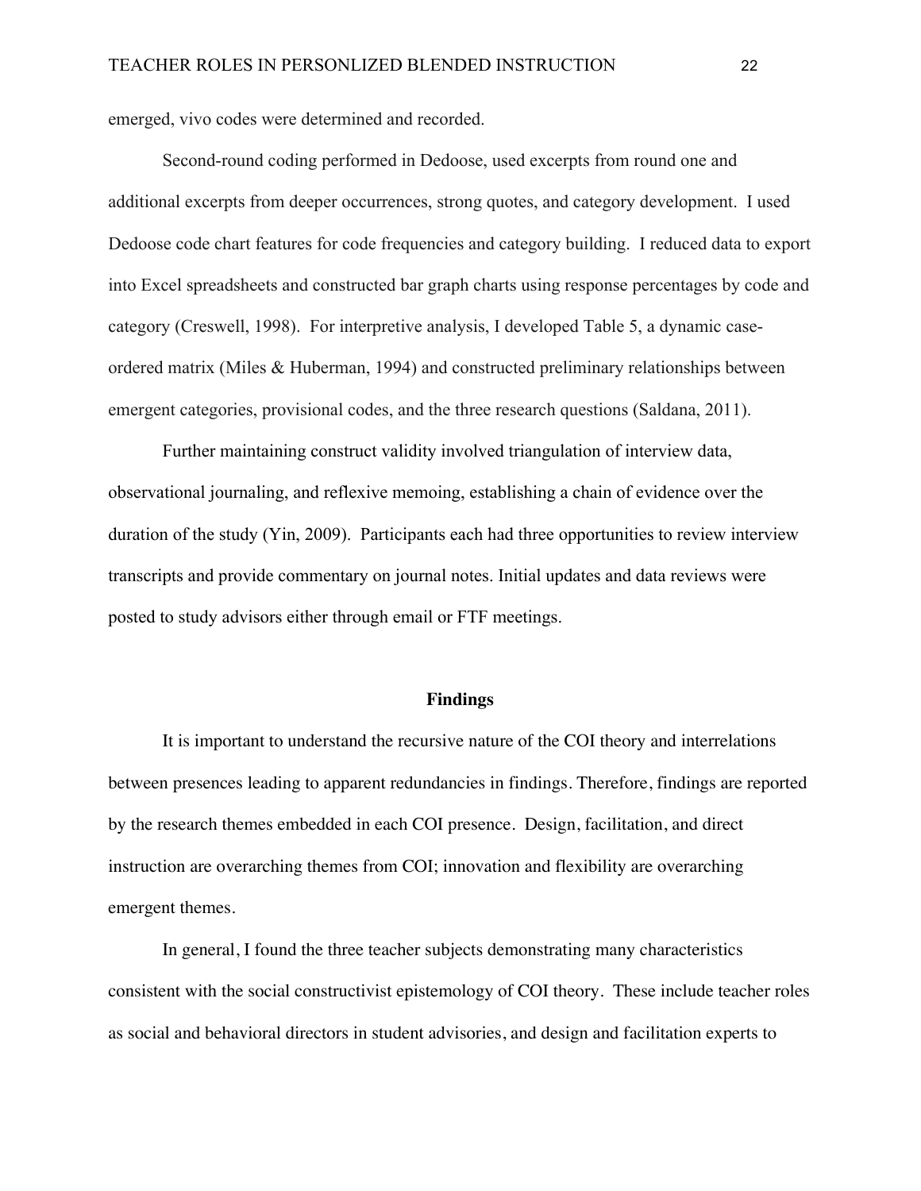emerged, vivo codes were determined and recorded.

Second-round coding performed in Dedoose, used excerpts from round one and additional excerpts from deeper occurrences, strong quotes, and category development. I used Dedoose code chart features for code frequencies and category building. I reduced data to export into Excel spreadsheets and constructed bar graph charts using response percentages by code and category (Creswell, 1998). For interpretive analysis, I developed Table 5, a dynamic case-ordered matrix (Miles & Huberman, 1994) and constructed preliminary relationships between emergent categories, provisional codes, and the three research questions (Saldana, 2011).

Further maintaining construct validity involved triangulation of interview data, observational journaling, and reflexive memoing, establishing a chain of evidence over the duration of the study (Yin, 2009). Participants each had three opportunities to review interview transcripts and provide commentary on journal notes. Initial updates and data reviews were posted to study advisors either through email or FTF meetings.

## Findings

It is important to understand the recursive nature of the COI theory and interrelations between presences leading to apparent redundancies in findings. Therefore, findings are reported by the research themes embedded in each COI presence. Design, facilitation, and direct instruction are overarching themes from COI; innovation and flexibility are overarching emergent themes.

In general, I found the three teacher subjects demonstrating many characteristics consistent with the social constructivist epistemology of COI theory. These include teacher roles as social and behavioral directors in student advisories, and design and facilitation experts to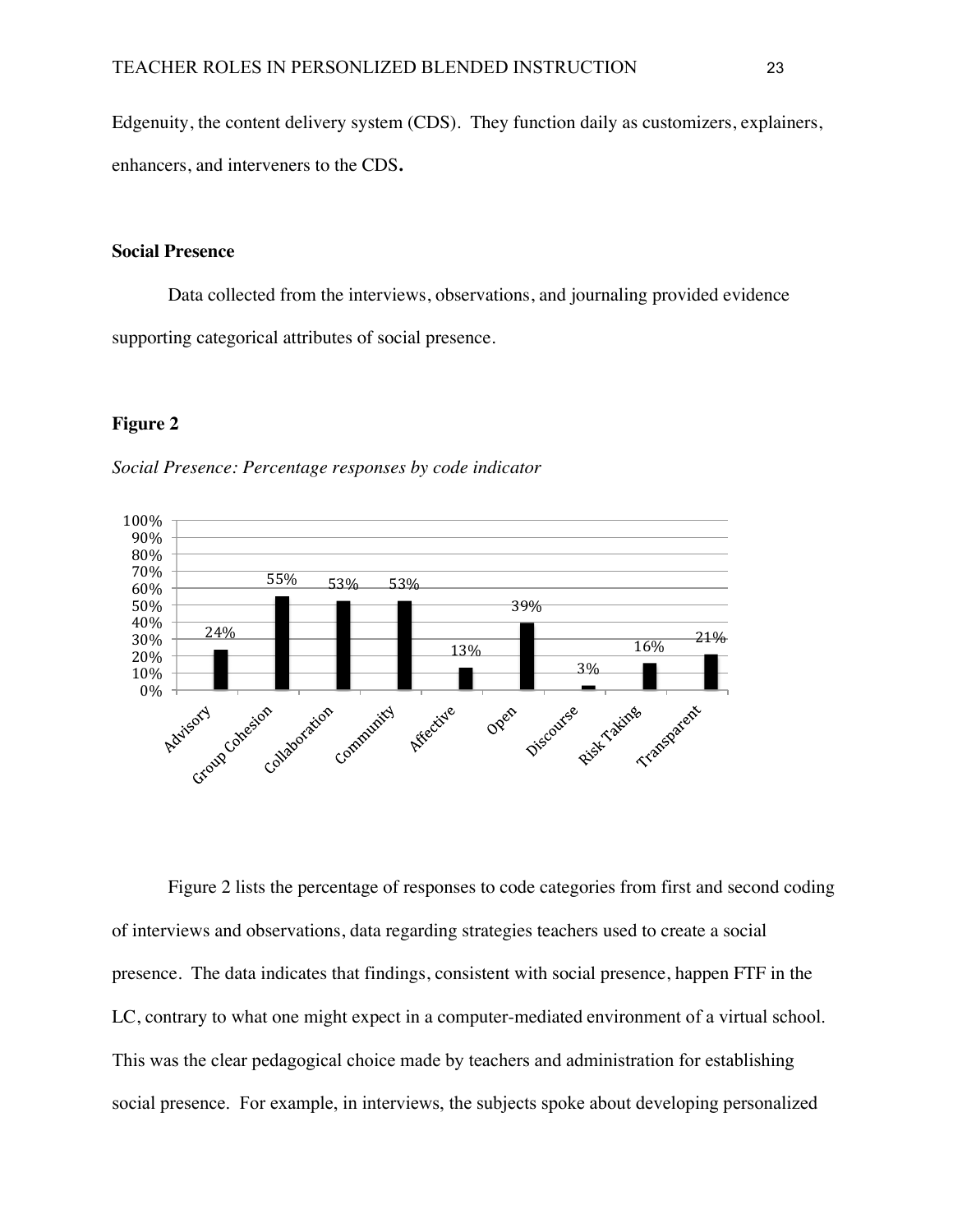Edgenuity, the content delivery system (CDS). They function daily as customizers, explainers, enhancers, and interveners to the CDS.

### Social Presence

Data collected from the interviews, observations, and journaling provided evidence supporting categorical attributes of social presence.

### Figure 2

*Social Presence: Percentage responses by code indicator*

| Code indicator | Percentage |
|---|---|
| Advisory | 24% |
| Group Cohesion | 55% |
| Collaboration | 53% |
| Community | 53% |
| Affective | 13% |
| Open | 39% |
| Discourse | 3% |
| Risk Taking | 16% |
| Transparent | 21% |

Figure 2 lists the percentage of responses to code categories from first and second coding of interviews and observations, data regarding strategies teachers used to create a social presence. The data indicates that findings, consistent with social presence, happen FTF in the LC, contrary to what one might expect in a computer-mediated environment of a virtual school. This was the clear pedagogical choice made by teachers and administration for establishing social presence. For example, in interviews, the subjects spoke about developing personalized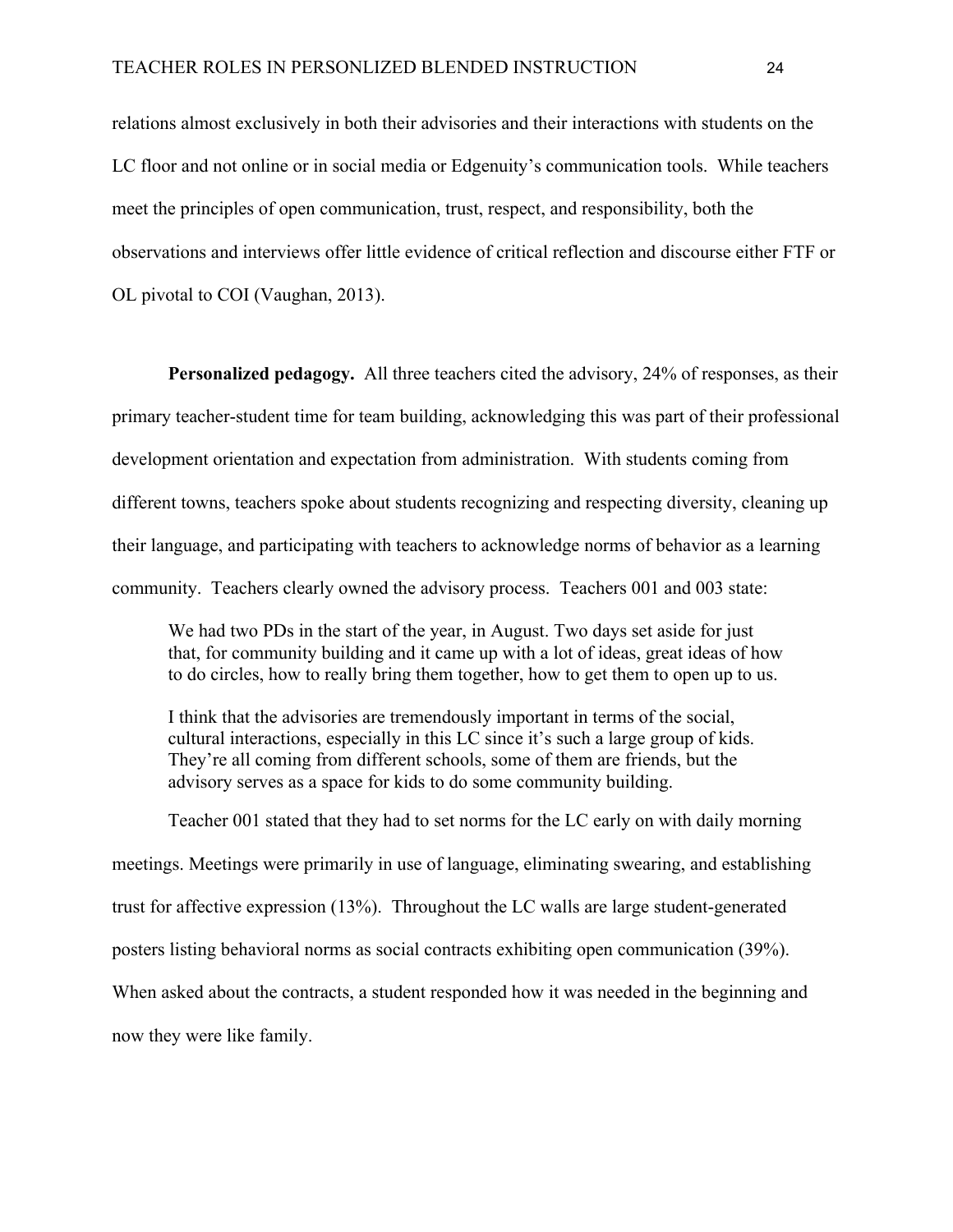relations almost exclusively in both their advisories and their interactions with students on the LC floor and not online or in social media or Edgenuity's communication tools. While teachers meet the principles of open communication, trust, respect, and responsibility, both the observations and interviews offer little evidence of critical reflection and discourse either FTF or OL pivotal to COI (Vaughan, 2013).

**Personalized pedagogy.** All three teachers cited the advisory, 24% of responses, as their primary teacher-student time for team building, acknowledging this was part of their professional development orientation and expectation from administration. With students coming from different towns, teachers spoke about students recognizing and respecting diversity, cleaning up their language, and participating with teachers to acknowledge norms of behavior as a learning community. Teachers clearly owned the advisory process. Teachers 001 and 003 state:

> We had two PDs in the start of the year, in August. Two days set aside for just that, for community building and it came up with a lot of ideas, great ideas of how to do circles, how to really bring them together, how to get them to open up to us.
>
> I think that the advisories are tremendously important in terms of the social, cultural interactions, especially in this LC since it's such a large group of kids. They're all coming from different schools, some of them are friends, but the advisory serves as a space for kids to do some community building.

Teacher 001 stated that they had to set norms for the LC early on with daily morning meetings. Meetings were primarily in use of language, eliminating swearing, and establishing trust for affective expression (13%). Throughout the LC walls are large student-generated posters listing behavioral norms as social contracts exhibiting open communication (39%). When asked about the contracts, a student responded how it was needed in the beginning and now they were like family.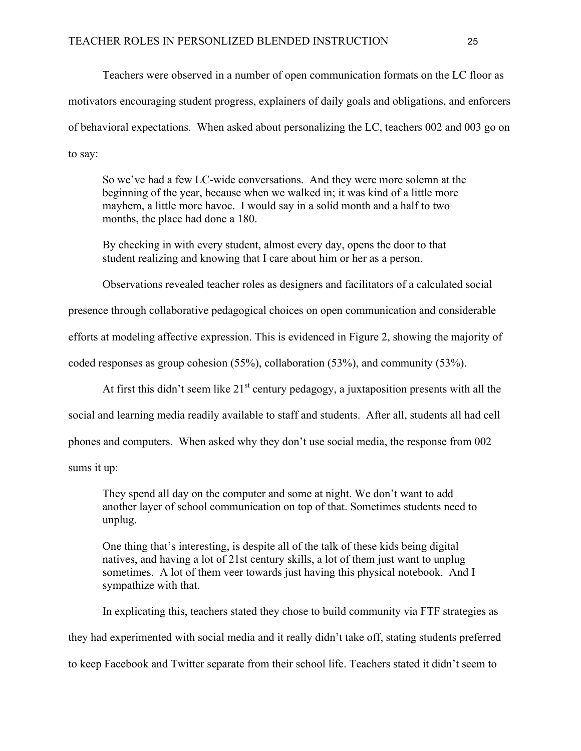Teachers were observed in a number of open communication formats on the LC floor as motivators encouraging student progress, explainers of daily goals and obligations, and enforcers of behavioral expectations. When asked about personalizing the LC, teachers 002 and 003 go on to say:

> So we've had a few LC-wide conversations. And they were more solemn at the beginning of the year, because when we walked in; it was kind of a little more mayhem, a little more havoc. I would say in a solid month and a half to two months, the place had done a 180.
>
> By checking in with every student, almost every day, opens the door to that student realizing and knowing that I care about him or her as a person.

Observations revealed teacher roles as designers and facilitators of a calculated social presence through collaborative pedagogical choices on open communication and considerable efforts at modeling affective expression. This is evidenced in Figure 2, showing the majority of coded responses as group cohesion (55%), collaboration (53%), and community (53%).

At first this didn't seem like 21st century pedagogy, a juxtaposition presents with all the social and learning media readily available to staff and students. After all, students all had cell phones and computers. When asked why they don't use social media, the response from 002 sums it up:

> They spend all day on the computer and some at night. We don't want to add another layer of school communication on top of that. Sometimes students need to unplug.
>
> One thing that's interesting, is despite all of the talk of these kids being digital natives, and having a lot of 21st century skills, a lot of them just want to unplug sometimes. A lot of them veer towards just having this physical notebook. And I sympathize with that.

In explicating this, teachers stated they chose to build community via FTF strategies as they had experimented with social media and it really didn't take off, stating students preferred to keep Facebook and Twitter separate from their school life. Teachers stated it didn't seem to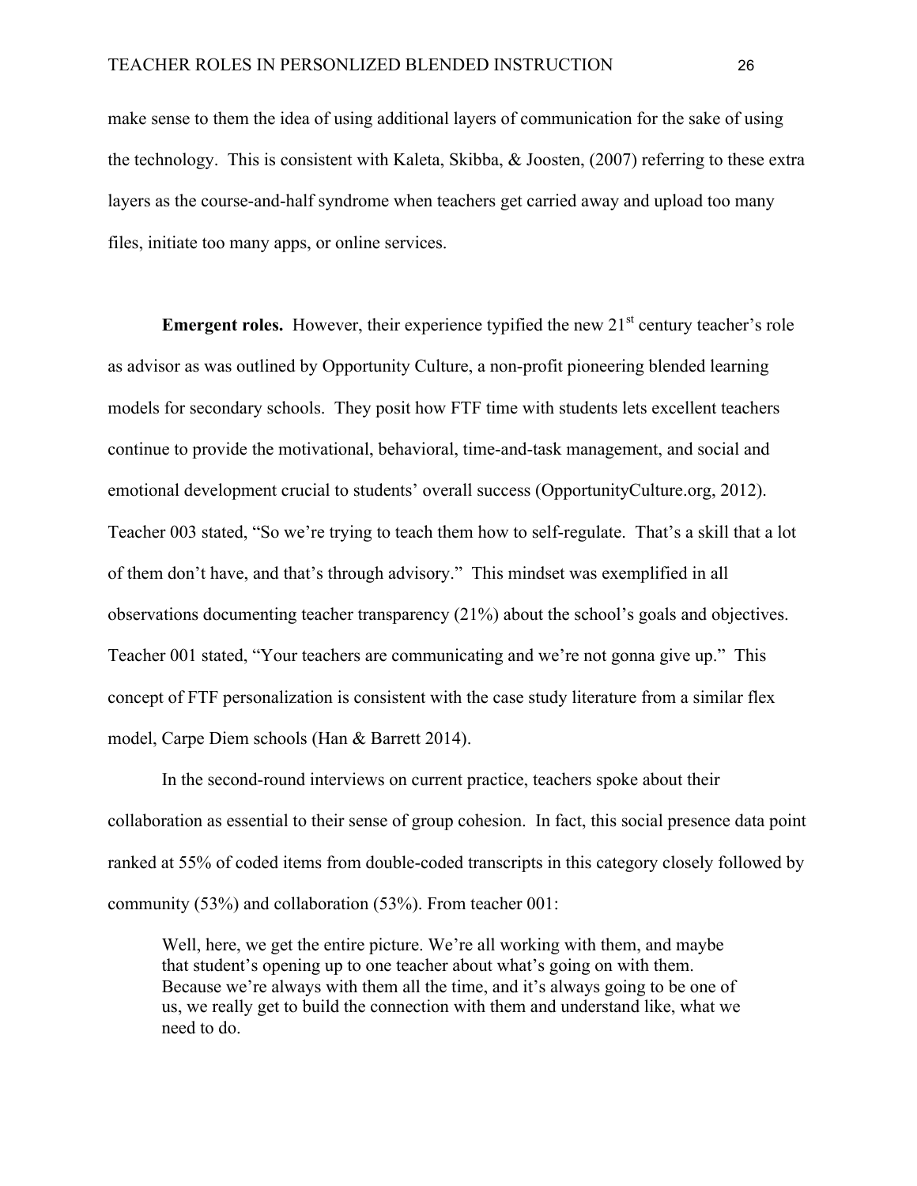make sense to them the idea of using additional layers of communication for the sake of using the technology. This is consistent with Kaleta, Skibba, & Joosten, (2007) referring to these extra layers as the course-and-half syndrome when teachers get carried away and upload too many files, initiate too many apps, or online services.

**Emergent roles.** However, their experience typified the new 21st century teacher's role as advisor as was outlined by Opportunity Culture, a non-profit pioneering blended learning models for secondary schools. They posit how FTF time with students lets excellent teachers continue to provide the motivational, behavioral, time-and-task management, and social and emotional development crucial to students' overall success (OpportunityCulture.org, 2012). Teacher 003 stated, "So we're trying to teach them how to self-regulate. That's a skill that a lot of them don't have, and that's through advisory." This mindset was exemplified in all observations documenting teacher transparency (21%) about the school's goals and objectives. Teacher 001 stated, "Your teachers are communicating and we're not gonna give up." This concept of FTF personalization is consistent with the case study literature from a similar flex model, Carpe Diem schools (Han & Barrett 2014).

In the second-round interviews on current practice, teachers spoke about their collaboration as essential to their sense of group cohesion. In fact, this social presence data point ranked at 55% of coded items from double-coded transcripts in this category closely followed by community (53%) and collaboration (53%). From teacher 001:

> Well, here, we get the entire picture. We're all working with them, and maybe that student's opening up to one teacher about what's going on with them. Because we're always with them all the time, and it's always going to be one of us, we really get to build the connection with them and understand like, what we need to do.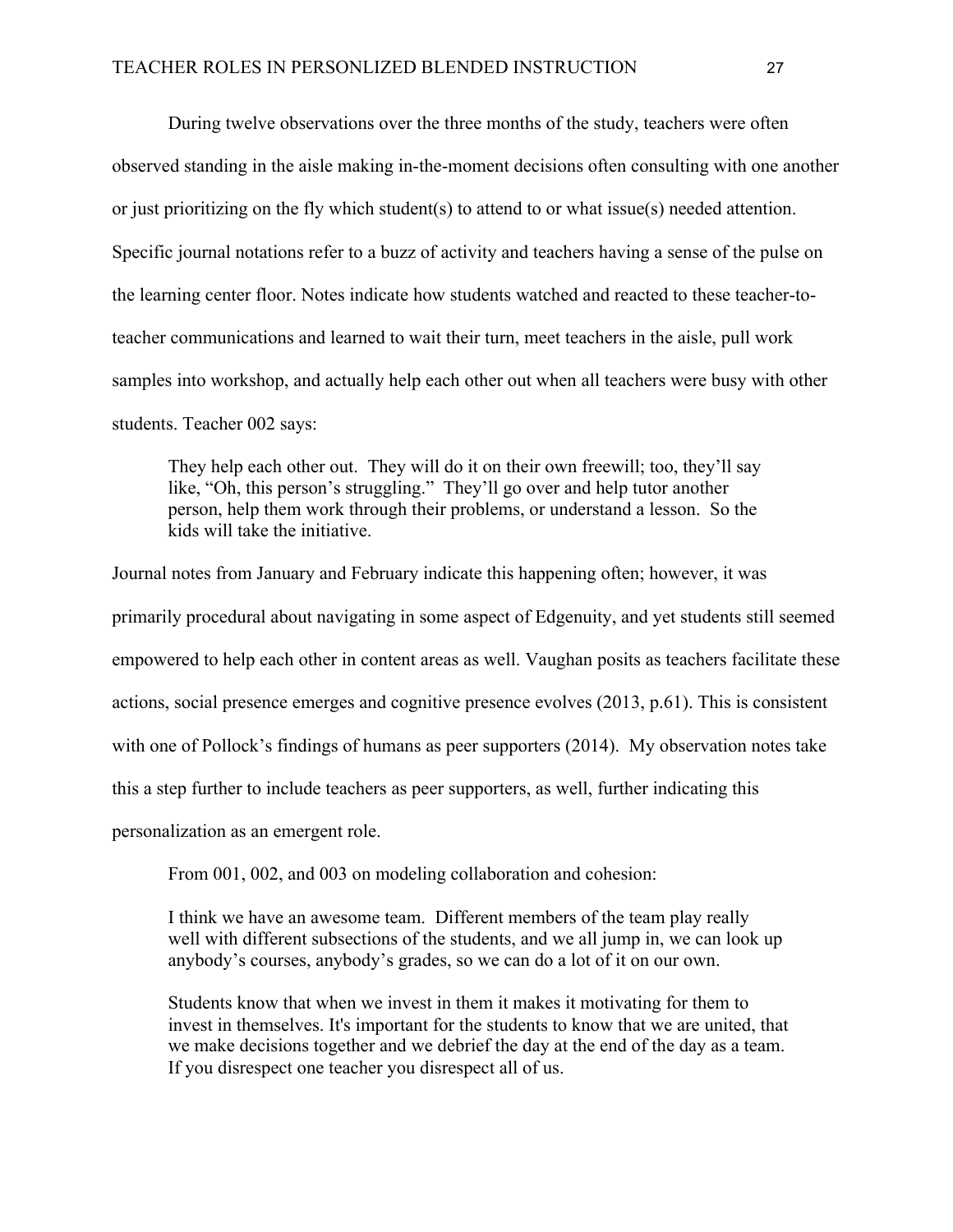During twelve observations over the three months of the study, teachers were often observed standing in the aisle making in-the-moment decisions often consulting with one another or just prioritizing on the fly which student(s) to attend to or what issue(s) needed attention. Specific journal notations refer to a buzz of activity and teachers having a sense of the pulse on the learning center floor. Notes indicate how students watched and reacted to these teacher-to-teacher communications and learned to wait their turn, meet teachers in the aisle, pull work samples into workshop, and actually help each other out when all teachers were busy with other students. Teacher 002 says:

> They help each other out. They will do it on their own freewill; too, they'll say like, "Oh, this person's struggling." They'll go over and help tutor another person, help them work through their problems, or understand a lesson. So the kids will take the initiative.

Journal notes from January and February indicate this happening often; however, it was primarily procedural about navigating in some aspect of Edgenuity, and yet students still seemed empowered to help each other in content areas as well. Vaughan posits as teachers facilitate these actions, social presence emerges and cognitive presence evolves (2013, p.61). This is consistent with one of Pollock's findings of humans as peer supporters (2014). My observation notes take this a step further to include teachers as peer supporters, as well, further indicating this personalization as an emergent role.

From 001, 002, and 003 on modeling collaboration and cohesion:

> I think we have an awesome team. Different members of the team play really well with different subsections of the students, and we all jump in, we can look up anybody's courses, anybody's grades, so we can do a lot of it on our own.
>
> Students know that when we invest in them it makes it motivating for them to invest in themselves. It's important for the students to know that we are united, that we make decisions together and we debrief the day at the end of the day as a team. If you disrespect one teacher you disrespect all of us.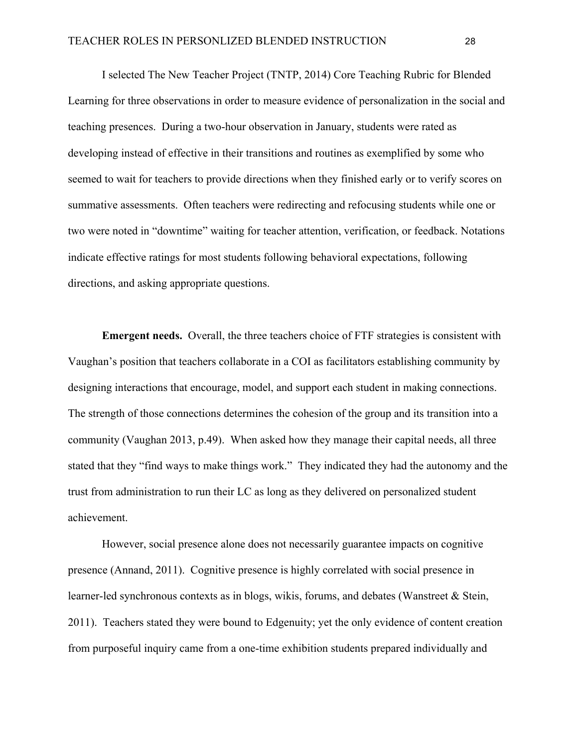I selected The New Teacher Project (TNTP, 2014) Core Teaching Rubric for Blended Learning for three observations in order to measure evidence of personalization in the social and teaching presences. During a two-hour observation in January, students were rated as developing instead of effective in their transitions and routines as exemplified by some who seemed to wait for teachers to provide directions when they finished early or to verify scores on summative assessments. Often teachers were redirecting and refocusing students while one or two were noted in "downtime" waiting for teacher attention, verification, or feedback. Notations indicate effective ratings for most students following behavioral expectations, following directions, and asking appropriate questions.

**Emergent needs.** Overall, the three teachers choice of FTF strategies is consistent with Vaughan's position that teachers collaborate in a COI as facilitators establishing community by designing interactions that encourage, model, and support each student in making connections. The strength of those connections determines the cohesion of the group and its transition into a community (Vaughan 2013, p.49). When asked how they manage their capital needs, all three stated that they "find ways to make things work." They indicated they had the autonomy and the trust from administration to run their LC as long as they delivered on personalized student achievement.

However, social presence alone does not necessarily guarantee impacts on cognitive presence (Annand, 2011). Cognitive presence is highly correlated with social presence in learner-led synchronous contexts as in blogs, wikis, forums, and debates (Wanstreet & Stein, 2011). Teachers stated they were bound to Edgenuity; yet the only evidence of content creation from purposeful inquiry came from a one-time exhibition students prepared individually and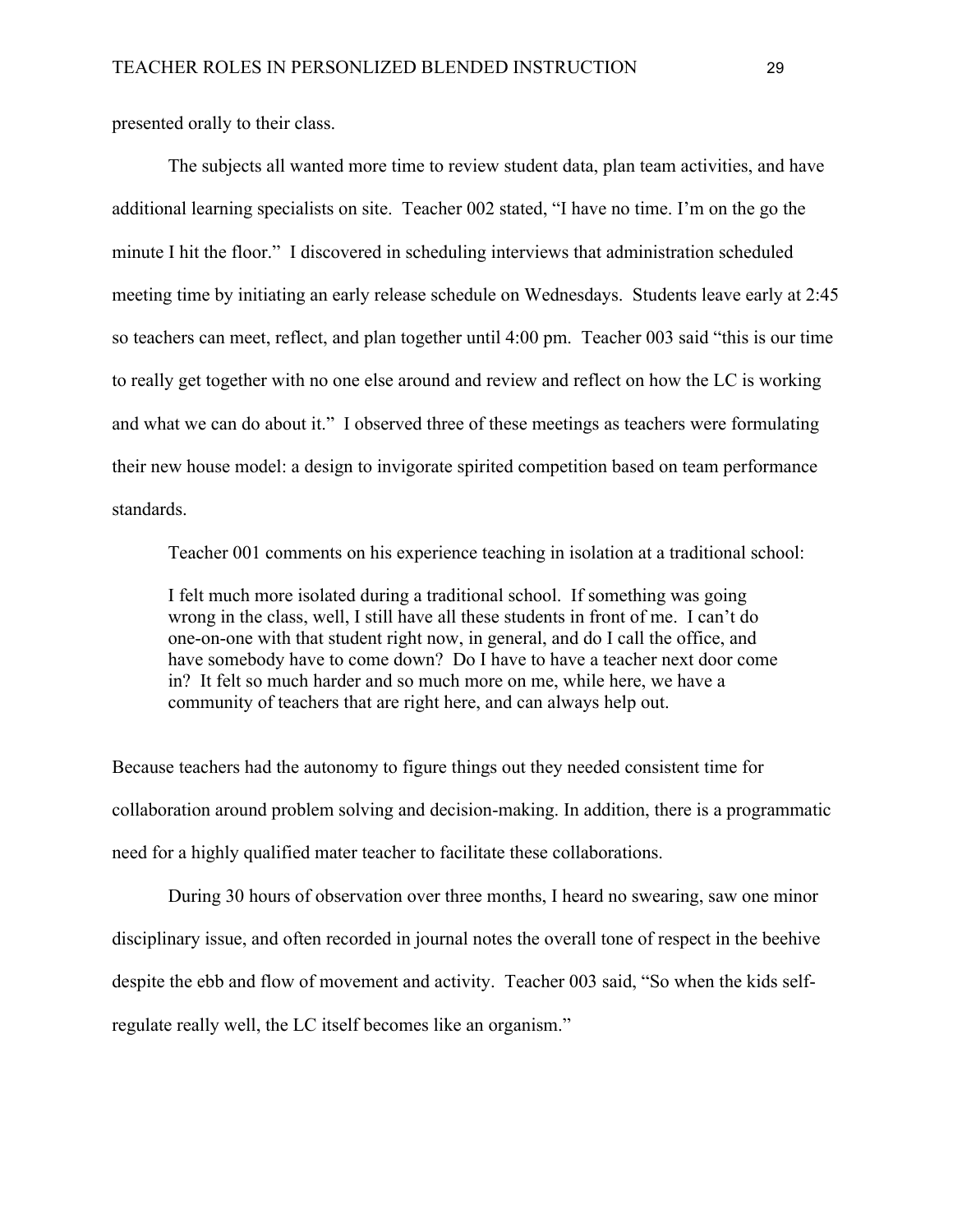presented orally to their class.

The subjects all wanted more time to review student data, plan team activities, and have additional learning specialists on site. Teacher 002 stated, "I have no time. I'm on the go the minute I hit the floor." I discovered in scheduling interviews that administration scheduled meeting time by initiating an early release schedule on Wednesdays. Students leave early at 2:45 so teachers can meet, reflect, and plan together until 4:00 pm. Teacher 003 said "this is our time to really get together with no one else around and review and reflect on how the LC is working and what we can do about it." I observed three of these meetings as teachers were formulating their new house model: a design to invigorate spirited competition based on team performance standards.

Teacher 001 comments on his experience teaching in isolation at a traditional school:

> I felt much more isolated during a traditional school. If something was going wrong in the class, well, I still have all these students in front of me. I can't do one-on-one with that student right now, in general, and do I call the office, and have somebody have to come down? Do I have to have a teacher next door come in? It felt so much harder and so much more on me, while here, we have a community of teachers that are right here, and can always help out.

Because teachers had the autonomy to figure things out they needed consistent time for collaboration around problem solving and decision-making. In addition, there is a programmatic need for a highly qualified mater teacher to facilitate these collaborations.

During 30 hours of observation over three months, I heard no swearing, saw one minor disciplinary issue, and often recorded in journal notes the overall tone of respect in the beehive despite the ebb and flow of movement and activity. Teacher 003 said, "So when the kids self-regulate really well, the LC itself becomes like an organism."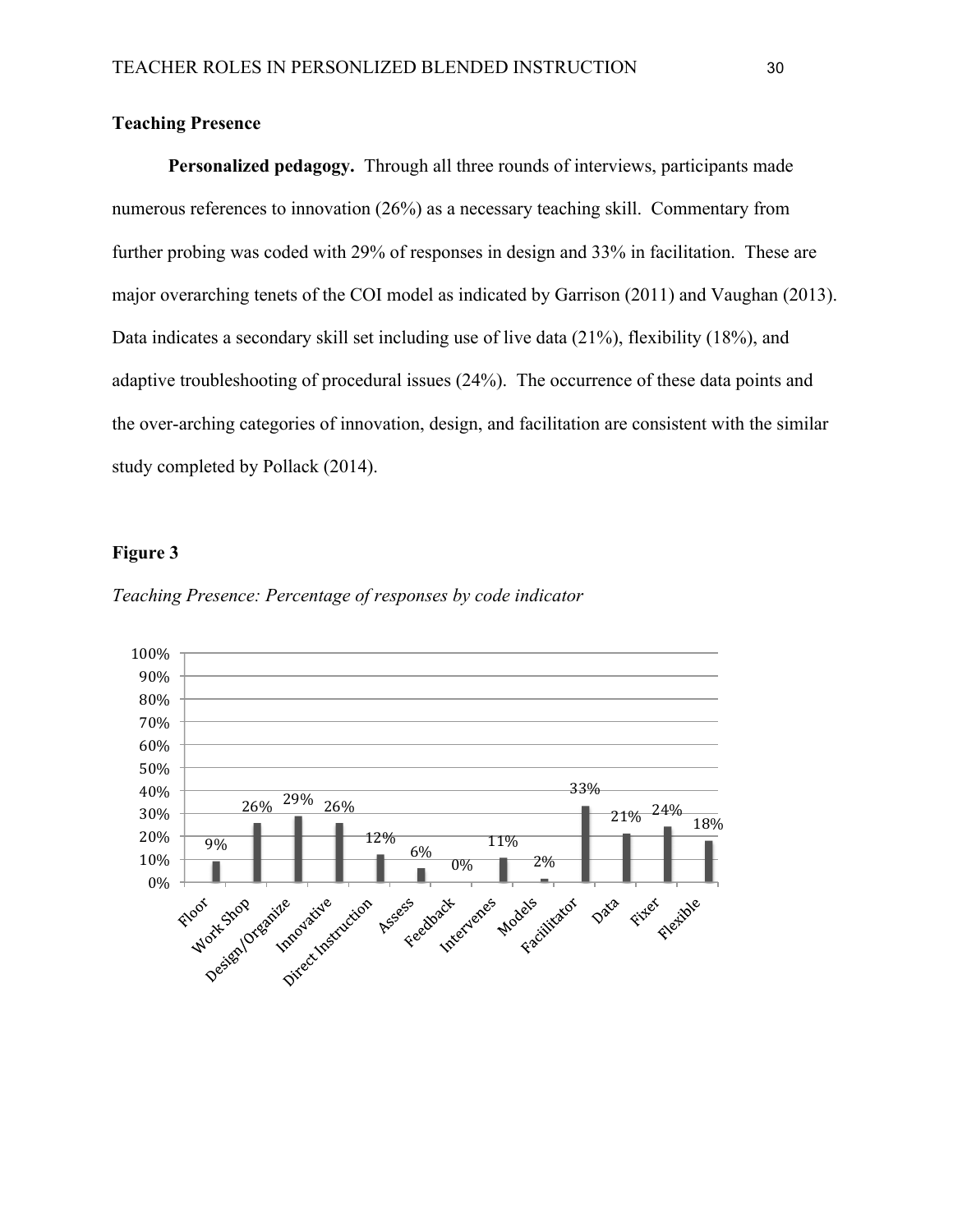## Teaching Presence

**Personalized pedagogy.** Through all three rounds of interviews, participants made numerous references to innovation (26%) as a necessary teaching skill. Commentary from further probing was coded with 29% of responses in design and 33% in facilitation. These are major overarching tenets of the COI model as indicated by Garrison (2011) and Vaughan (2013). Data indicates a secondary skill set including use of live data (21%), flexibility (18%), and adaptive troubleshooting of procedural issues (24%). The occurrence of these data points and the over-arching categories of innovation, design, and facilitation are consistent with the similar study completed by Pollack (2014).

### Figure 3

*Teaching Presence: Percentage of responses by code indicator*

| Code indicator | Percentage |
|---|---|
| Floor | 9% |
| Work Shop | 26% |
| Design/Organize | 29% |
| Innovative | 26% |
| Direct Instruction | 12% |
| Assess | 6% |
| Feedback | 0% |
| Intervenes | 11% |
| Models | 2% |
| Facilitator | 33% |
| Data | 21% |
| Fixer | 24% |
| Flexible | 18% |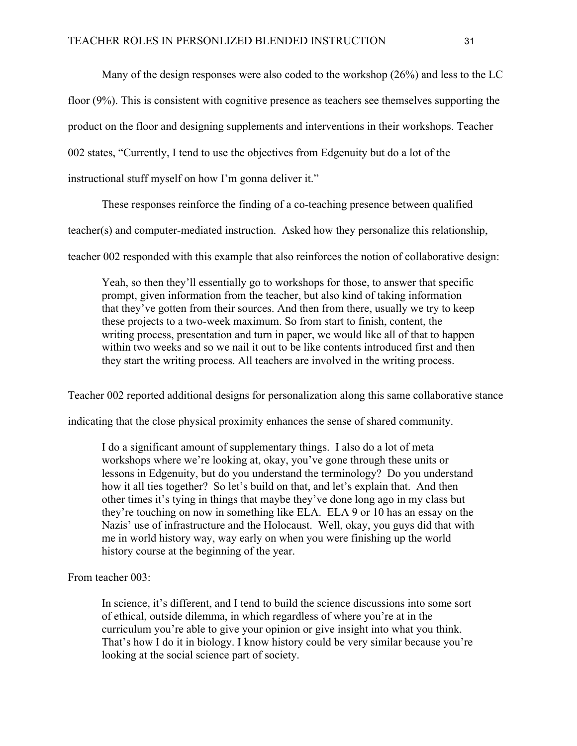Many of the design responses were also coded to the workshop (26%) and less to the LC floor (9%). This is consistent with cognitive presence as teachers see themselves supporting the product on the floor and designing supplements and interventions in their workshops. Teacher 002 states, "Currently, I tend to use the objectives from Edgenuity but do a lot of the instructional stuff myself on how I'm gonna deliver it."

These responses reinforce the finding of a co-teaching presence between qualified teacher(s) and computer-mediated instruction. Asked how they personalize this relationship, teacher 002 responded with this example that also reinforces the notion of collaborative design:

> Yeah, so then they'll essentially go to workshops for those, to answer that specific prompt, given information from the teacher, but also kind of taking information that they've gotten from their sources. And then from there, usually we try to keep these projects to a two-week maximum. So from start to finish, content, the writing process, presentation and turn in paper, we would like all of that to happen within two weeks and so we nail it out to be like contents introduced first and then they start the writing process. All teachers are involved in the writing process.

Teacher 002 reported additional designs for personalization along this same collaborative stance indicating that the close physical proximity enhances the sense of shared community.

> I do a significant amount of supplementary things. I also do a lot of meta workshops where we're looking at, okay, you've gone through these units or lessons in Edgenuity, but do you understand the terminology? Do you understand how it all ties together? So let's build on that, and let's explain that. And then other times it's tying in things that maybe they've done long ago in my class but they're touching on now in something like ELA. ELA 9 or 10 has an essay on the Nazis' use of infrastructure and the Holocaust. Well, okay, you guys did that with me in world history way, way early on when you were finishing up the world history course at the beginning of the year.

From teacher 003:

> In science, it's different, and I tend to build the science discussions into some sort of ethical, outside dilemma, in which regardless of where you're at in the curriculum you're able to give your opinion or give insight into what you think. That's how I do it in biology. I know history could be very similar because you're looking at the social science part of society.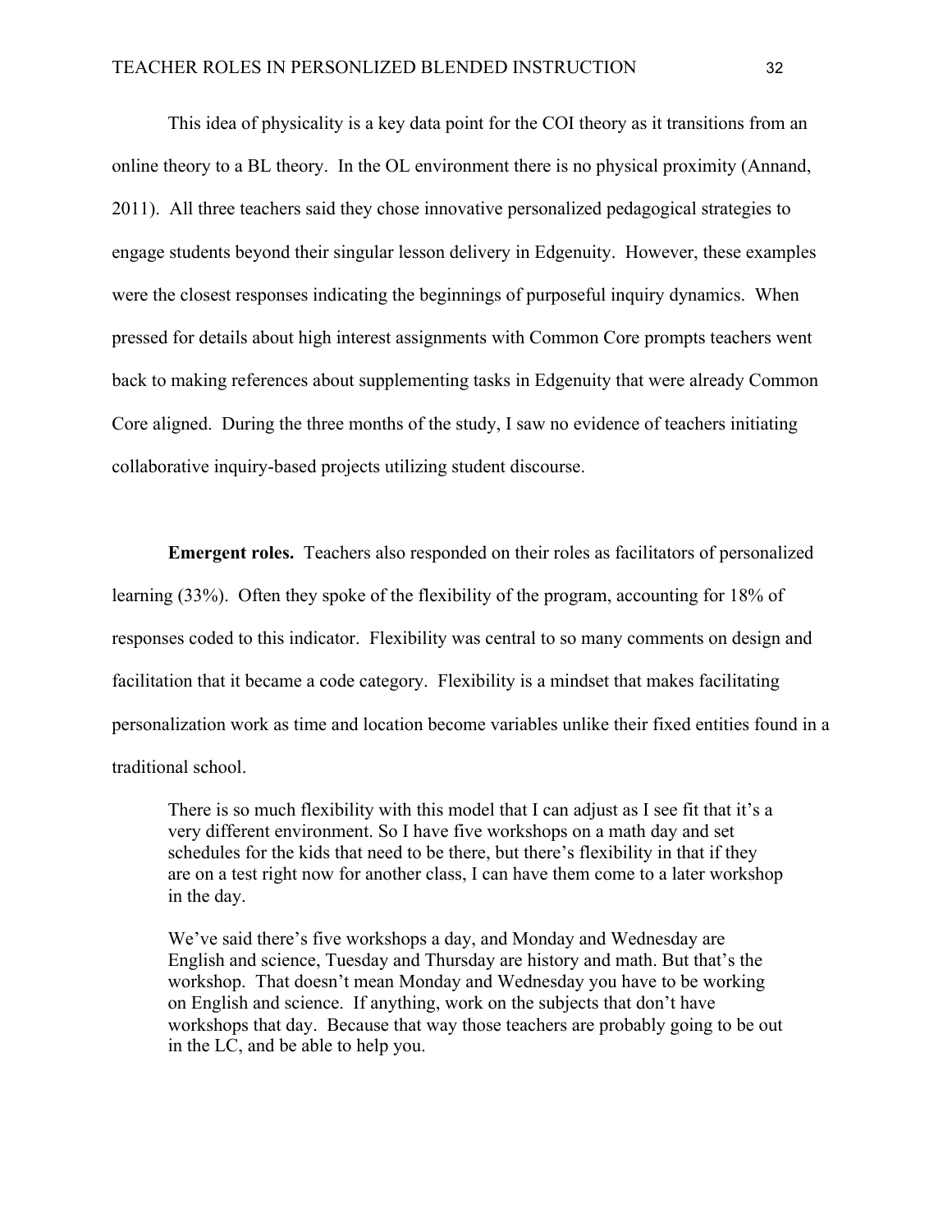This idea of physicality is a key data point for the COI theory as it transitions from an online theory to a BL theory. In the OL environment there is no physical proximity (Annand, 2011). All three teachers said they chose innovative personalized pedagogical strategies to engage students beyond their singular lesson delivery in Edgenuity. However, these examples were the closest responses indicating the beginnings of purposeful inquiry dynamics. When pressed for details about high interest assignments with Common Core prompts teachers went back to making references about supplementing tasks in Edgenuity that were already Common Core aligned. During the three months of the study, I saw no evidence of teachers initiating collaborative inquiry-based projects utilizing student discourse.

**Emergent roles.** Teachers also responded on their roles as facilitators of personalized learning (33%). Often they spoke of the flexibility of the program, accounting for 18% of responses coded to this indicator. Flexibility was central to so many comments on design and facilitation that it became a code category. Flexibility is a mindset that makes facilitating personalization work as time and location become variables unlike their fixed entities found in a traditional school.

> There is so much flexibility with this model that I can adjust as I see fit that it's a very different environment. So I have five workshops on a math day and set schedules for the kids that need to be there, but there's flexibility in that if they are on a test right now for another class, I can have them come to a later workshop in the day.
>
> We've said there's five workshops a day, and Monday and Wednesday are English and science, Tuesday and Thursday are history and math. But that's the workshop. That doesn't mean Monday and Wednesday you have to be working on English and science. If anything, work on the subjects that don't have workshops that day. Because that way those teachers are probably going to be out in the LC, and be able to help you.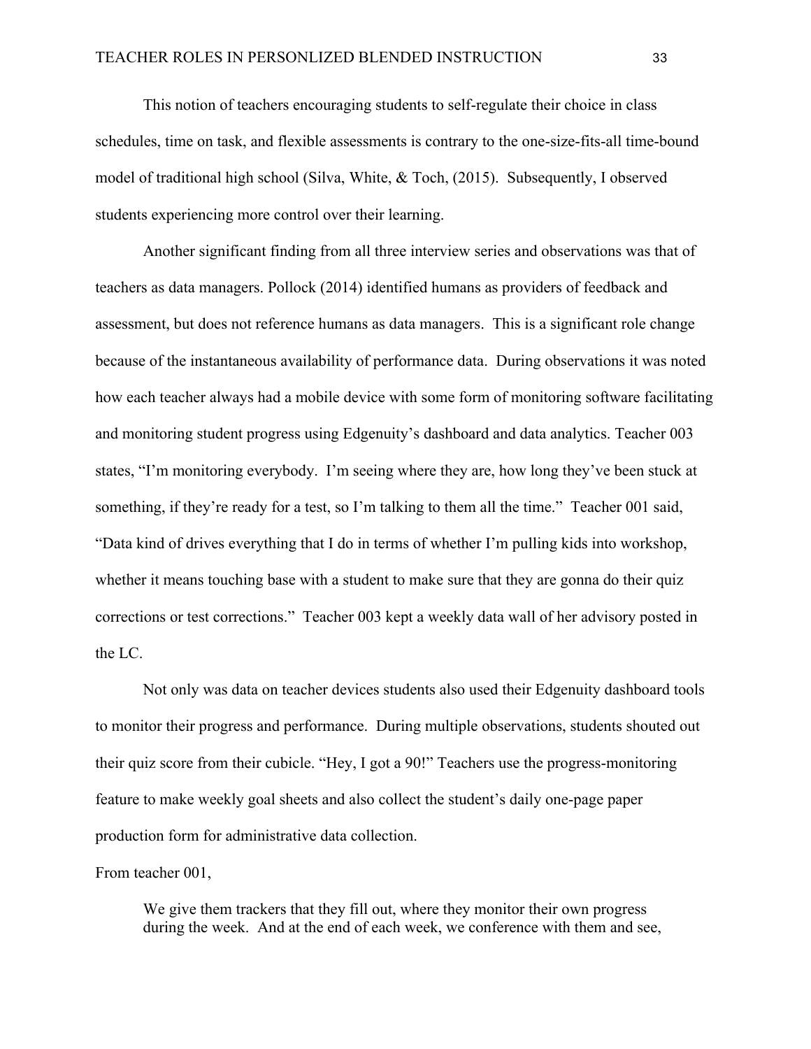This notion of teachers encouraging students to self-regulate their choice in class schedules, time on task, and flexible assessments is contrary to the one-size-fits-all time-bound model of traditional high school (Silva, White, & Toch, (2015). Subsequently, I observed students experiencing more control over their learning.

Another significant finding from all three interview series and observations was that of teachers as data managers. Pollock (2014) identified humans as providers of feedback and assessment, but does not reference humans as data managers. This is a significant role change because of the instantaneous availability of performance data. During observations it was noted how each teacher always had a mobile device with some form of monitoring software facilitating and monitoring student progress using Edgenuity's dashboard and data analytics. Teacher 003 states, "I'm monitoring everybody. I'm seeing where they are, how long they've been stuck at something, if they're ready for a test, so I'm talking to them all the time." Teacher 001 said, "Data kind of drives everything that I do in terms of whether I'm pulling kids into workshop, whether it means touching base with a student to make sure that they are gonna do their quiz corrections or test corrections." Teacher 003 kept a weekly data wall of her advisory posted in the LC.

Not only was data on teacher devices students also used their Edgenuity dashboard tools to monitor their progress and performance. During multiple observations, students shouted out their quiz score from their cubicle. "Hey, I got a 90!" Teachers use the progress-monitoring feature to make weekly goal sheets and also collect the student's daily one-page paper production form for administrative data collection.

From teacher 001,

> We give them trackers that they fill out, where they monitor their own progress during the week. And at the end of each week, we conference with them and see,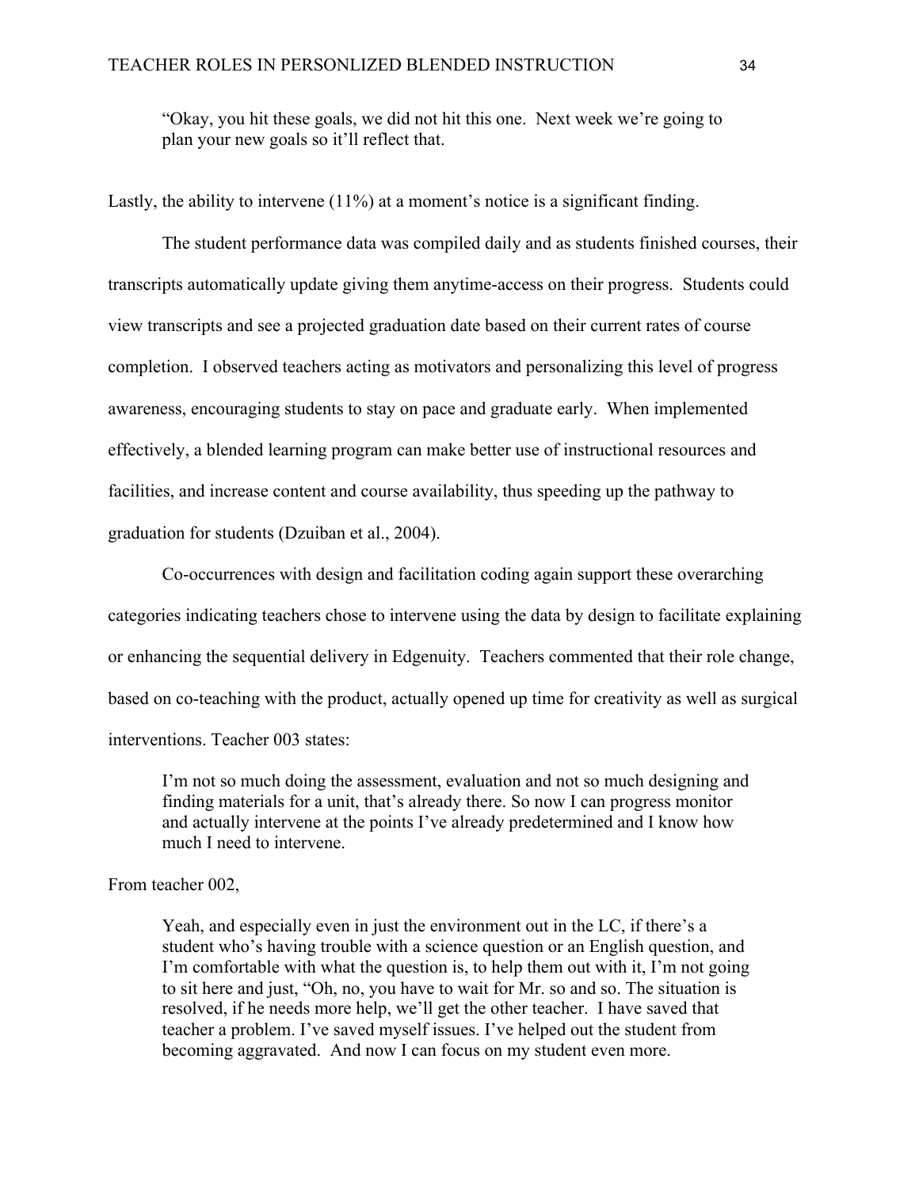> "Okay, you hit these goals, we did not hit this one. Next week we're going to plan your new goals so it'll reflect that.

Lastly, the ability to intervene (11%) at a moment's notice is a significant finding.

The student performance data was compiled daily and as students finished courses, their transcripts automatically update giving them anytime-access on their progress. Students could view transcripts and see a projected graduation date based on their current rates of course completion. I observed teachers acting as motivators and personalizing this level of progress awareness, encouraging students to stay on pace and graduate early. When implemented effectively, a blended learning program can make better use of instructional resources and facilities, and increase content and course availability, thus speeding up the pathway to graduation for students (Dzuiban et al., 2004).

Co-occurrences with design and facilitation coding again support these overarching categories indicating teachers chose to intervene using the data by design to facilitate explaining or enhancing the sequential delivery in Edgenuity. Teachers commented that their role change, based on co-teaching with the product, actually opened up time for creativity as well as surgical interventions. Teacher 003 states:

> I'm not so much doing the assessment, evaluation and not so much designing and finding materials for a unit, that's already there. So now I can progress monitor and actually intervene at the points I've already predetermined and I know how much I need to intervene.

From teacher 002,

> Yeah, and especially even in just the environment out in the LC, if there's a student who's having trouble with a science question or an English question, and I'm comfortable with what the question is, to help them out with it, I'm not going to sit here and just, "Oh, no, you have to wait for Mr. so and so. The situation is resolved, if he needs more help, we'll get the other teacher. I have saved that teacher a problem. I've saved myself issues. I've helped out the student from becoming aggravated. And now I can focus on my student even more.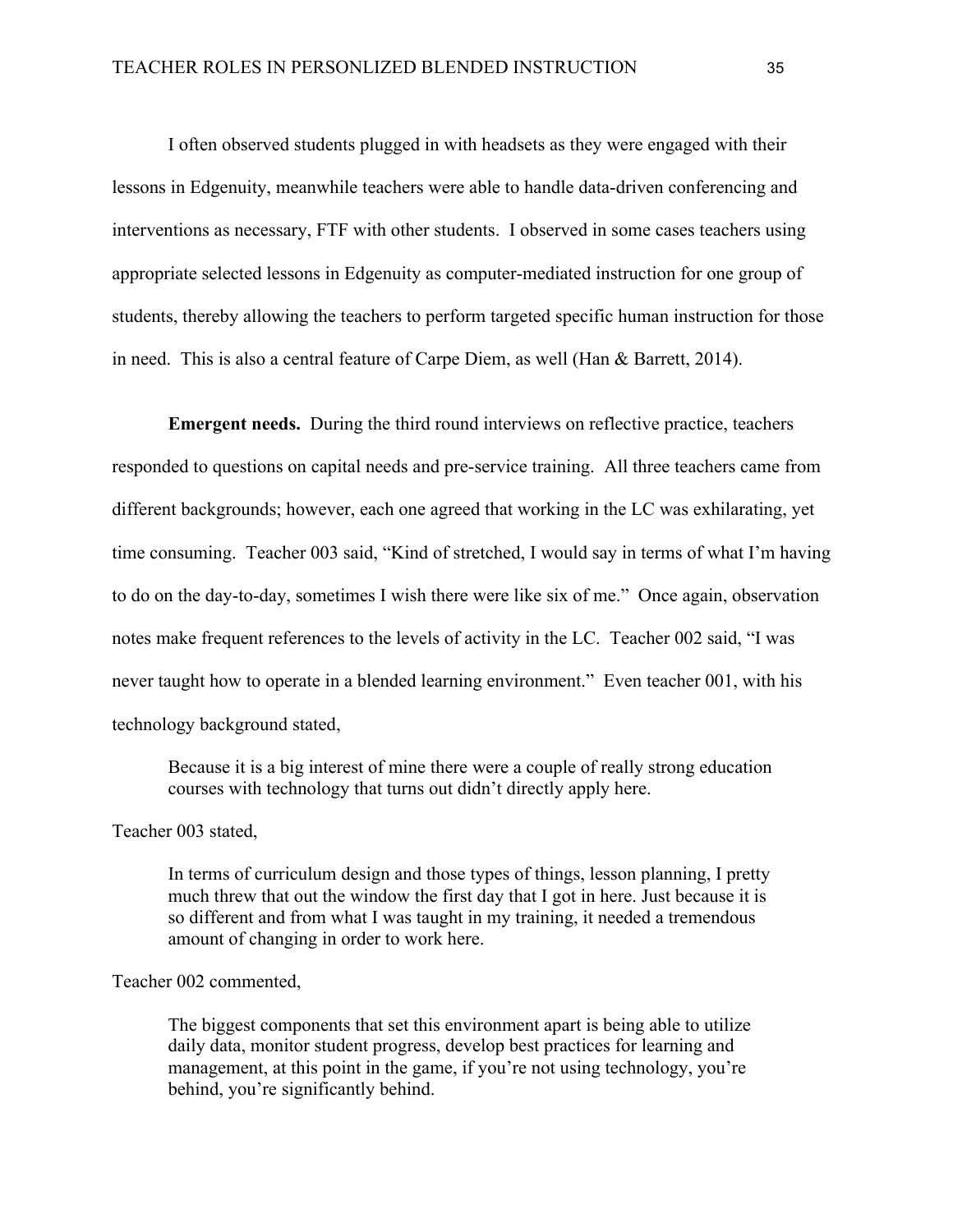I often observed students plugged in with headsets as they were engaged with their lessons in Edgenuity, meanwhile teachers were able to handle data-driven conferencing and interventions as necessary, FTF with other students. I observed in some cases teachers using appropriate selected lessons in Edgenuity as computer-mediated instruction for one group of students, thereby allowing the teachers to perform targeted specific human instruction for those in need. This is also a central feature of Carpe Diem, as well (Han & Barrett, 2014).

**Emergent needs.** During the third round interviews on reflective practice, teachers responded to questions on capital needs and pre-service training. All three teachers came from different backgrounds; however, each one agreed that working in the LC was exhilarating, yet time consuming. Teacher 003 said, "Kind of stretched, I would say in terms of what I'm having to do on the day-to-day, sometimes I wish there were like six of me." Once again, observation notes make frequent references to the levels of activity in the LC. Teacher 002 said, "I was never taught how to operate in a blended learning environment." Even teacher 001, with his technology background stated,

> Because it is a big interest of mine there were a couple of really strong education courses with technology that turns out didn't directly apply here.

Teacher 003 stated,

> In terms of curriculum design and those types of things, lesson planning, I pretty much threw that out the window the first day that I got in here. Just because it is so different and from what I was taught in my training, it needed a tremendous amount of changing in order to work here.

Teacher 002 commented,

> The biggest components that set this environment apart is being able to utilize daily data, monitor student progress, develop best practices for learning and management, at this point in the game, if you're not using technology, you're behind, you're significantly behind.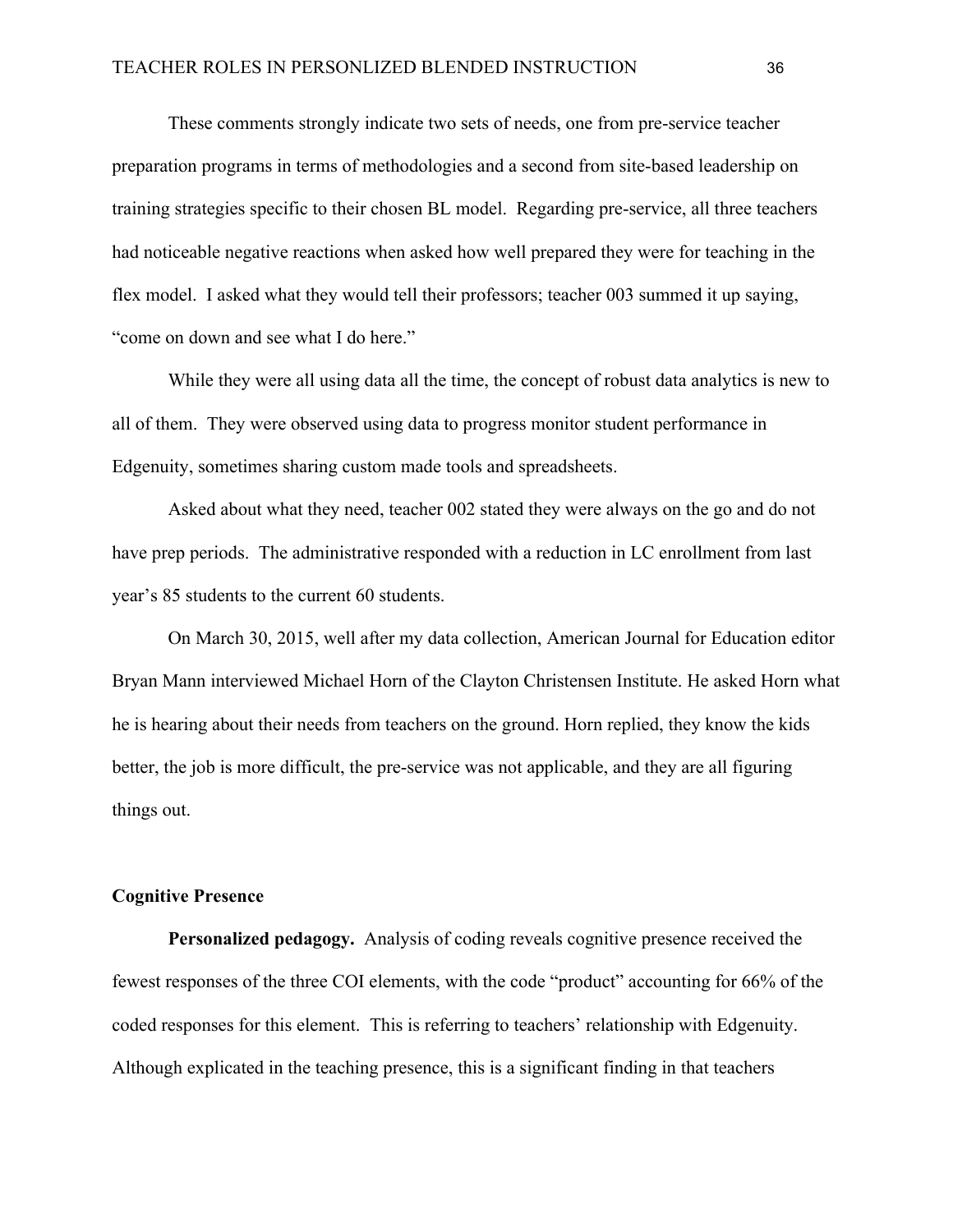These comments strongly indicate two sets of needs, one from pre-service teacher preparation programs in terms of methodologies and a second from site-based leadership on training strategies specific to their chosen BL model. Regarding pre-service, all three teachers had noticeable negative reactions when asked how well prepared they were for teaching in the flex model. I asked what they would tell their professors; teacher 003 summed it up saying, "come on down and see what I do here."

While they were all using data all the time, the concept of robust data analytics is new to all of them. They were observed using data to progress monitor student performance in Edgenuity, sometimes sharing custom made tools and spreadsheets.

Asked about what they need, teacher 002 stated they were always on the go and do not have prep periods. The administrative responded with a reduction in LC enrollment from last year's 85 students to the current 60 students.

On March 30, 2015, well after my data collection, American Journal for Education editor Bryan Mann interviewed Michael Horn of the Clayton Christensen Institute. He asked Horn what he is hearing about their needs from teachers on the ground. Horn replied, they know the kids better, the job is more difficult, the pre-service was not applicable, and they are all figuring things out.

## Cognitive Presence

**Personalized pedagogy.** Analysis of coding reveals cognitive presence received the fewest responses of the three COI elements, with the code "product" accounting for 66% of the coded responses for this element. This is referring to teachers' relationship with Edgenuity. Although explicated in the teaching presence, this is a significant finding in that teachers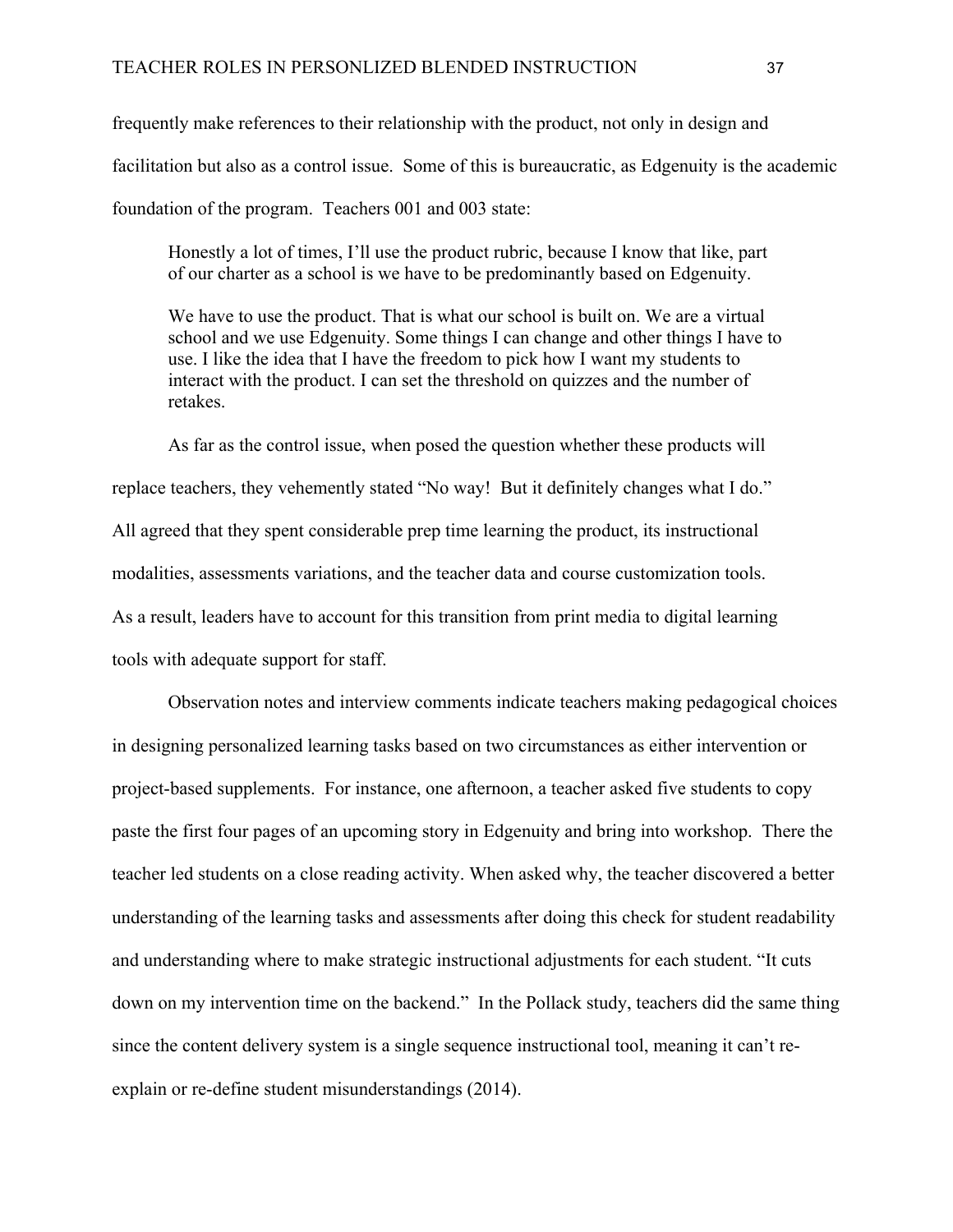frequently make references to their relationship with the product, not only in design and facilitation but also as a control issue. Some of this is bureaucratic, as Edgenuity is the academic foundation of the program. Teachers 001 and 003 state:

> Honestly a lot of times, I'll use the product rubric, because I know that like, part of our charter as a school is we have to be predominantly based on Edgenuity.
>
> We have to use the product. That is what our school is built on. We are a virtual school and we use Edgenuity. Some things I can change and other things I have to use. I like the idea that I have the freedom to pick how I want my students to interact with the product. I can set the threshold on quizzes and the number of retakes.

As far as the control issue, when posed the question whether these products will replace teachers, they vehemently stated "No way! But it definitely changes what I do." All agreed that they spent considerable prep time learning the product, its instructional modalities, assessments variations, and the teacher data and course customization tools. As a result, leaders have to account for this transition from print media to digital learning tools with adequate support for staff.

Observation notes and interview comments indicate teachers making pedagogical choices in designing personalized learning tasks based on two circumstances as either intervention or project-based supplements. For instance, one afternoon, a teacher asked five students to copy paste the first four pages of an upcoming story in Edgenuity and bring into workshop. There the teacher led students on a close reading activity. When asked why, the teacher discovered a better understanding of the learning tasks and assessments after doing this check for student readability and understanding where to make strategic instructional adjustments for each student. "It cuts down on my intervention time on the backend." In the Pollack study, teachers did the same thing since the content delivery system is a single sequence instructional tool, meaning it can't re-explain or re-define student misunderstandings (2014).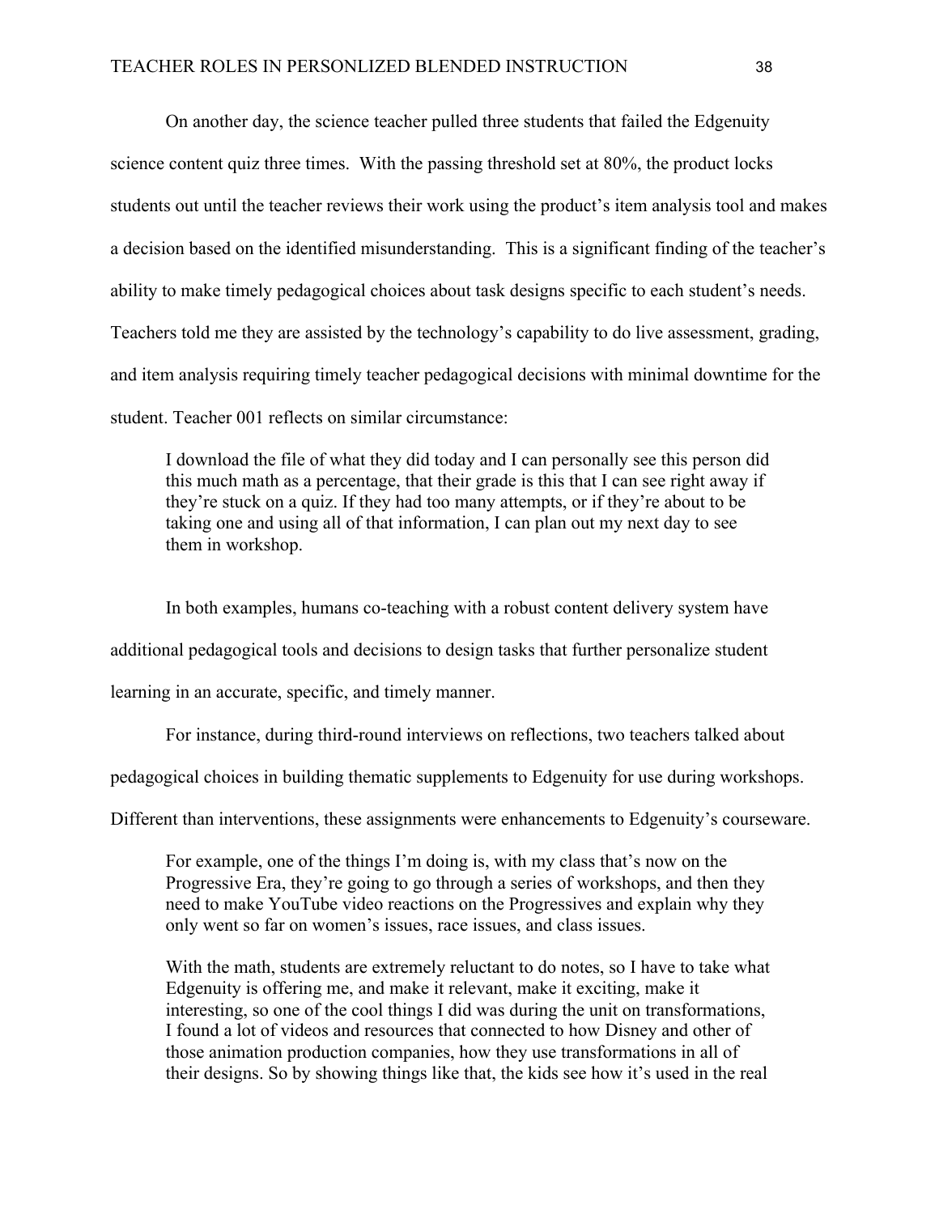On another day, the science teacher pulled three students that failed the Edgenuity science content quiz three times. With the passing threshold set at 80%, the product locks students out until the teacher reviews their work using the product's item analysis tool and makes a decision based on the identified misunderstanding. This is a significant finding of the teacher's ability to make timely pedagogical choices about task designs specific to each student's needs. Teachers told me they are assisted by the technology's capability to do live assessment, grading, and item analysis requiring timely teacher pedagogical decisions with minimal downtime for the student. Teacher 001 reflects on similar circumstance:

> I download the file of what they did today and I can personally see this person did this much math as a percentage, that their grade is this that I can see right away if they're stuck on a quiz. If they had too many attempts, or if they're about to be taking one and using all of that information, I can plan out my next day to see them in workshop.

In both examples, humans co-teaching with a robust content delivery system have additional pedagogical tools and decisions to design tasks that further personalize student learning in an accurate, specific, and timely manner.

For instance, during third-round interviews on reflections, two teachers talked about pedagogical choices in building thematic supplements to Edgenuity for use during workshops. Different than interventions, these assignments were enhancements to Edgenuity's courseware.

> For example, one of the things I'm doing is, with my class that's now on the Progressive Era, they're going to go through a series of workshops, and then they need to make YouTube video reactions on the Progressives and explain why they only went so far on women's issues, race issues, and class issues.
>
> With the math, students are extremely reluctant to do notes, so I have to take what Edgenuity is offering me, and make it relevant, make it exciting, make it interesting, so one of the cool things I did was during the unit on transformations, I found a lot of videos and resources that connected to how Disney and other of those animation production companies, how they use transformations in all of their designs. So by showing things like that, the kids see how it's used in the real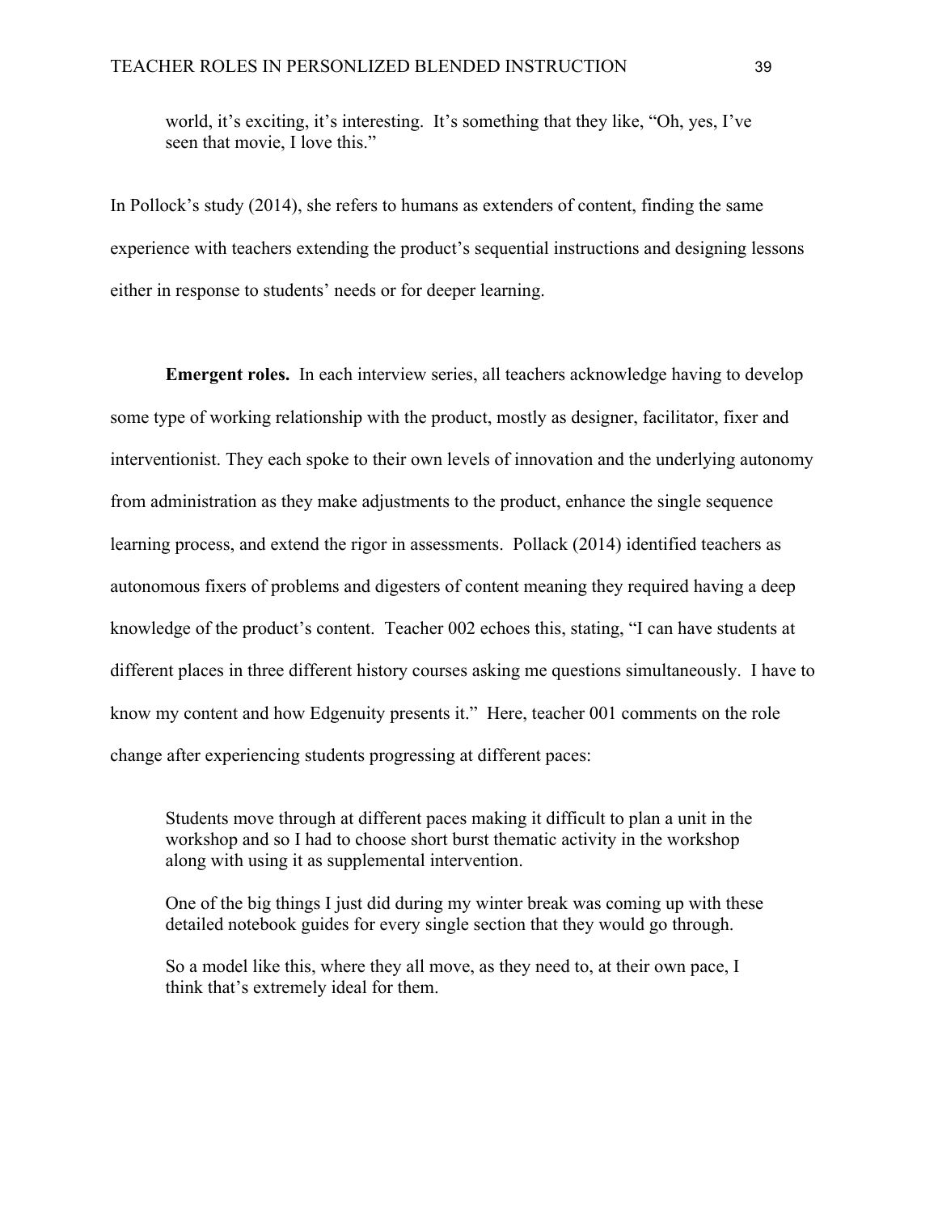> world, it's exciting, it's interesting. It's something that they like, "Oh, yes, I've seen that movie, I love this."

In Pollock's study (2014), she refers to humans as extenders of content, finding the same experience with teachers extending the product's sequential instructions and designing lessons either in response to students' needs or for deeper learning.

**Emergent roles.** In each interview series, all teachers acknowledge having to develop some type of working relationship with the product, mostly as designer, facilitator, fixer and interventionist. They each spoke to their own levels of innovation and the underlying autonomy from administration as they make adjustments to the product, enhance the single sequence learning process, and extend the rigor in assessments. Pollack (2014) identified teachers as autonomous fixers of problems and digesters of content meaning they required having a deep knowledge of the product's content. Teacher 002 echoes this, stating, "I can have students at different places in three different history courses asking me questions simultaneously. I have to know my content and how Edgenuity presents it." Here, teacher 001 comments on the role change after experiencing students progressing at different paces:

> Students move through at different paces making it difficult to plan a unit in the workshop and so I had to choose short burst thematic activity in the workshop along with using it as supplemental intervention.
>
> One of the big things I just did during my winter break was coming up with these detailed notebook guides for every single section that they would go through.
>
> So a model like this, where they all move, as they need to, at their own pace, I think that's extremely ideal for them.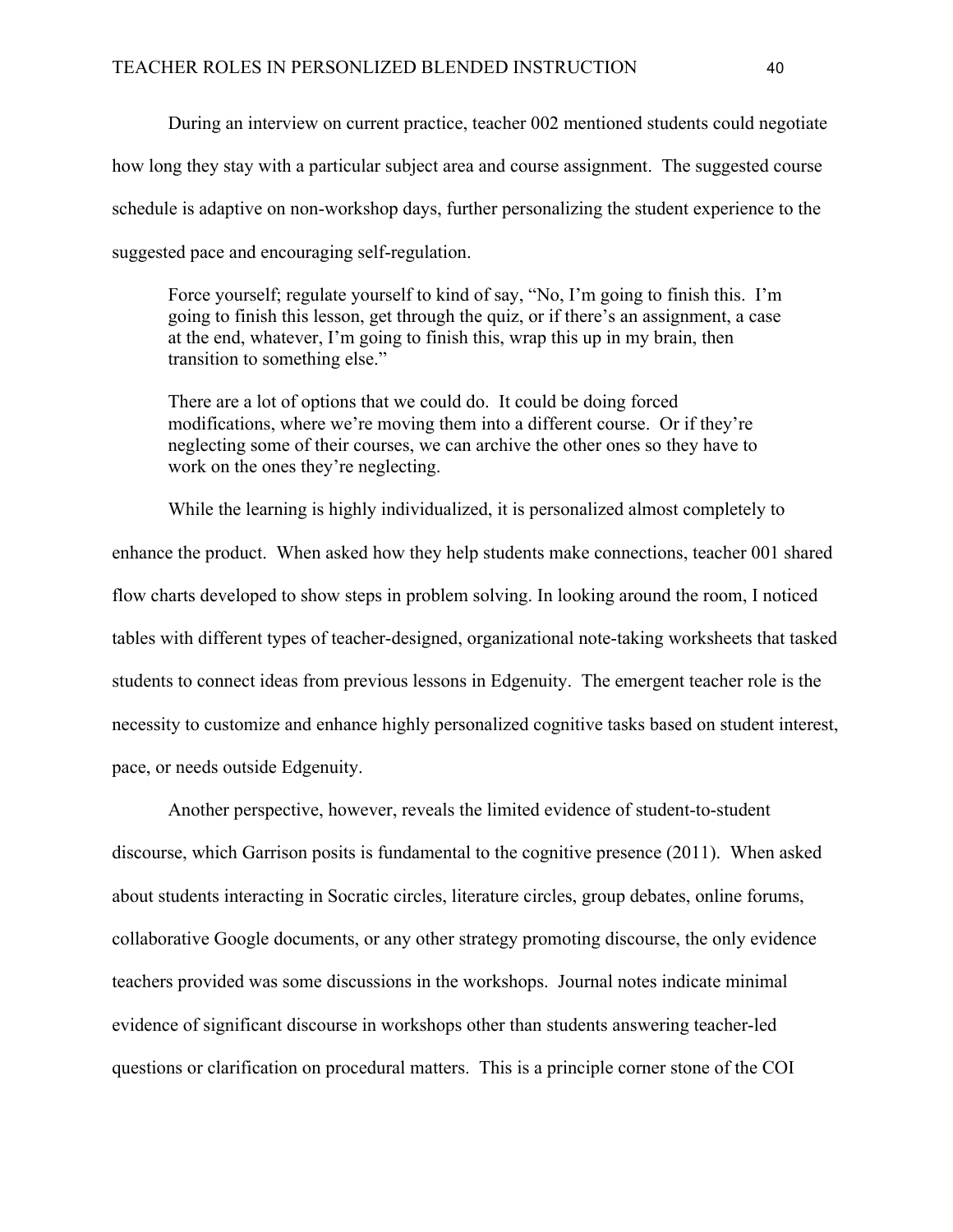During an interview on current practice, teacher 002 mentioned students could negotiate how long they stay with a particular subject area and course assignment. The suggested course schedule is adaptive on non-workshop days, further personalizing the student experience to the suggested pace and encouraging self-regulation.

> Force yourself; regulate yourself to kind of say, "No, I'm going to finish this. I'm going to finish this lesson, get through the quiz, or if there's an assignment, a case at the end, whatever, I'm going to finish this, wrap this up in my brain, then transition to something else."
>
> There are a lot of options that we could do. It could be doing forced modifications, where we're moving them into a different course. Or if they're neglecting some of their courses, we can archive the other ones so they have to work on the ones they're neglecting.

While the learning is highly individualized, it is personalized almost completely to enhance the product. When asked how they help students make connections, teacher 001 shared flow charts developed to show steps in problem solving. In looking around the room, I noticed tables with different types of teacher-designed, organizational note-taking worksheets that tasked students to connect ideas from previous lessons in Edgenuity. The emergent teacher role is the necessity to customize and enhance highly personalized cognitive tasks based on student interest, pace, or needs outside Edgenuity.

Another perspective, however, reveals the limited evidence of student-to-student discourse, which Garrison posits is fundamental to the cognitive presence (2011). When asked about students interacting in Socratic circles, literature circles, group debates, online forums, collaborative Google documents, or any other strategy promoting discourse, the only evidence teachers provided was some discussions in the workshops. Journal notes indicate minimal evidence of significant discourse in workshops other than students answering teacher-led questions or clarification on procedural matters. This is a principle corner stone of the COI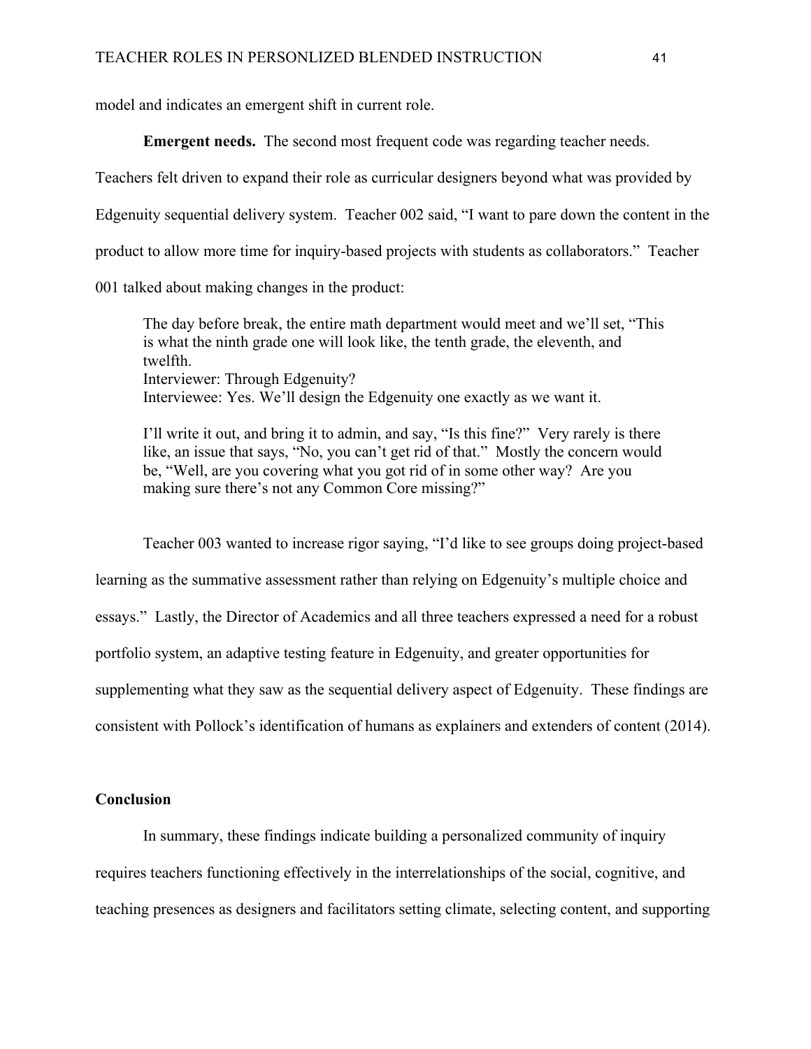model and indicates an emergent shift in current role.

**Emergent needs.** The second most frequent code was regarding teacher needs. Teachers felt driven to expand their role as curricular designers beyond what was provided by Edgenuity sequential delivery system. Teacher 002 said, “I want to pare down the content in the product to allow more time for inquiry-based projects with students as collaborators.” Teacher 001 talked about making changes in the product:

> The day before break, the entire math department would meet and we’ll set, “This is what the ninth grade one will look like, the tenth grade, the eleventh, and twelfth.
> Interviewer: Through Edgenuity?
> Interviewee: Yes. We’ll design the Edgenuity one exactly as we want it.
>
> I’ll write it out, and bring it to admin, and say, “Is this fine?” Very rarely is there like, an issue that says, “No, you can’t get rid of that.” Mostly the concern would be, “Well, are you covering what you got rid of in some other way? Are you making sure there’s not any Common Core missing?”

Teacher 003 wanted to increase rigor saying, “I’d like to see groups doing project-based learning as the summative assessment rather than relying on Edgenuity’s multiple choice and essays.” Lastly, the Director of Academics and all three teachers expressed a need for a robust portfolio system, an adaptive testing feature in Edgenuity, and greater opportunities for supplementing what they saw as the sequential delivery aspect of Edgenuity. These findings are consistent with Pollock’s identification of humans as explainers and extenders of content (2014).

## Conclusion

In summary, these findings indicate building a personalized community of inquiry requires teachers functioning effectively in the interrelationships of the social, cognitive, and teaching presences as designers and facilitators setting climate, selecting content, and supporting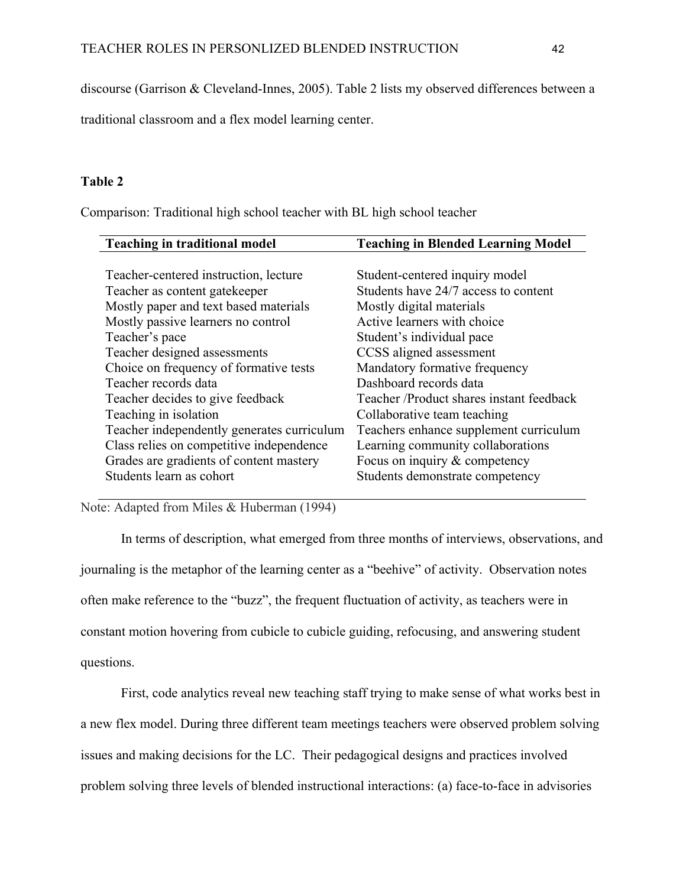discourse (Garrison & Cleveland-Innes, 2005). Table 2 lists my observed differences between a traditional classroom and a flex model learning center.

**Table 2**

Comparison: Traditional high school teacher with BL high school teacher

| Teaching in traditional model | Teaching in Blended Learning Model |
|---|---|
| Teacher-centered instruction, lecture | Student-centered inquiry model |
| Teacher as content gatekeeper | Students have 24/7 access to content |
| Mostly paper and text based materials | Mostly digital materials |
| Mostly passive learners no control | Active learners with choice |
| Teacher's pace | Student's individual pace |
| Teacher designed assessments | CCSS aligned assessment |
| Choice on frequency of formative tests | Mandatory formative frequency |
| Teacher records data | Dashboard records data |
| Teacher decides to give feedback | Teacher /Product shares instant feedback |
| Teaching in isolation | Collaborative team teaching |
| Teacher independently generates curriculum | Teachers enhance supplement curriculum |
| Class relies on competitive independence | Learning community collaborations |
| Grades are gradients of content mastery | Focus on inquiry & competency |
| Students learn as cohort | Students demonstrate competency |

Note: Adapted from Miles & Huberman (1994)

In terms of description, what emerged from three months of interviews, observations, and journaling is the metaphor of the learning center as a "beehive" of activity. Observation notes often make reference to the "buzz", the frequent fluctuation of activity, as teachers were in constant motion hovering from cubicle to cubicle guiding, refocusing, and answering student questions.

First, code analytics reveal new teaching staff trying to make sense of what works best in a new flex model. During three different team meetings teachers were observed problem solving issues and making decisions for the LC. Their pedagogical designs and practices involved problem solving three levels of blended instructional interactions: (a) face-to-face in advisories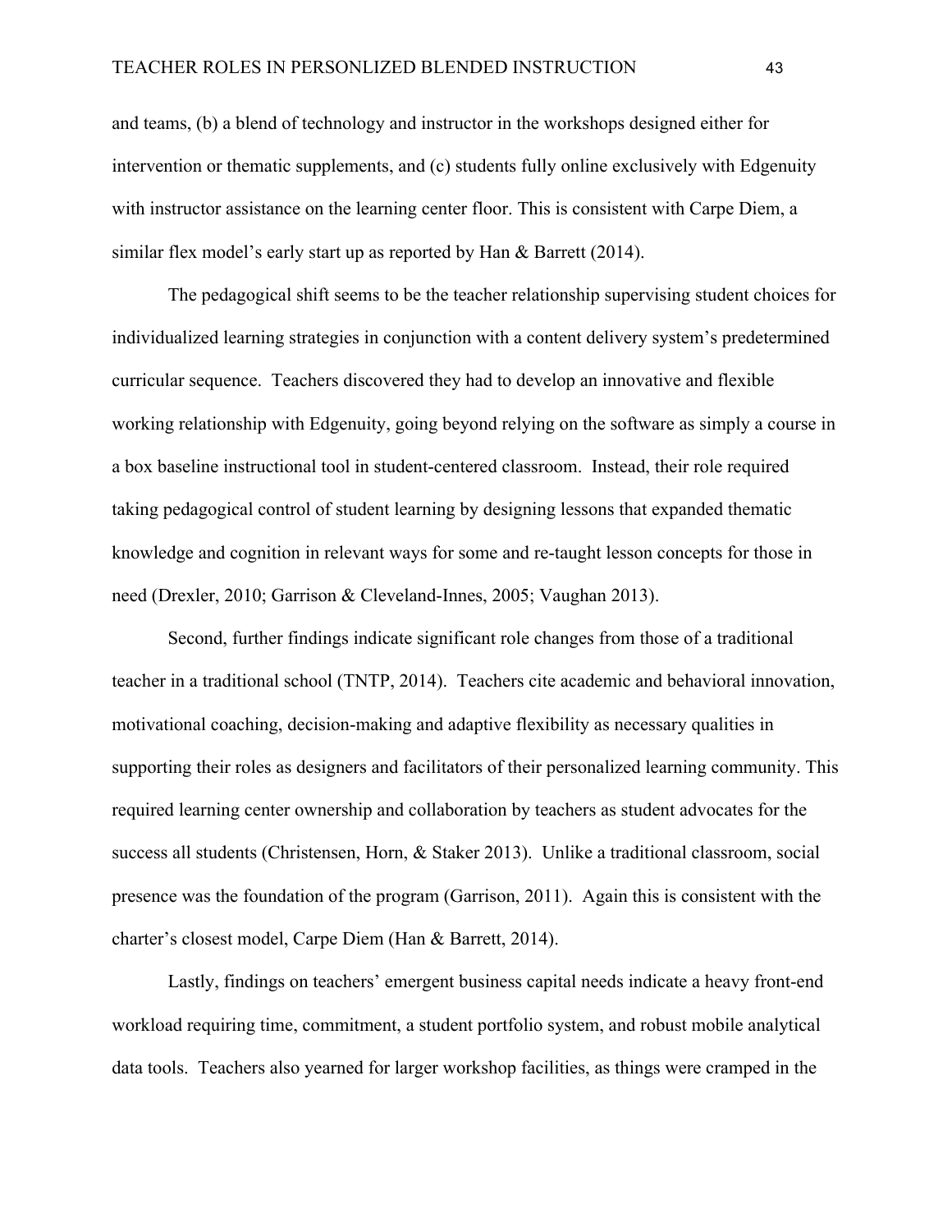and teams, (b) a blend of technology and instructor in the workshops designed either for intervention or thematic supplements, and (c) students fully online exclusively with Edgenuity with instructor assistance on the learning center floor. This is consistent with Carpe Diem, a similar flex model's early start up as reported by Han & Barrett (2014).

The pedagogical shift seems to be the teacher relationship supervising student choices for individualized learning strategies in conjunction with a content delivery system's predetermined curricular sequence. Teachers discovered they had to develop an innovative and flexible working relationship with Edgenuity, going beyond relying on the software as simply a course in a box baseline instructional tool in student-centered classroom. Instead, their role required taking pedagogical control of student learning by designing lessons that expanded thematic knowledge and cognition in relevant ways for some and re-taught lesson concepts for those in need (Drexler, 2010; Garrison & Cleveland-Innes, 2005; Vaughan 2013).

Second, further findings indicate significant role changes from those of a traditional teacher in a traditional school (TNTP, 2014). Teachers cite academic and behavioral innovation, motivational coaching, decision-making and adaptive flexibility as necessary qualities in supporting their roles as designers and facilitators of their personalized learning community. This required learning center ownership and collaboration by teachers as student advocates for the success all students (Christensen, Horn, & Staker 2013). Unlike a traditional classroom, social presence was the foundation of the program (Garrison, 2011). Again this is consistent with the charter's closest model, Carpe Diem (Han & Barrett, 2014).

Lastly, findings on teachers' emergent business capital needs indicate a heavy front-end workload requiring time, commitment, a student portfolio system, and robust mobile analytical data tools. Teachers also yearned for larger workshop facilities, as things were cramped in the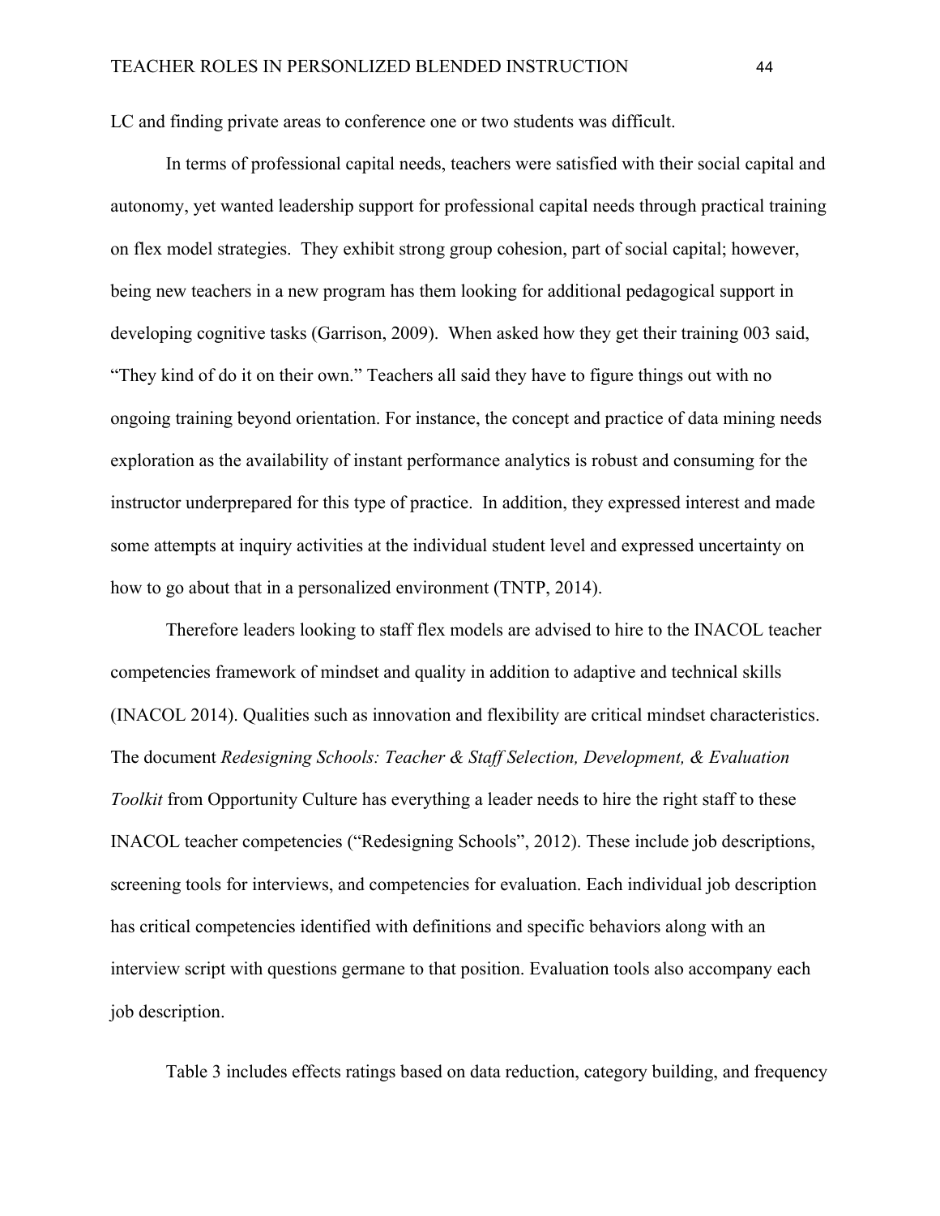LC and finding private areas to conference one or two students was difficult.

In terms of professional capital needs, teachers were satisfied with their social capital and autonomy, yet wanted leadership support for professional capital needs through practical training on flex model strategies. They exhibit strong group cohesion, part of social capital; however, being new teachers in a new program has them looking for additional pedagogical support in developing cognitive tasks (Garrison, 2009). When asked how they get their training 003 said, "They kind of do it on their own." Teachers all said they have to figure things out with no ongoing training beyond orientation. For instance, the concept and practice of data mining needs exploration as the availability of instant performance analytics is robust and consuming for the instructor underprepared for this type of practice. In addition, they expressed interest and made some attempts at inquiry activities at the individual student level and expressed uncertainty on how to go about that in a personalized environment (TNTP, 2014).

Therefore leaders looking to staff flex models are advised to hire to the INACOL teacher competencies framework of mindset and quality in addition to adaptive and technical skills (INACOL 2014). Qualities such as innovation and flexibility are critical mindset characteristics. The document *Redesigning Schools: Teacher & Staff Selection, Development, & Evaluation Toolkit* from Opportunity Culture has everything a leader needs to hire the right staff to these INACOL teacher competencies ("Redesigning Schools", 2012). These include job descriptions, screening tools for interviews, and competencies for evaluation. Each individual job description has critical competencies identified with definitions and specific behaviors along with an interview script with questions germane to that position. Evaluation tools also accompany each job description.

Table 3 includes effects ratings based on data reduction, category building, and frequency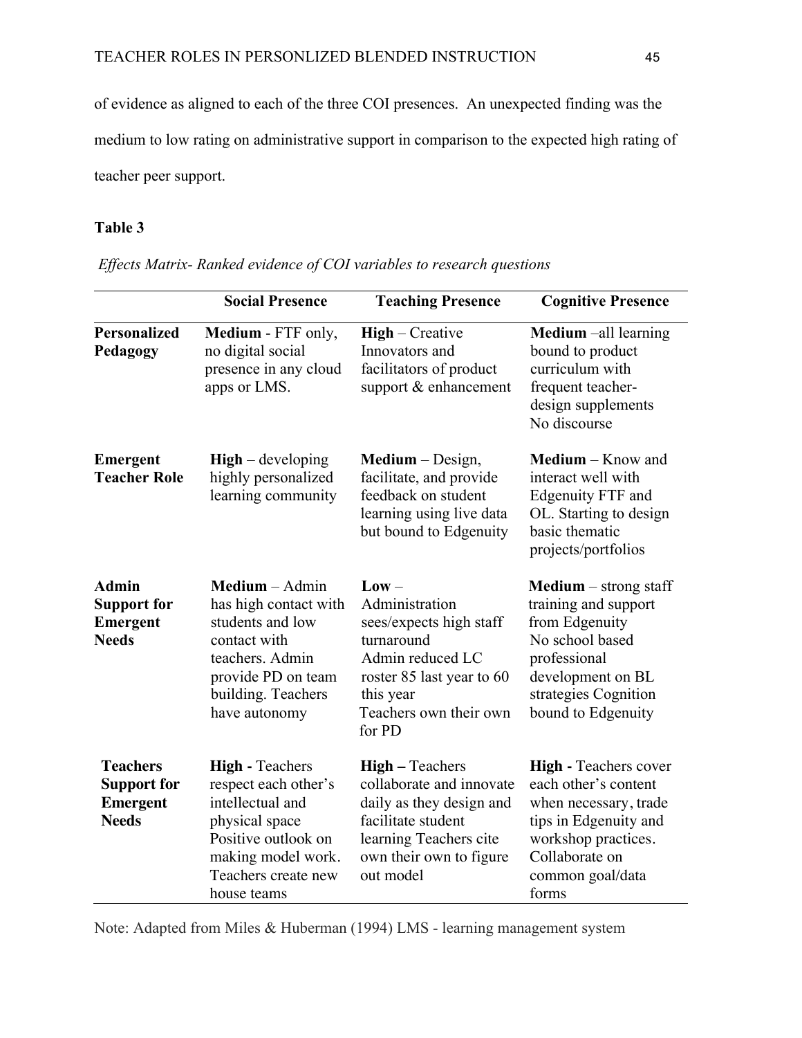of evidence as aligned to each of the three COI presences. An unexpected finding was the medium to low rating on administrative support in comparison to the expected high rating of teacher peer support.

**Table 3**

*Effects Matrix- Ranked evidence of COI variables to research questions*

| | **Social Presence** | **Teaching Presence** | **Cognitive Presence** |
|---|---|---|---|
| **Personalized Pedagogy** | **Medium** - FTF only, no digital social presence in any cloud apps or LMS. | **High** – Creative Innovators and facilitators of product support & enhancement | **Medium** –all learning bound to product curriculum with frequent teacher-design supplements No discourse |
| **Emergent Teacher Role** | **High** – developing highly personalized learning community | **Medium** – Design, facilitate, and provide feedback on student learning using live data but bound to Edgenuity | **Medium** – Know and interact well with Edgenuity FTF and OL. Starting to design basic thematic projects/portfolios |
| **Admin Support for Emergent Needs** | **Medium** – Admin has high contact with students and low contact with teachers. Admin provide PD on team building. Teachers have autonomy | **Low** – Administration sees/expects high staff turnaround Admin reduced LC roster 85 last year to 60 this year Teachers own their own for PD | **Medium** – strong staff training and support from Edgenuity No school based professional development on BL strategies Cognition bound to Edgenuity |
| **Teachers Support for Emergent Needs** | **High** - Teachers respect each other's intellectual and physical space Positive outlook on making model work. Teachers create new house teams | **High –** Teachers collaborate and innovate daily as they design and facilitate student learning Teachers cite own their own to figure out model | **High** - Teachers cover each other's content when necessary, trade tips in Edgenuity and workshop practices. Collaborate on common goal/data forms |

Note: Adapted from Miles & Huberman (1994) LMS - learning management system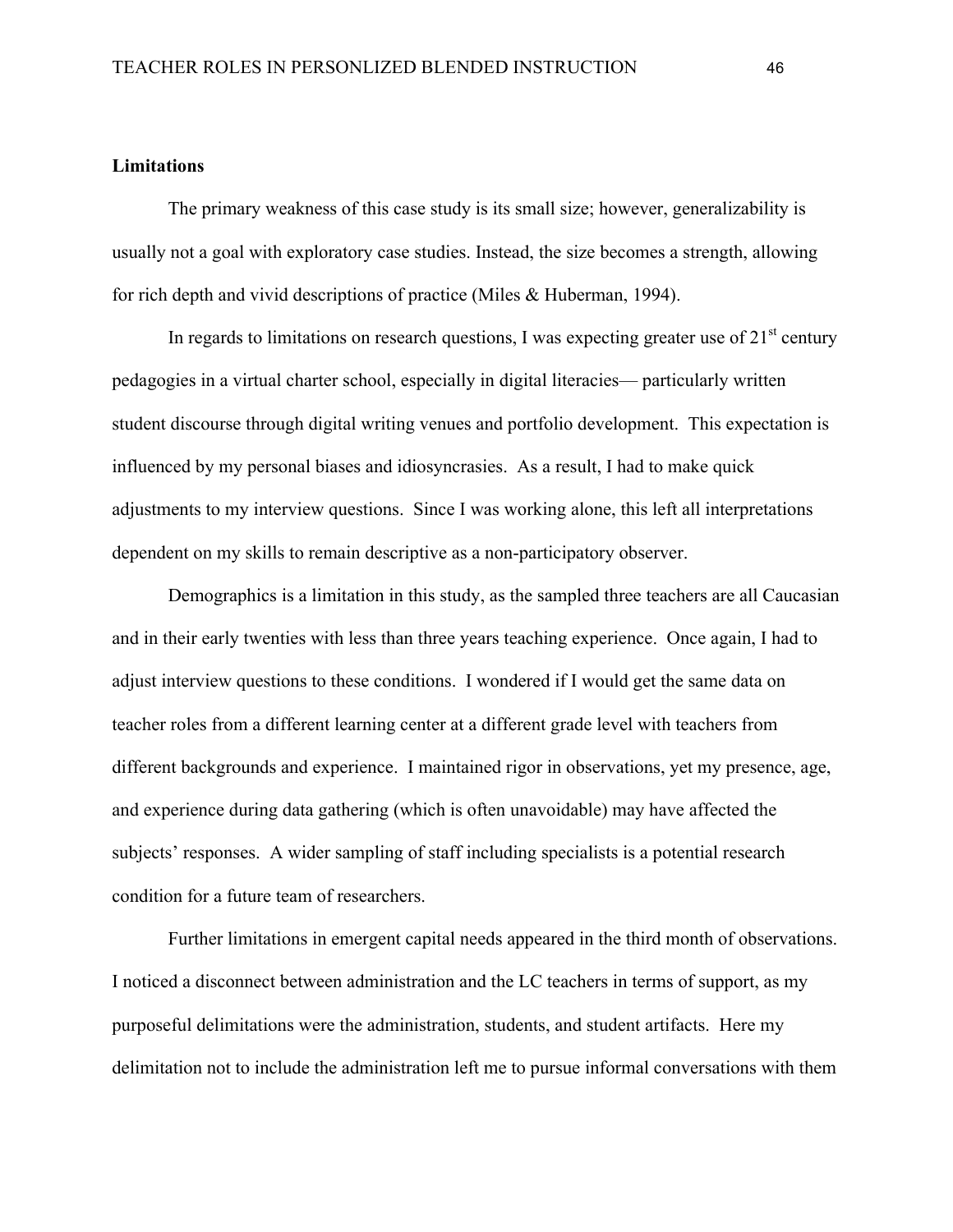**Limitations**

The primary weakness of this case study is its small size; however, generalizability is usually not a goal with exploratory case studies. Instead, the size becomes a strength, allowing for rich depth and vivid descriptions of practice (Miles & Huberman, 1994).

In regards to limitations on research questions, I was expecting greater use of 21st century pedagogies in a virtual charter school, especially in digital literacies— particularly written student discourse through digital writing venues and portfolio development. This expectation is influenced by my personal biases and idiosyncrasies. As a result, I had to make quick adjustments to my interview questions. Since I was working alone, this left all interpretations dependent on my skills to remain descriptive as a non-participatory observer.

Demographics is a limitation in this study, as the sampled three teachers are all Caucasian and in their early twenties with less than three years teaching experience. Once again, I had to adjust interview questions to these conditions. I wondered if I would get the same data on teacher roles from a different learning center at a different grade level with teachers from different backgrounds and experience. I maintained rigor in observations, yet my presence, age, and experience during data gathering (which is often unavoidable) may have affected the subjects' responses. A wider sampling of staff including specialists is a potential research condition for a future team of researchers.

Further limitations in emergent capital needs appeared in the third month of observations. I noticed a disconnect between administration and the LC teachers in terms of support, as my purposeful delimitations were the administration, students, and student artifacts. Here my delimitation not to include the administration left me to pursue informal conversations with them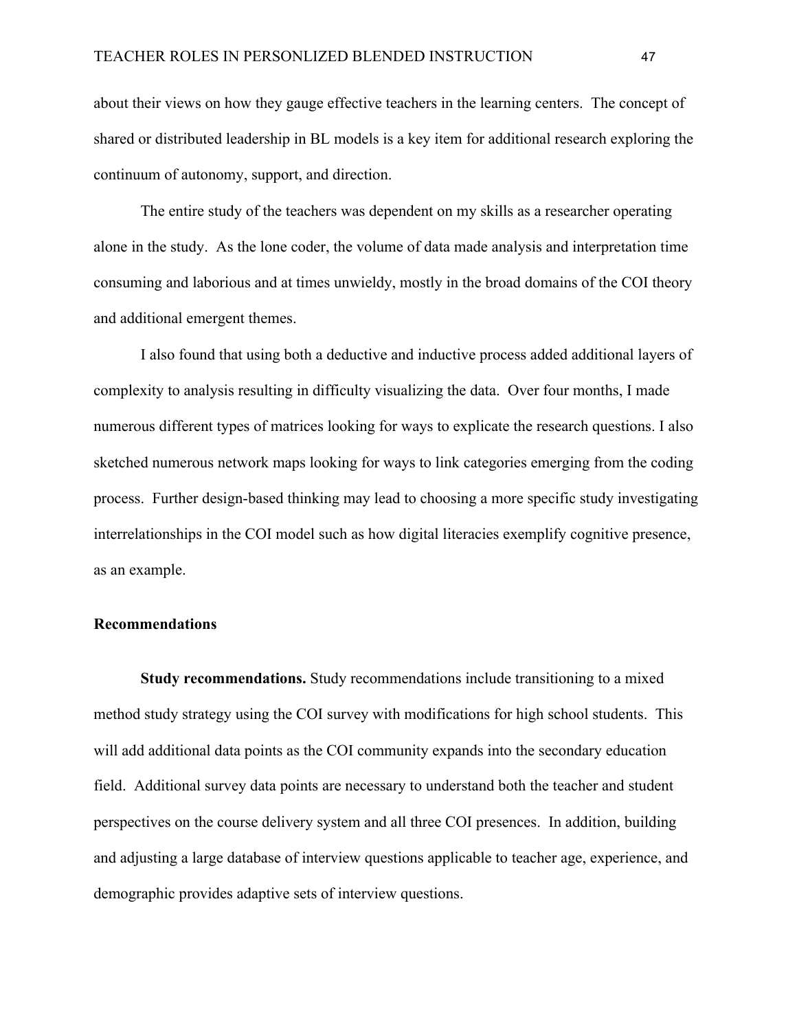about their views on how they gauge effective teachers in the learning centers. The concept of shared or distributed leadership in BL models is a key item for additional research exploring the continuum of autonomy, support, and direction.

The entire study of the teachers was dependent on my skills as a researcher operating alone in the study. As the lone coder, the volume of data made analysis and interpretation time consuming and laborious and at times unwieldy, mostly in the broad domains of the COI theory and additional emergent themes.

I also found that using both a deductive and inductive process added additional layers of complexity to analysis resulting in difficulty visualizing the data. Over four months, I made numerous different types of matrices looking for ways to explicate the research questions. I also sketched numerous network maps looking for ways to link categories emerging from the coding process. Further design-based thinking may lead to choosing a more specific study investigating interrelationships in the COI model such as how digital literacies exemplify cognitive presence, as an example.

## Recommendations

**Study recommendations.** Study recommendations include transitioning to a mixed method study strategy using the COI survey with modifications for high school students. This will add additional data points as the COI community expands into the secondary education field. Additional survey data points are necessary to understand both the teacher and student perspectives on the course delivery system and all three COI presences. In addition, building and adjusting a large database of interview questions applicable to teacher age, experience, and demographic provides adaptive sets of interview questions.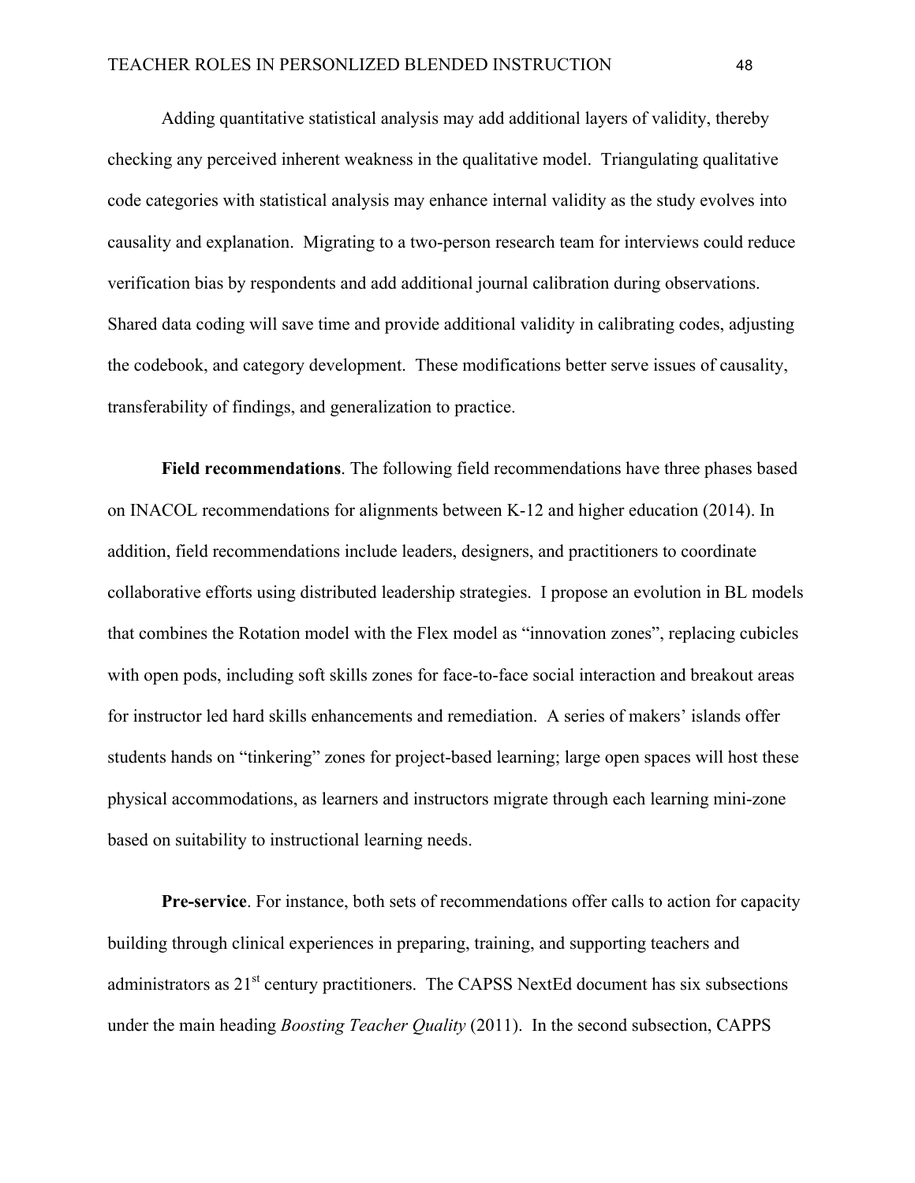Adding quantitative statistical analysis may add additional layers of validity, thereby checking any perceived inherent weakness in the qualitative model. Triangulating qualitative code categories with statistical analysis may enhance internal validity as the study evolves into causality and explanation. Migrating to a two-person research team for interviews could reduce verification bias by respondents and add additional journal calibration during observations. Shared data coding will save time and provide additional validity in calibrating codes, adjusting the codebook, and category development. These modifications better serve issues of causality, transferability of findings, and generalization to practice.

**Field recommendations**. The following field recommendations have three phases based on INACOL recommendations for alignments between K-12 and higher education (2014). In addition, field recommendations include leaders, designers, and practitioners to coordinate collaborative efforts using distributed leadership strategies. I propose an evolution in BL models that combines the Rotation model with the Flex model as "innovation zones", replacing cubicles with open pods, including soft skills zones for face-to-face social interaction and breakout areas for instructor led hard skills enhancements and remediation. A series of makers' islands offer students hands on "tinkering" zones for project-based learning; large open spaces will host these physical accommodations, as learners and instructors migrate through each learning mini-zone based on suitability to instructional learning needs.

**Pre-service**. For instance, both sets of recommendations offer calls to action for capacity building through clinical experiences in preparing, training, and supporting teachers and administrators as 21st century practitioners. The CAPSS NextEd document has six subsections under the main heading *Boosting Teacher Quality* (2011). In the second subsection, CAPPS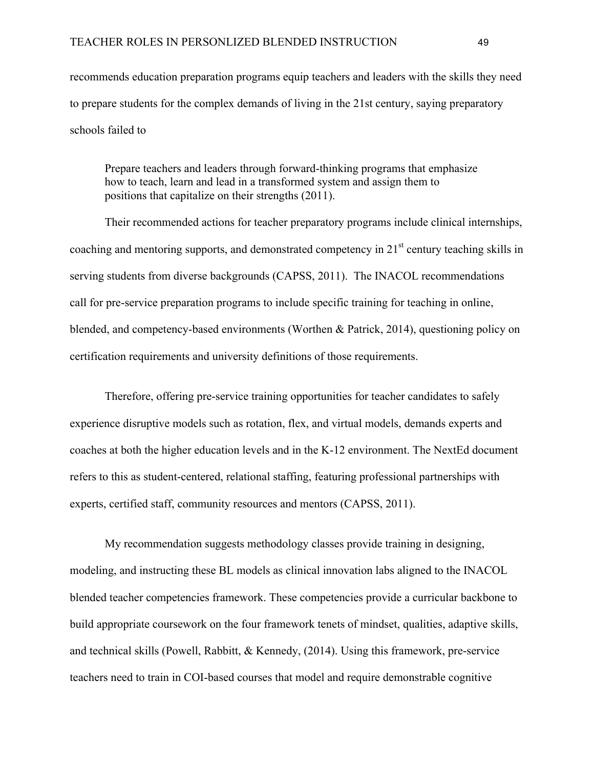recommends education preparation programs equip teachers and leaders with the skills they need to prepare students for the complex demands of living in the 21st century, saying preparatory schools failed to

> Prepare teachers and leaders through forward-thinking programs that emphasize how to teach, learn and lead in a transformed system and assign them to positions that capitalize on their strengths (2011).

Their recommended actions for teacher preparatory programs include clinical internships, coaching and mentoring supports, and demonstrated competency in 21st century teaching skills in serving students from diverse backgrounds (CAPSS, 2011). The INACOL recommendations call for pre-service preparation programs to include specific training for teaching in online, blended, and competency-based environments (Worthen & Patrick, 2014), questioning policy on certification requirements and university definitions of those requirements.

Therefore, offering pre-service training opportunities for teacher candidates to safely experience disruptive models such as rotation, flex, and virtual models, demands experts and coaches at both the higher education levels and in the K-12 environment. The NextEd document refers to this as student-centered, relational staffing, featuring professional partnerships with experts, certified staff, community resources and mentors (CAPSS, 2011).

My recommendation suggests methodology classes provide training in designing, modeling, and instructing these BL models as clinical innovation labs aligned to the INACOL blended teacher competencies framework. These competencies provide a curricular backbone to build appropriate coursework on the four framework tenets of mindset, qualities, adaptive skills, and technical skills (Powell, Rabbitt, & Kennedy, (2014). Using this framework, pre-service teachers need to train in COI-based courses that model and require demonstrable cognitive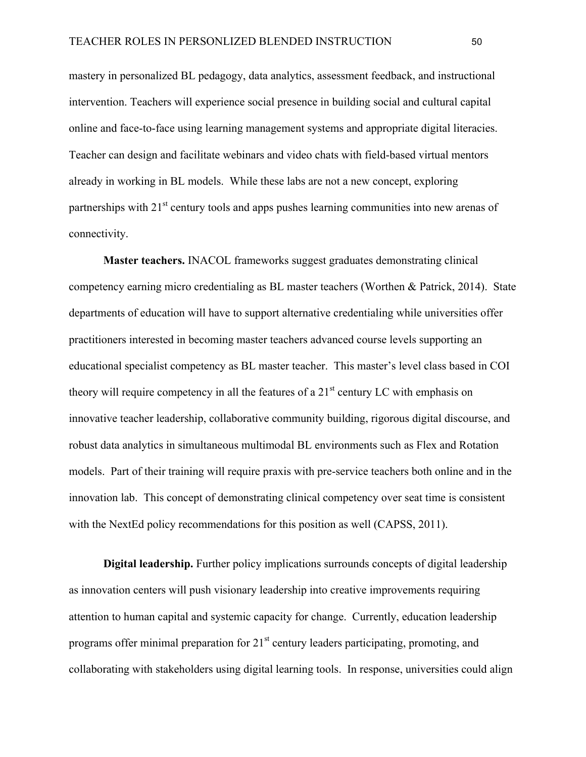mastery in personalized BL pedagogy, data analytics, assessment feedback, and instructional intervention. Teachers will experience social presence in building social and cultural capital online and face-to-face using learning management systems and appropriate digital literacies. Teacher can design and facilitate webinars and video chats with field-based virtual mentors already in working in BL models. While these labs are not a new concept, exploring partnerships with 21st century tools and apps pushes learning communities into new arenas of connectivity.

**Master teachers.** INACOL frameworks suggest graduates demonstrating clinical competency earning micro credentialing as BL master teachers (Worthen & Patrick, 2014). State departments of education will have to support alternative credentialing while universities offer practitioners interested in becoming master teachers advanced course levels supporting an educational specialist competency as BL master teacher. This master's level class based in COI theory will require competency in all the features of a 21st century LC with emphasis on innovative teacher leadership, collaborative community building, rigorous digital discourse, and robust data analytics in simultaneous multimodal BL environments such as Flex and Rotation models. Part of their training will require praxis with pre-service teachers both online and in the innovation lab. This concept of demonstrating clinical competency over seat time is consistent with the NextEd policy recommendations for this position as well (CAPSS, 2011).

**Digital leadership.** Further policy implications surrounds concepts of digital leadership as innovation centers will push visionary leadership into creative improvements requiring attention to human capital and systemic capacity for change. Currently, education leadership programs offer minimal preparation for 21st century leaders participating, promoting, and collaborating with stakeholders using digital learning tools. In response, universities could align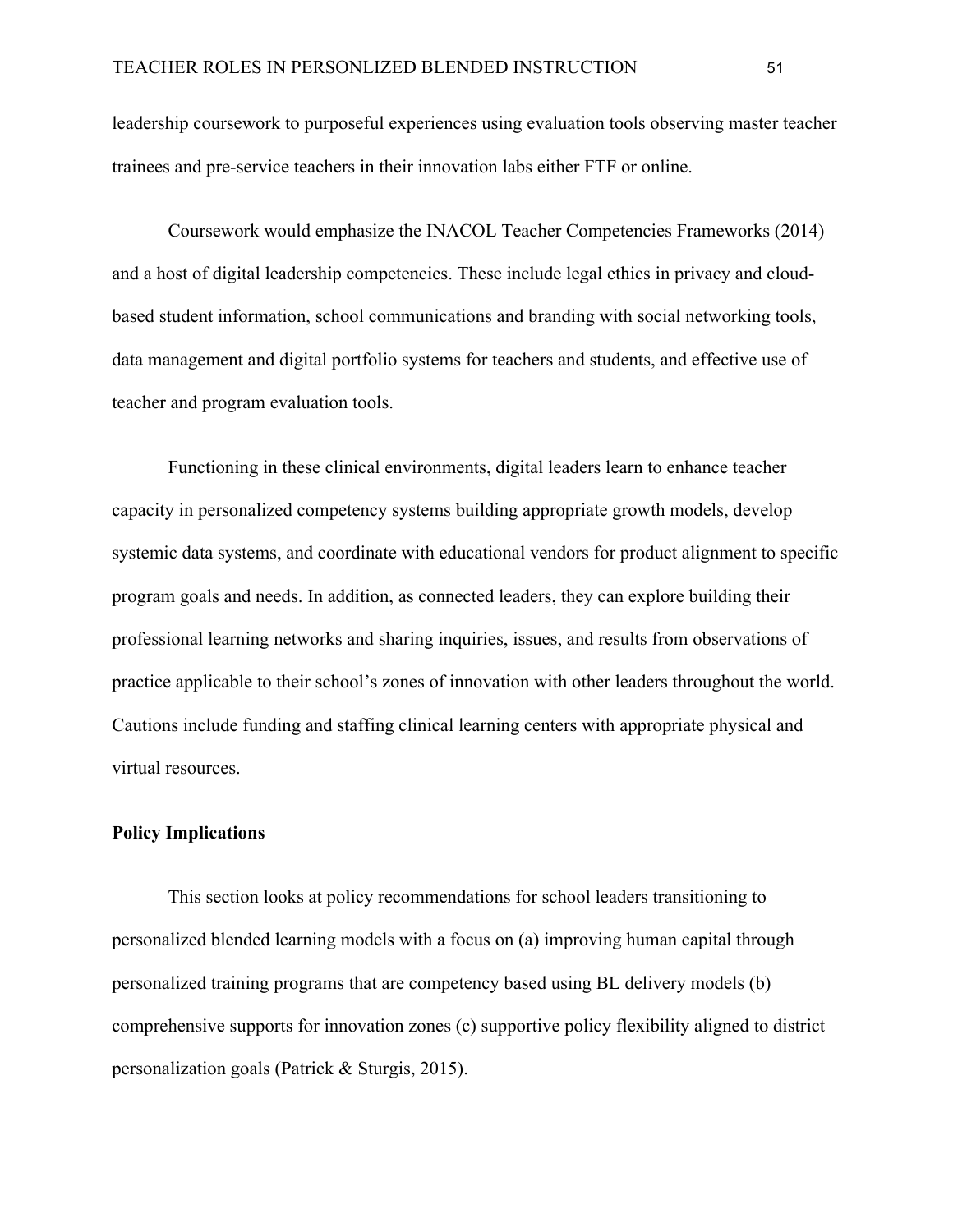leadership coursework to purposeful experiences using evaluation tools observing master teacher trainees and pre-service teachers in their innovation labs either FTF or online.

Coursework would emphasize the INACOL Teacher Competencies Frameworks (2014) and a host of digital leadership competencies. These include legal ethics in privacy and cloud-based student information, school communications and branding with social networking tools, data management and digital portfolio systems for teachers and students, and effective use of teacher and program evaluation tools.

Functioning in these clinical environments, digital leaders learn to enhance teacher capacity in personalized competency systems building appropriate growth models, develop systemic data systems, and coordinate with educational vendors for product alignment to specific program goals and needs. In addition, as connected leaders, they can explore building their professional learning networks and sharing inquiries, issues, and results from observations of practice applicable to their school's zones of innovation with other leaders throughout the world. Cautions include funding and staffing clinical learning centers with appropriate physical and virtual resources.

**Policy Implications**

This section looks at policy recommendations for school leaders transitioning to personalized blended learning models with a focus on (a) improving human capital through personalized training programs that are competency based using BL delivery models (b) comprehensive supports for innovation zones (c) supportive policy flexibility aligned to district personalization goals (Patrick & Sturgis, 2015).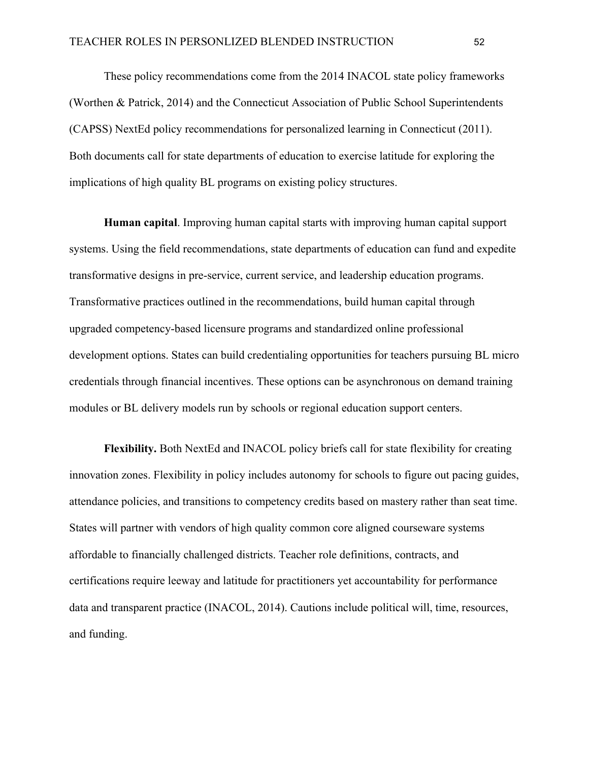These policy recommendations come from the 2014 INACOL state policy frameworks (Worthen & Patrick, 2014) and the Connecticut Association of Public School Superintendents (CAPSS) NextEd policy recommendations for personalized learning in Connecticut (2011). Both documents call for state departments of education to exercise latitude for exploring the implications of high quality BL programs on existing policy structures.

**Human capital**. Improving human capital starts with improving human capital support systems. Using the field recommendations, state departments of education can fund and expedite transformative designs in pre-service, current service, and leadership education programs. Transformative practices outlined in the recommendations, build human capital through upgraded competency-based licensure programs and standardized online professional development options. States can build credentialing opportunities for teachers pursuing BL micro credentials through financial incentives. These options can be asynchronous on demand training modules or BL delivery models run by schools or regional education support centers.

**Flexibility.** Both NextEd and INACOL policy briefs call for state flexibility for creating innovation zones. Flexibility in policy includes autonomy for schools to figure out pacing guides, attendance policies, and transitions to competency credits based on mastery rather than seat time. States will partner with vendors of high quality common core aligned courseware systems affordable to financially challenged districts. Teacher role definitions, contracts, and certifications require leeway and latitude for practitioners yet accountability for performance data and transparent practice (INACOL, 2014). Cautions include political will, time, resources, and funding.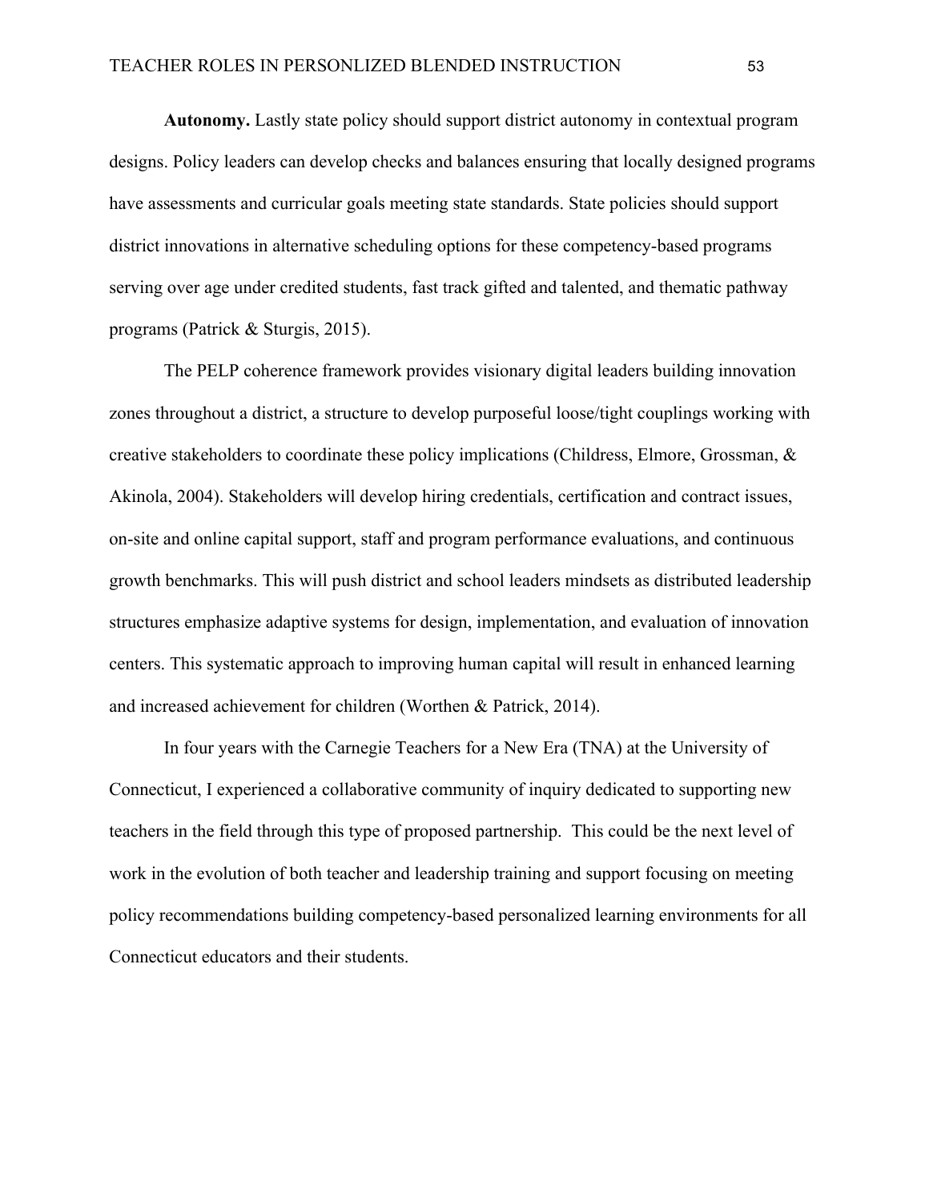**Autonomy.** Lastly state policy should support district autonomy in contextual program designs. Policy leaders can develop checks and balances ensuring that locally designed programs have assessments and curricular goals meeting state standards. State policies should support district innovations in alternative scheduling options for these competency-based programs serving over age under credited students, fast track gifted and talented, and thematic pathway programs (Patrick & Sturgis, 2015).

The PELP coherence framework provides visionary digital leaders building innovation zones throughout a district, a structure to develop purposeful loose/tight couplings working with creative stakeholders to coordinate these policy implications (Childress, Elmore, Grossman, & Akinola, 2004). Stakeholders will develop hiring credentials, certification and contract issues, on-site and online capital support, staff and program performance evaluations, and continuous growth benchmarks. This will push district and school leaders mindsets as distributed leadership structures emphasize adaptive systems for design, implementation, and evaluation of innovation centers. This systematic approach to improving human capital will result in enhanced learning and increased achievement for children (Worthen & Patrick, 2014).

In four years with the Carnegie Teachers for a New Era (TNA) at the University of Connecticut, I experienced a collaborative community of inquiry dedicated to supporting new teachers in the field through this type of proposed partnership. This could be the next level of work in the evolution of both teacher and leadership training and support focusing on meeting policy recommendations building competency-based personalized learning environments for all Connecticut educators and their students.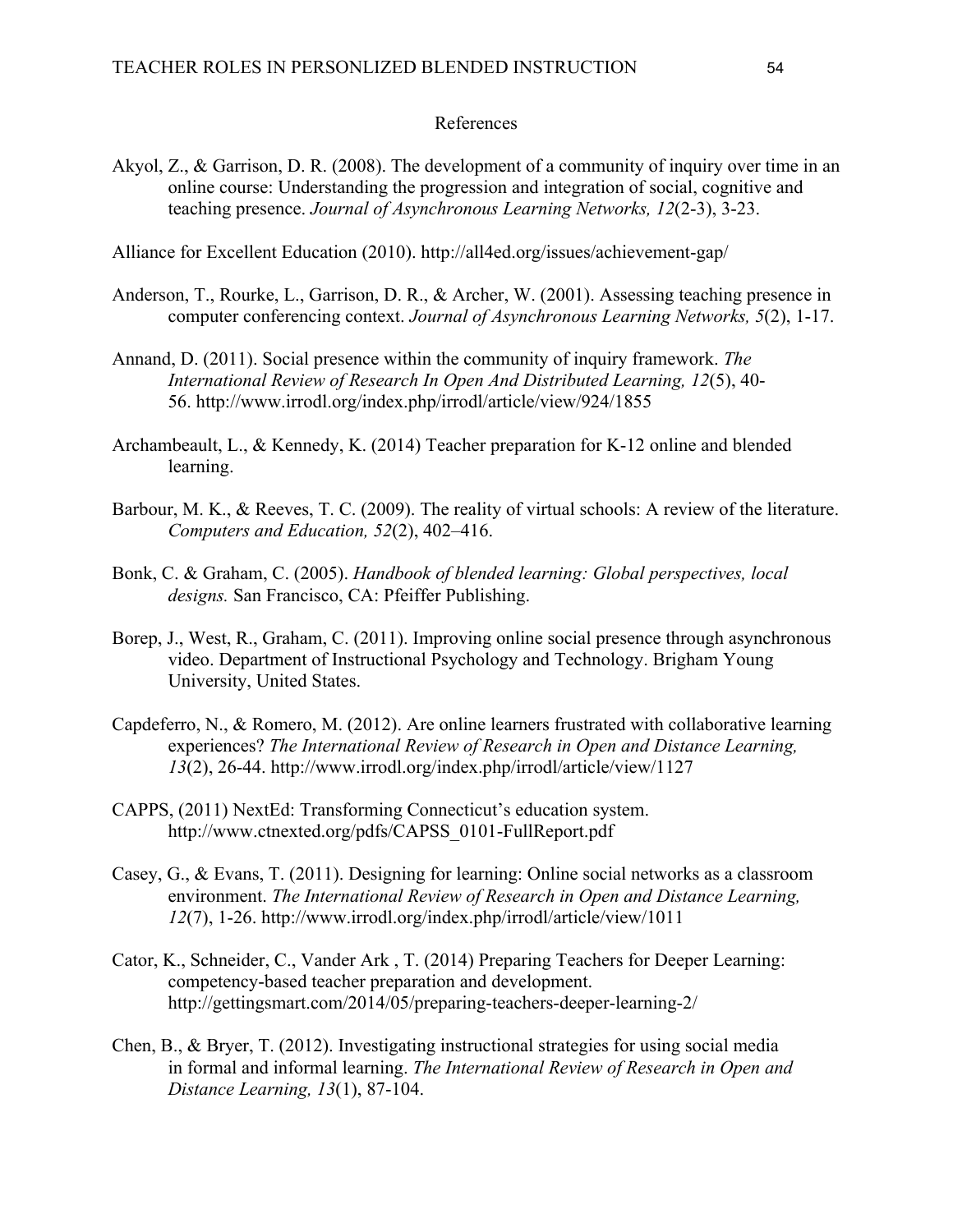# References

Akyol, Z., & Garrison, D. R. (2008). The development of a community of inquiry over time in an online course: Understanding the progression and integration of social, cognitive and teaching presence. *Journal of Asynchronous Learning Networks, 12*(2-3), 3-23.

Alliance for Excellent Education (2010). http://all4ed.org/issues/achievement-gap/

Anderson, T., Rourke, L., Garrison, D. R., & Archer, W. (2001). Assessing teaching presence in computer conferencing context. *Journal of Asynchronous Learning Networks, 5*(2), 1-17.

Annand, D. (2011). Social presence within the community of inquiry framework. *The International Review of Research In Open And Distributed Learning, 12*(5), 40-56. http://www.irrodl.org/index.php/irrodl/article/view/924/1855

Archambeault, L., & Kennedy, K. (2014) Teacher preparation for K-12 online and blended learning.

Barbour, M. K., & Reeves, T. C. (2009). The reality of virtual schools: A review of the literature. *Computers and Education, 52*(2), 402–416.

Bonk, C. & Graham, C. (2005). *Handbook of blended learning: Global perspectives, local designs.* San Francisco, CA: Pfeiffer Publishing.

Borep, J., West, R., Graham, C. (2011). Improving online social presence through asynchronous video. Department of Instructional Psychology and Technology. Brigham Young University, United States.

Capdeferro, N., & Romero, M. (2012). Are online learners frustrated with collaborative learning experiences? *The International Review of Research in Open and Distance Learning, 13*(2), 26-44. http://www.irrodl.org/index.php/irrodl/article/view/1127

CAPPS, (2011) NextEd: Transforming Connecticut's education system. http://www.ctnexted.org/pdfs/CAPSS_0101-FullReport.pdf

Casey, G., & Evans, T. (2011). Designing for learning: Online social networks as a classroom environment. *The International Review of Research in Open and Distance Learning, 12*(7), 1-26. http://www.irrodl.org/index.php/irrodl/article/view/1011

Cator, K., Schneider, C., Vander Ark , T. (2014) Preparing Teachers for Deeper Learning: competency-based teacher preparation and development. http://gettingsmart.com/2014/05/preparing-teachers-deeper-learning-2/

Chen, B., & Bryer, T. (2012). Investigating instructional strategies for using social media in formal and informal learning. *The International Review of Research in Open and Distance Learning, 13*(1), 87-104.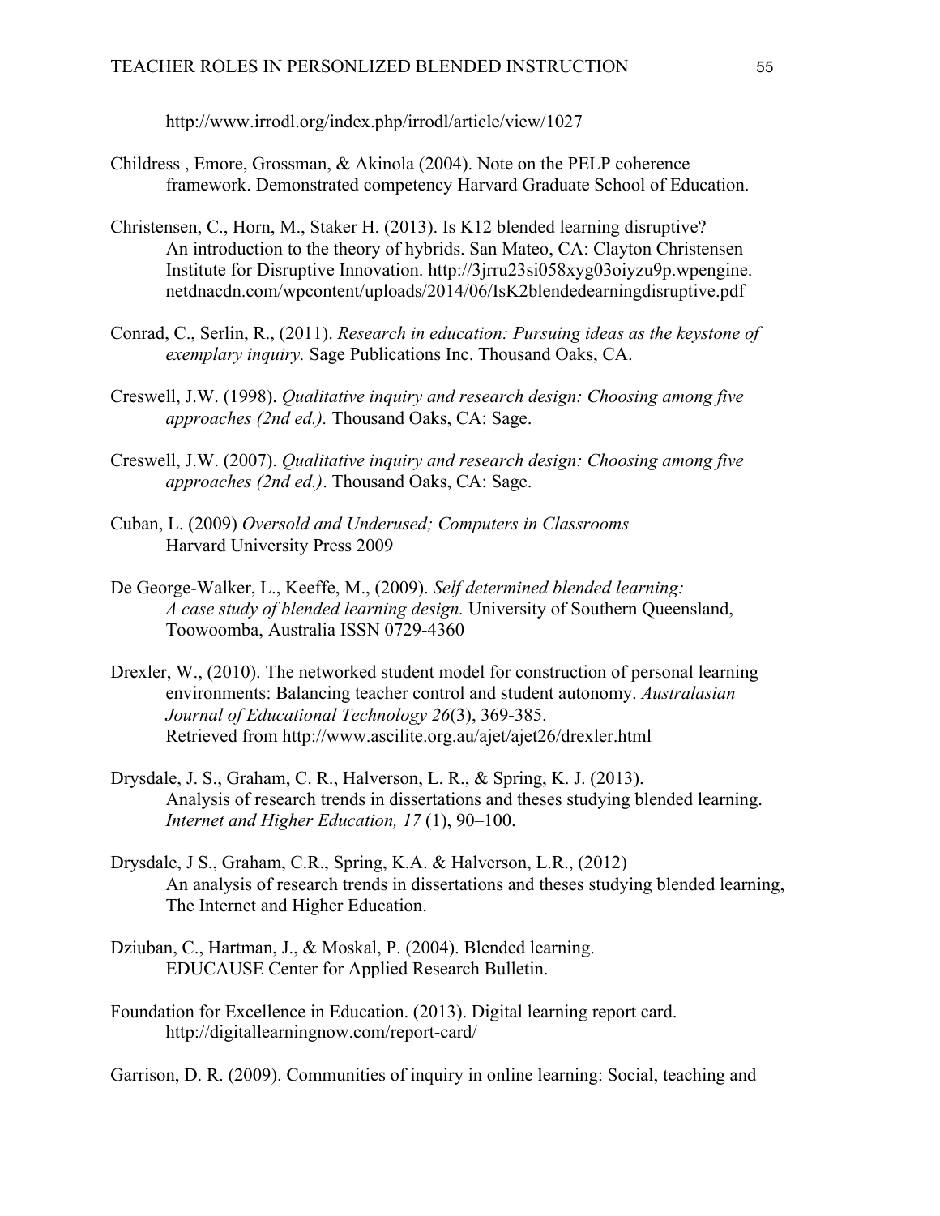http://www.irrodl.org/index.php/irrodl/article/view/1027

Childress , Emore, Grossman, & Akinola (2004). Note on the PELP coherence framework. Demonstrated competency Harvard Graduate School of Education.

Christensen, C., Horn, M., Staker H. (2013). Is K12 blended learning disruptive? An introduction to the theory of hybrids. San Mateo, CA: Clayton Christensen Institute for Disruptive Innovation. http://3jrru23si058xyg03oiyzu9p.wpengine.netdnacdn.com/wpcontent/uploads/2014/06/IsK2blendedearningdisruptive.pdf

Conrad, C., Serlin, R., (2011). *Research in education: Pursuing ideas as the keystone of exemplary inquiry.* Sage Publications Inc. Thousand Oaks, CA.

Creswell, J.W. (1998). *Qualitative inquiry and research design: Choosing among five approaches (2nd ed.).* Thousand Oaks, CA: Sage.

Creswell, J.W. (2007). *Qualitative inquiry and research design: Choosing among five approaches (2nd ed.)*. Thousand Oaks, CA: Sage.

Cuban, L. (2009) *Oversold and Underused; Computers in Classrooms* Harvard University Press 2009

De George-Walker, L., Keeffe, M., (2009). *Self determined blended learning: A case study of blended learning design.* University of Southern Queensland, Toowoomba, Australia ISSN 0729-4360

Drexler, W., (2010). The networked student model for construction of personal learning environments: Balancing teacher control and student autonomy. *Australasian Journal of Educational Technology 26*(3), 369-385. Retrieved from http://www.ascilite.org.au/ajet/ajet26/drexler.html

Drysdale, J. S., Graham, C. R., Halverson, L. R., & Spring, K. J. (2013). Analysis of research trends in dissertations and theses studying blended learning. *Internet and Higher Education, 17* (1), 90–100.

Drysdale, J S., Graham, C.R., Spring, K.A. & Halverson, L.R., (2012) An analysis of research trends in dissertations and theses studying blended learning, The Internet and Higher Education.

Dziuban, C., Hartman, J., & Moskal, P. (2004). Blended learning. EDUCAUSE Center for Applied Research Bulletin.

Foundation for Excellence in Education. (2013). Digital learning report card. http://digitallearningnow.com/report-card/

Garrison, D. R. (2009). Communities of inquiry in online learning: Social, teaching and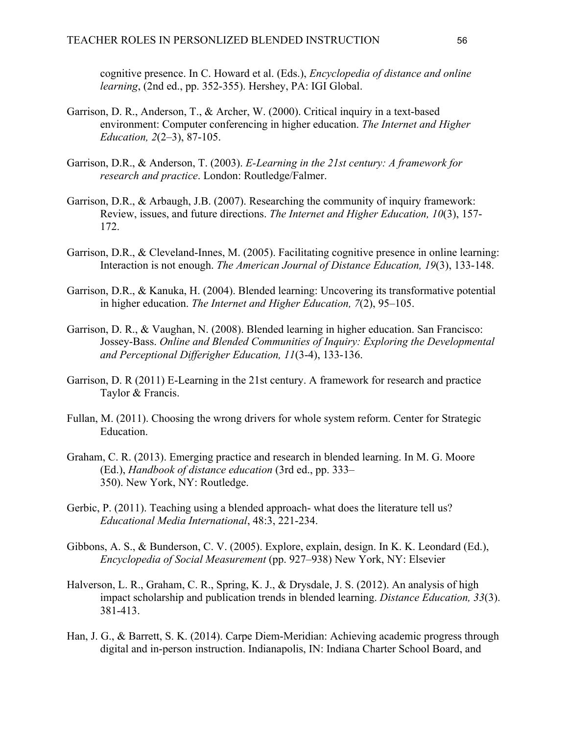cognitive presence. In C. Howard et al. (Eds.), *Encyclopedia of distance and online learning*, (2nd ed., pp. 352-355). Hershey, PA: IGI Global.

Garrison, D. R., Anderson, T., & Archer, W. (2000). Critical inquiry in a text-based environment: Computer conferencing in higher education. *The Internet and Higher Education, 2*(2–3), 87-105.

Garrison, D.R., & Anderson, T. (2003). *E-Learning in the 21st century: A framework for research and practice*. London: Routledge/Falmer.

Garrison, D.R., & Arbaugh, J.B. (2007). Researching the community of inquiry framework: Review, issues, and future directions. *The Internet and Higher Education, 10*(3), 157-172.

Garrison, D.R., & Cleveland-Innes, M. (2005). Facilitating cognitive presence in online learning: Interaction is not enough. *The American Journal of Distance Education, 19*(3), 133-148.

Garrison, D.R., & Kanuka, H. (2004). Blended learning: Uncovering its transformative potential in higher education. *The Internet and Higher Education, 7*(2), 95–105.

Garrison, D. R., & Vaughan, N. (2008). Blended learning in higher education. San Francisco: Jossey-Bass. *Online and Blended Communities of Inquiry: Exploring the Developmental and Perceptional Differigher Education, 11*(3-4), 133-136.

Garrison, D. R (2011) E-Learning in the 21st century. A framework for research and practice Taylor & Francis.

Fullan, M. (2011). Choosing the wrong drivers for whole system reform. Center for Strategic Education.

Graham, C. R. (2013). Emerging practice and research in blended learning. In M. G. Moore (Ed.), *Handbook of distance education* (3rd ed., pp. 333–350). New York, NY: Routledge.

Gerbic, P. (2011). Teaching using a blended approach- what does the literature tell us? *Educational Media International*, 48:3, 221-234.

Gibbons, A. S., & Bunderson, C. V. (2005). Explore, explain, design. In K. K. Leondard (Ed.), *Encyclopedia of Social Measurement* (pp. 927–938) New York, NY: Elsevier

Halverson, L. R., Graham, C. R., Spring, K. J., & Drysdale, J. S. (2012). An analysis of high impact scholarship and publication trends in blended learning. *Distance Education, 33*(3). 381-413.

Han, J. G., & Barrett, S. K. (2014). Carpe Diem-Meridian: Achieving academic progress through digital and in-person instruction. Indianapolis, IN: Indiana Charter School Board, and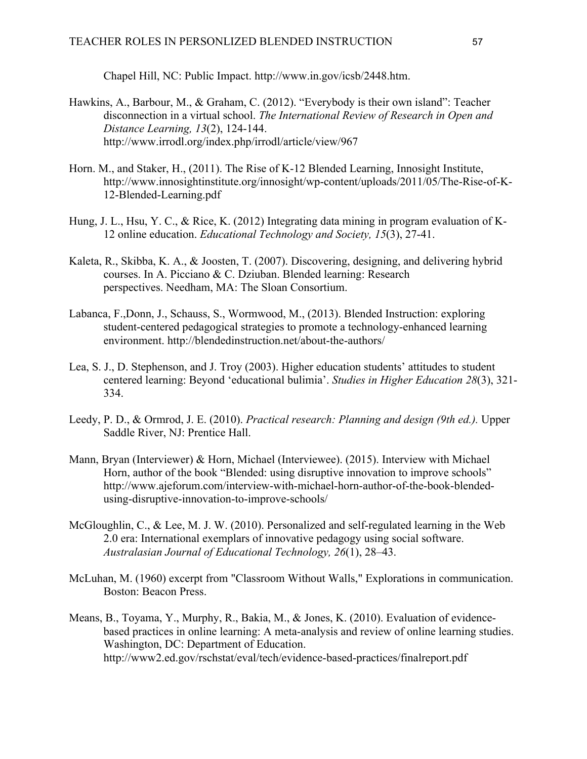Chapel Hill, NC: Public Impact. http://www.in.gov/icsb/2448.htm.

Hawkins, A., Barbour, M., & Graham, C. (2012). "Everybody is their own island": Teacher disconnection in a virtual school. *The International Review of Research in Open and Distance Learning, 13*(2), 124-144. http://www.irrodl.org/index.php/irrodl/article/view/967

Horn. M., and Staker, H., (2011). The Rise of K-12 Blended Learning, Innosight Institute, http://www.innosightinstitute.org/innosight/wp-content/uploads/2011/05/The-Rise-of-K-12-Blended-Learning.pdf

Hung, J. L., Hsu, Y. C., & Rice, K. (2012) Integrating data mining in program evaluation of K-12 online education. *Educational Technology and Society, 15*(3), 27-41.

Kaleta, R., Skibba, K. A., & Joosten, T. (2007). Discovering, designing, and delivering hybrid courses. In A. Picciano & C. Dziuban. Blended learning: Research perspectives. Needham, MA: The Sloan Consortium.

Labanca, F.,Donn, J., Schauss, S., Wormwood, M., (2013). Blended Instruction: exploring student-centered pedagogical strategies to promote a technology-enhanced learning environment. http://blendedinstruction.net/about-the-authors/

Lea, S. J., D. Stephenson, and J. Troy (2003). Higher education students' attitudes to student centered learning: Beyond 'educational bulimia'. *Studies in Higher Education 28*(3), 321-334.

Leedy, P. D., & Ormrod, J. E. (2010). *Practical research: Planning and design (9th ed.).* Upper Saddle River, NJ: Prentice Hall.

Mann, Bryan (Interviewer) & Horn, Michael (Interviewee). (2015). Interview with Michael Horn, author of the book "Blended: using disruptive innovation to improve schools" http://www.ajeforum.com/interview-with-michael-horn-author-of-the-book-blended-using-disruptive-innovation-to-improve-schools/

McGloughlin, C., & Lee, M. J. W. (2010). Personalized and self-regulated learning in the Web 2.0 era: International exemplars of innovative pedagogy using social software. *Australasian Journal of Educational Technology, 26*(1), 28–43.

McLuhan, M. (1960) excerpt from "Classroom Without Walls," Explorations in communication. Boston: Beacon Press.

Means, B., Toyama, Y., Murphy, R., Bakia, M., & Jones, K. (2010). Evaluation of evidence-based practices in online learning: A meta-analysis and review of online learning studies. Washington, DC: Department of Education. http://www2.ed.gov/rschstat/eval/tech/evidence-based-practices/finalreport.pdf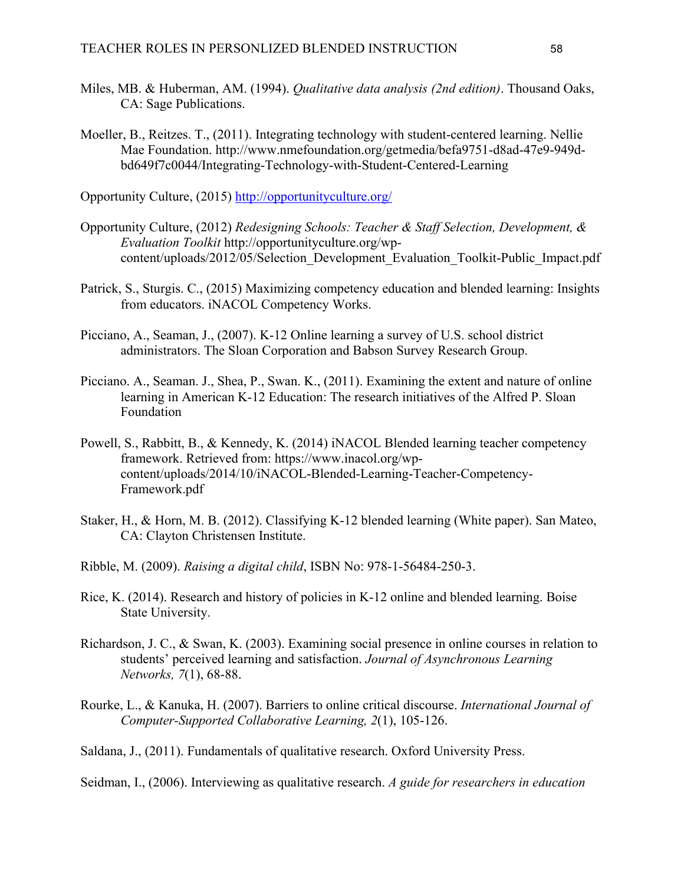Miles, MB. & Huberman, AM. (1994). *Qualitative data analysis (2nd edition)*. Thousand Oaks, CA: Sage Publications.

Moeller, B., Reitzes. T., (2011). Integrating technology with student-centered learning. Nellie Mae Foundation. http://www.nmefoundation.org/getmedia/befa9751-d8ad-47e9-949d-bd649f7c0044/Integrating-Technology-with-Student-Centered-Learning

Opportunity Culture, (2015) http://opportunityculture.org/

Opportunity Culture, (2012) *Redesigning Schools: Teacher & Staff Selection, Development, & Evaluation Toolkit* http://opportunityculture.org/wp-content/uploads/2012/05/Selection_Development_Evaluation_Toolkit-Public_Impact.pdf

Patrick, S., Sturgis. C., (2015) Maximizing competency education and blended learning: Insights from educators. iNACOL Competency Works.

Picciano, A., Seaman, J., (2007). K-12 Online learning a survey of U.S. school district administrators. The Sloan Corporation and Babson Survey Research Group.

Picciano. A., Seaman. J., Shea, P., Swan. K., (2011). Examining the extent and nature of online learning in American K-12 Education: The research initiatives of the Alfred P. Sloan Foundation

Powell, S., Rabbitt, B., & Kennedy, K. (2014) iNACOL Blended learning teacher competency framework. Retrieved from: https://www.inacol.org/wp-content/uploads/2014/10/iNACOL-Blended-Learning-Teacher-Competency-Framework.pdf

Staker, H., & Horn, M. B. (2012). Classifying K-12 blended learning (White paper). San Mateo, CA: Clayton Christensen Institute.

Ribble, M. (2009). *Raising a digital child*, ISBN No: 978-1-56484-250-3.

Rice, K. (2014). Research and history of policies in K-12 online and blended learning. Boise State University.

Richardson, J. C., & Swan, K. (2003). Examining social presence in online courses in relation to students' perceived learning and satisfaction. *Journal of Asynchronous Learning Networks, 7*(1), 68-88.

Rourke, L., & Kanuka, H. (2007). Barriers to online critical discourse. *International Journal of Computer-Supported Collaborative Learning, 2*(1), 105-126.

Saldana, J., (2011). Fundamentals of qualitative research. Oxford University Press.

Seidman, I., (2006). Interviewing as qualitative research. *A guide for researchers in education*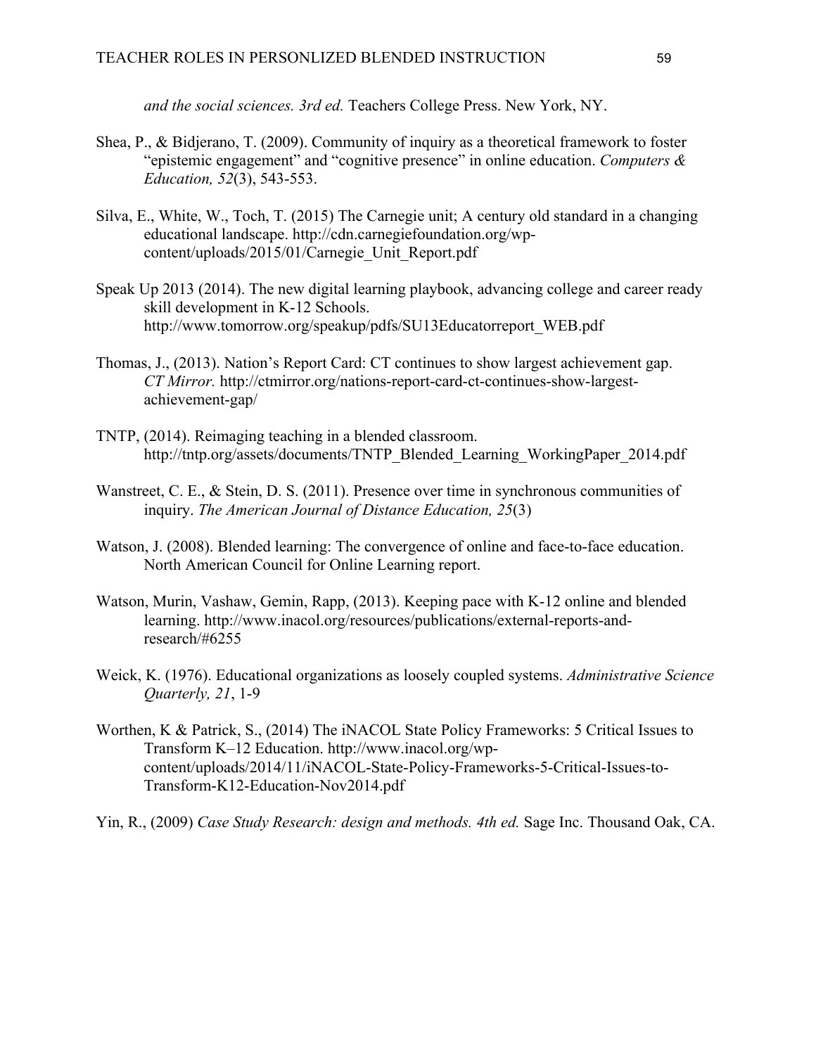*and the social sciences. 3rd ed.* Teachers College Press. New York, NY.

Shea, P., & Bidjerano, T. (2009). Community of inquiry as a theoretical framework to foster "epistemic engagement" and "cognitive presence" in online education. *Computers & Education, 52*(3), 543-553.

Silva, E., White, W., Toch, T. (2015) The Carnegie unit; A century old standard in a changing educational landscape. http://cdn.carnegiefoundation.org/wp-content/uploads/2015/01/Carnegie_Unit_Report.pdf

Speak Up 2013 (2014). The new digital learning playbook, advancing college and career ready skill development in K-12 Schools. http://www.tomorrow.org/speakup/pdfs/SU13Educatorreport_WEB.pdf

Thomas, J., (2013). Nation's Report Card: CT continues to show largest achievement gap. *CT Mirror.* http://ctmirror.org/nations-report-card-ct-continues-show-largest-achievement-gap/

TNTP, (2014). Reimaging teaching in a blended classroom. http://tntp.org/assets/documents/TNTP_Blended_Learning_WorkingPaper_2014.pdf

Wanstreet, C. E., & Stein, D. S. (2011). Presence over time in synchronous communities of inquiry. *The American Journal of Distance Education, 25*(3)

Watson, J. (2008). Blended learning: The convergence of online and face-to-face education. North American Council for Online Learning report.

Watson, Murin, Vashaw, Gemin, Rapp, (2013). Keeping pace with K-12 online and blended learning. http://www.inacol.org/resources/publications/external-reports-and-research/#6255

Weick, K. (1976). Educational organizations as loosely coupled systems. *Administrative Science Quarterly, 21*, 1-9

Worthen, K & Patrick, S., (2014) The iNACOL State Policy Frameworks: 5 Critical Issues to Transform K–12 Education. http://www.inacol.org/wp-content/uploads/2014/11/iNACOL-State-Policy-Frameworks-5-Critical-Issues-to-Transform-K12-Education-Nov2014.pdf

Yin, R., (2009) *Case Study Research: design and methods. 4th ed.* Sage Inc. Thousand Oak, CA.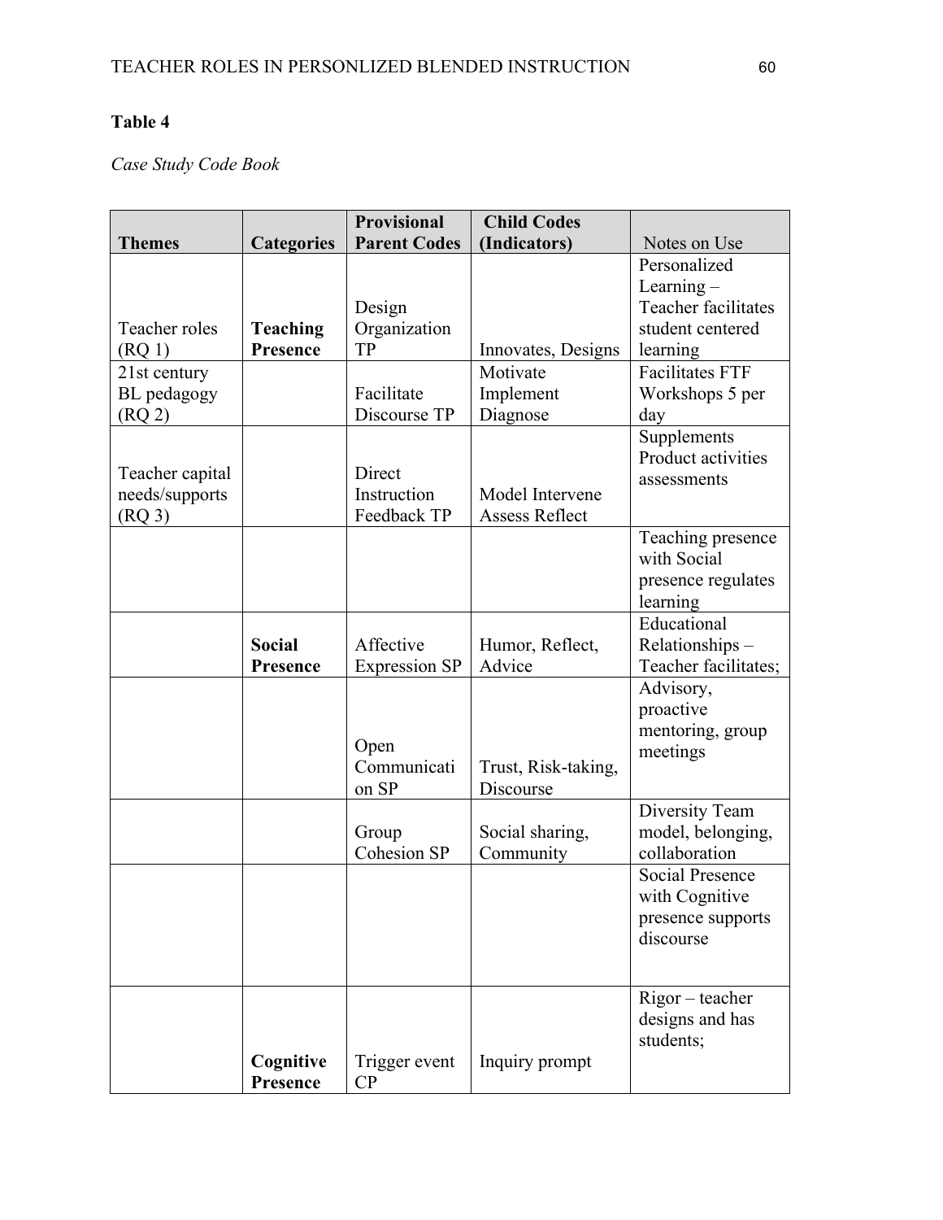**Table 4**

*Case Study Code Book*

| Themes | Categories | Provisional Parent Codes | Child Codes (Indicators) | Notes on Use |
|---|---|---|---|---|
| Teacher roles (RQ 1) | **Teaching Presence** | Design Organization TP | Innovates, Designs | Personalized Learning – Teacher facilitates student centered learning |
| 21st century BL pedagogy (RQ 2) | | Facilitate Discourse TP | Motivate Implement Diagnose | Facilitates FTF Workshops 5 per day |
| Teacher capital needs/supports (RQ 3) | | Direct Instruction Feedback TP | Model Intervene Assess Reflect | Supplements Product activities assessments |
| | | | | Teaching presence with Social presence regulates learning |
| | **Social Presence** | Affective Expression SP | Humor, Reflect, Advice | Educational Relationships – Teacher facilitates; |
| | | Open Communication SP | Trust, Risk-taking, Discourse | Advisory, proactive mentoring, group meetings |
| | | Group Cohesion SP | Social sharing, Community | Diversity Team model, belonging, collaboration |
| | | | | Social Presence with Cognitive presence supports discourse |
| | **Cognitive Presence** | Trigger event CP | Inquiry prompt | Rigor – teacher designs and has students; |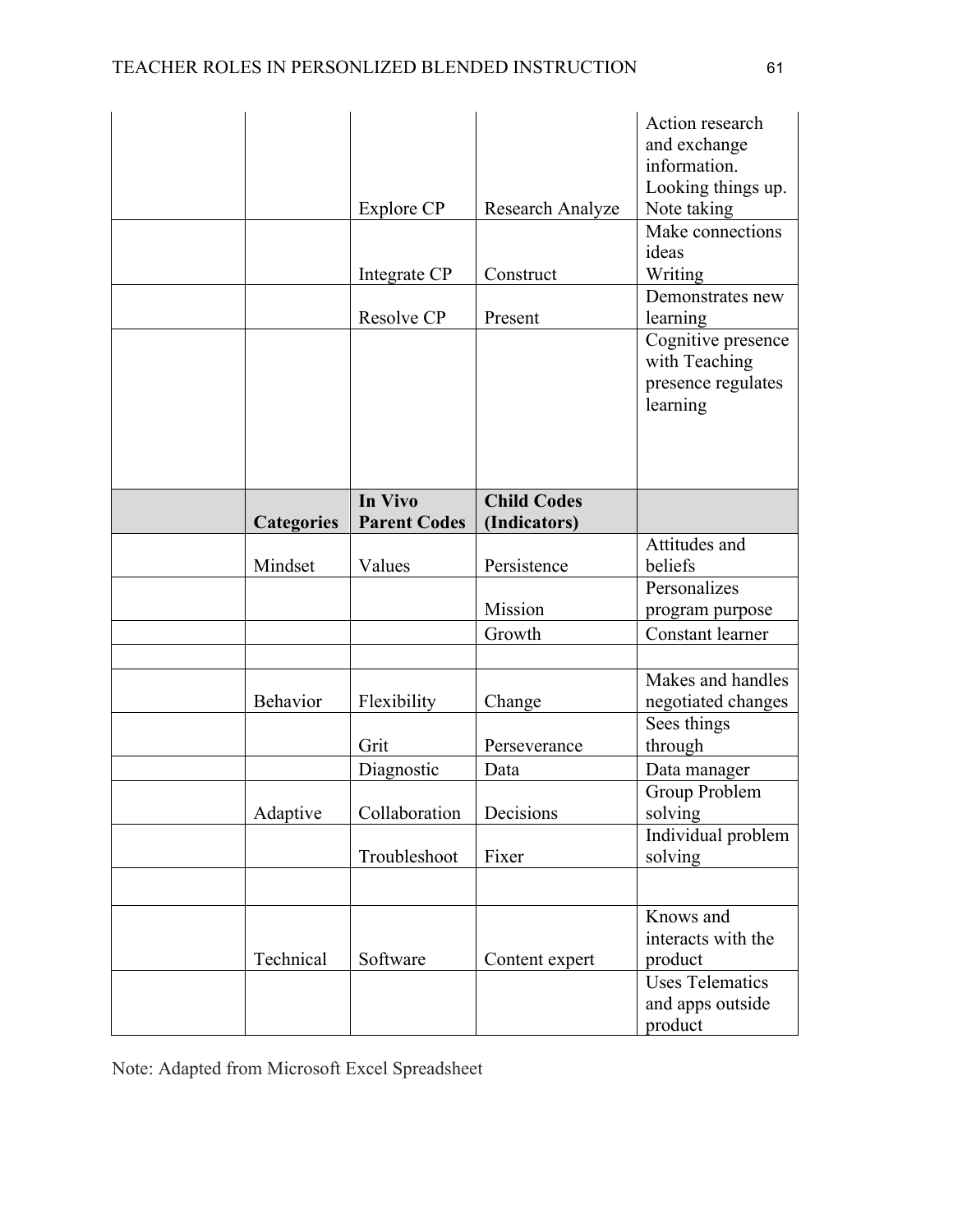| | | | | |
|---|---|---|---|---|
| | | Explore CP | Research Analyze | Action research and exchange information. Looking things up. Note taking |
| | | Integrate CP | Construct | Make connections ideas Writing |
| | | Resolve CP | Present | Demonstrates new learning |
| | | | | Cognitive presence with Teaching presence regulates learning |
| | **Categories** | **In Vivo Parent Codes** | **Child Codes (Indicators)** | |
| | Mindset | Values | Persistence | Attitudes and beliefs |
| | | | Mission | Personalizes program purpose |
| | | | Growth | Constant learner |
| | | | | |
| | Behavior | Flexibility | Change | Makes and handles negotiated changes |
| | | Grit | Perseverance | Sees things through |
| | | Diagnostic | Data | Data manager |
| | Adaptive | Collaboration | Decisions | Group Problem solving |
| | | Troubleshoot | Fixer | Individual problem solving |
| | | | | |
| | Technical | Software | Content expert | Knows and interacts with the product |
| | | | | Uses Telematics and apps outside product |

Note: Adapted from Microsoft Excel Spreadsheet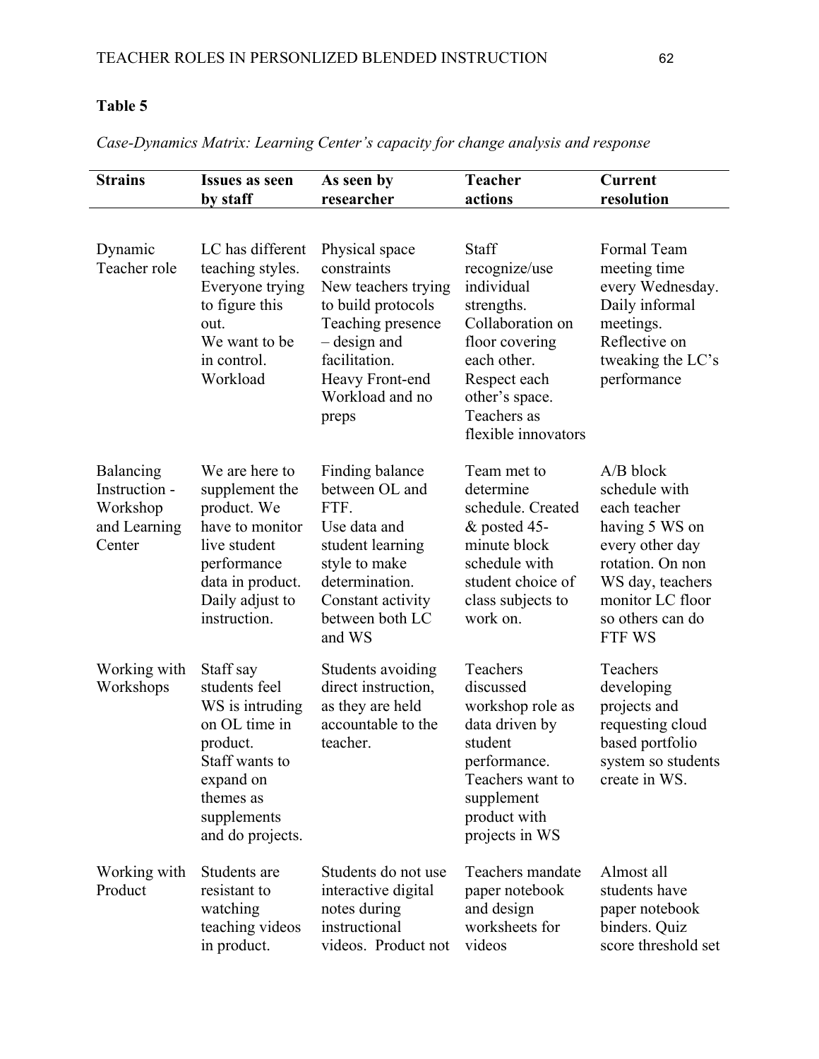**Table 5**

*Case-Dynamics Matrix: Learning Center's capacity for change analysis and response*

| Strains | Issues as seen by staff | As seen by researcher | Teacher actions | Current resolution |
|---|---|---|---|---|
| Dynamic Teacher role | LC has different teaching styles. Everyone trying to figure this out. We want to be in control. Workload | Physical space constraints New teachers trying to build protocols Teaching presence – design and facilitation. Heavy Front-end Workload and no preps | Staff recognize/use individual strengths. Collaboration on floor covering each other. Respect each other's space. Teachers as flexible innovators | Formal Team meeting time every Wednesday. Daily informal meetings. Reflective on tweaking the LC's performance |
| Balancing Instruction - Workshop and Learning Center | We are here to supplement the product. We have to monitor live student performance data in product. Daily adjust to instruction. | Finding balance between OL and FTF. Use data and student learning style to make determination. Constant activity between both LC and WS | Team met to determine schedule. Created & posted 45-minute block schedule with student choice of class subjects to work on. | A/B block schedule with each teacher having 5 WS on every other day rotation. On non WS day, teachers monitor LC floor so others can do FTF WS |
| Working with Workshops | Staff say students feel WS is intruding on OL time in product. Staff wants to expand on themes as supplements and do projects. | Students avoiding direct instruction, as they are held accountable to the teacher. | Teachers discussed workshop role as data driven by student performance. Teachers want to supplement product with projects in WS | Teachers developing projects and requesting cloud based portfolio system so students create in WS. |
| Working with Product | Students are resistant to watching teaching videos in product. | Students do not use interactive digital notes during instructional videos. Product not | Teachers mandate paper notebook and design worksheets for videos | Almost all students have paper notebook binders. Quiz score threshold set |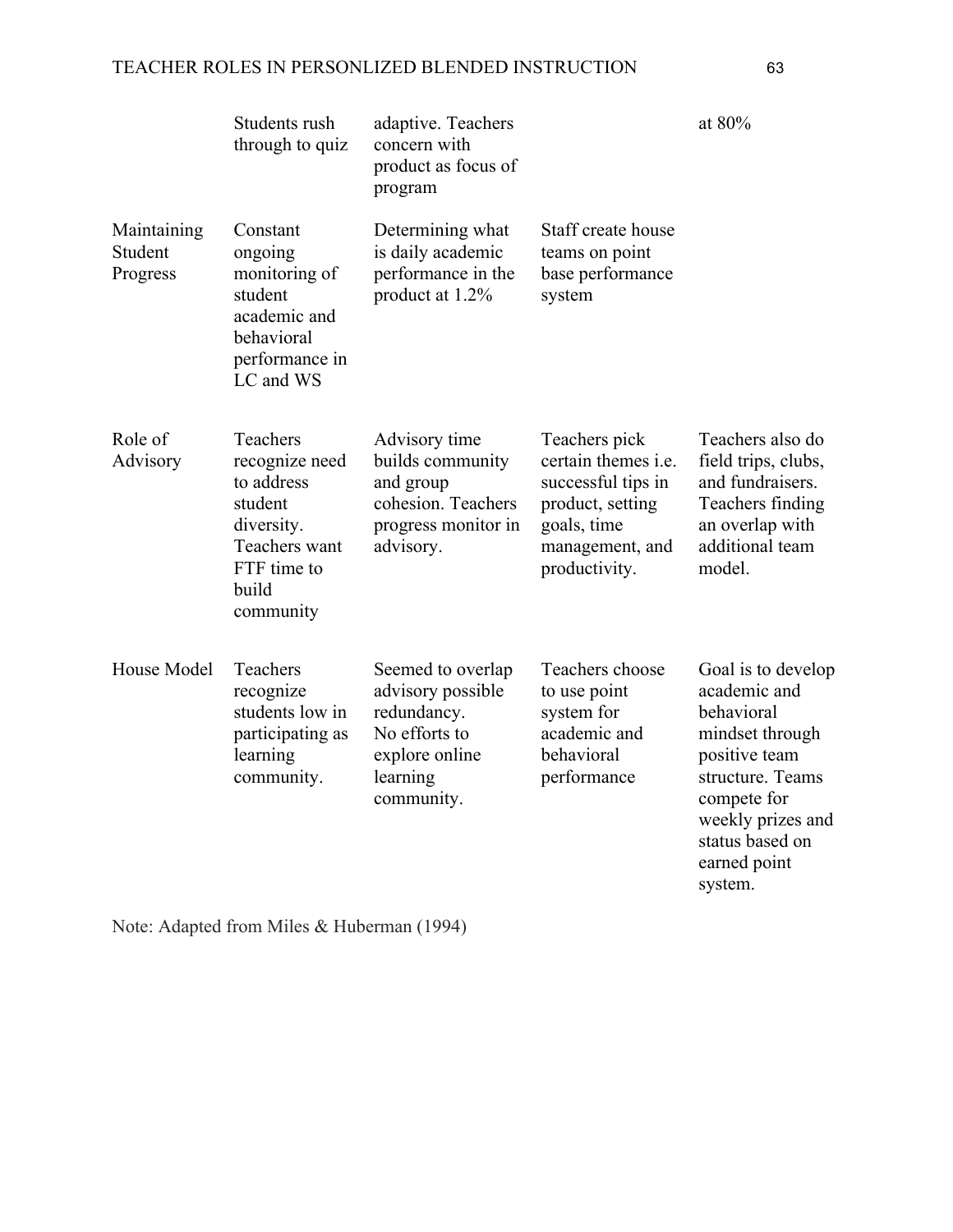| | | | | |
|---|---|---|---|---|
| | Students rush through to quiz | adaptive. Teachers concern with product as focus of program | | at 80% |
| Maintaining Student Progress | Constant ongoing monitoring of student academic and behavioral performance in LC and WS | Determining what is daily academic performance in the product at 1.2% | Staff create house teams on point base performance system | |
| Role of Advisory | Teachers recognize need to address student diversity. Teachers want FTF time to build community | Advisory time builds community and group cohesion. Teachers progress monitor in advisory. | Teachers pick certain themes i.e. successful tips in product, setting goals, time management, and productivity. | Teachers also do field trips, clubs, and fundraisers. Teachers finding an overlap with additional team model. |
| House Model | Teachers recognize students low in participating as learning community. | Seemed to overlap advisory possible redundancy. No efforts to explore online learning community. | Teachers choose to use point system for academic and behavioral performance | Goal is to develop academic and behavioral mindset through positive team structure. Teams compete for weekly prizes and status based on earned point system. |

Note: Adapted from Miles & Huberman (1994)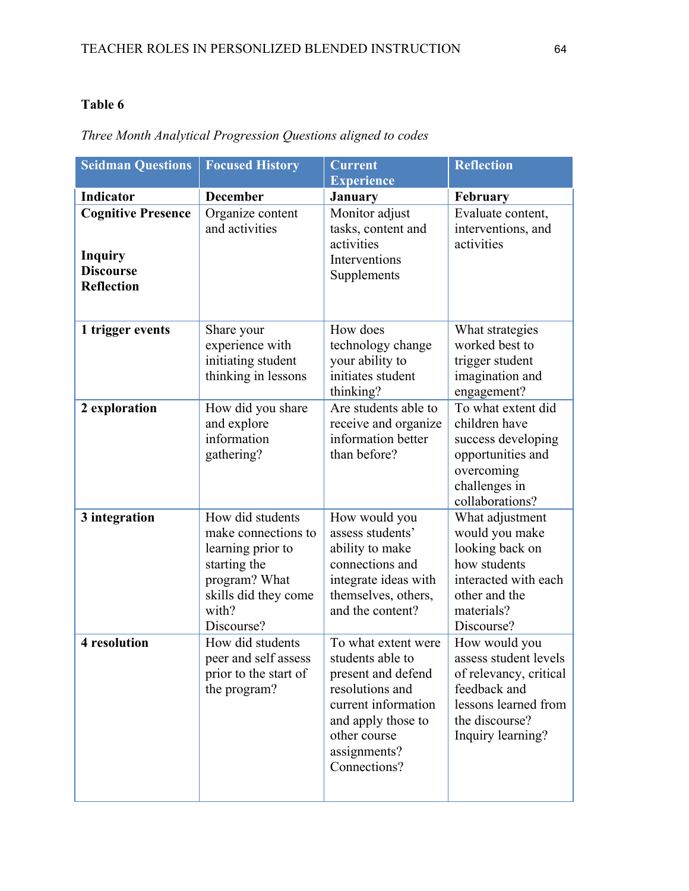**Table 6**

*Three Month Analytical Progression Questions aligned to codes*

| Seidman Questions | Focused History | Current Experience | Reflection |
|---|---|---|---|
| **Indicator** | **December** | **January** | **February** |
| **Cognitive Presence**<br><br>**Inquiry**<br>**Discourse**<br>**Reflection** | Organize content and activities | Monitor adjust tasks, content and activities<br>Interventions<br>Supplements | Evaluate content, interventions, and activities |
| **1 trigger events** | Share your experience with initiating student thinking in lessons | How does technology change your ability to initiates student thinking? | What strategies worked best to trigger student imagination and engagement? |
| **2 exploration** | How did you share and explore information gathering? | Are students able to receive and organize information better than before? | To what extent did children have success developing opportunities and overcoming challenges in collaborations? |
| **3 integration** | How did students make connections to learning prior to starting the program? What skills did they come with?<br>Discourse? | How would you assess students' ability to make connections and integrate ideas with themselves, others, and the content? | What adjustment would you make looking back on how students interacted with each other and the materials?<br>Discourse? |
| **4 resolution** | How did students peer and self assess prior to the start of the program? | To what extent were students able to present and defend resolutions and current information and apply those to other course assignments?<br>Connections? | How would you assess student levels of relevancy, critical feedback and lessons learned from the discourse?<br>Inquiry learning? |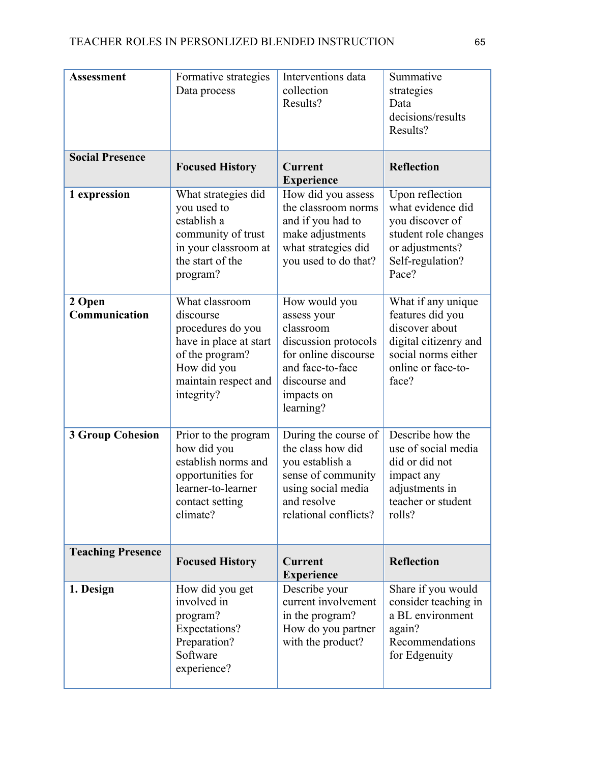| Assessment | Formative strategies Data process | Interventions data collection Results? | Summative strategies Data decisions/results Results? |
|---|---|---|---|
| **Social Presence** | **Focused History** | **Current Experience** | **Reflection** |
| **1 expression** | What strategies did you used to establish a community of trust in your classroom at the start of the program? | How did you assess the classroom norms and if you had to make adjustments what strategies did you used to do that? | Upon reflection what evidence did you discover of student role changes or adjustments? Self-regulation? Pace? |
| **2 Open Communication** | What classroom discourse procedures do you have in place at start of the program? How did you maintain respect and integrity? | How would you assess your classroom discussion protocols for online discourse and face-to-face discourse and impacts on learning? | What if any unique features did you discover about digital citizenry and social norms either online or face-to-face? |
| **3 Group Cohesion** | Prior to the program how did you establish norms and opportunities for learner-to-learner contact setting climate? | During the course of the class how did you establish a sense of community using social media and resolve relational conflicts? | Describe how the use of social media did or did not impact any adjustments in teacher or student rolls? |
| **Teaching Presence** | **Focused History** | **Current Experience** | **Reflection** |
| **1. Design** | How did you get involved in program? Expectations? Preparation? Software experience? | Describe your current involvement in the program? How do you partner with the product? | Share if you would consider teaching in a BL environment again? Recommendations for Edgenuity |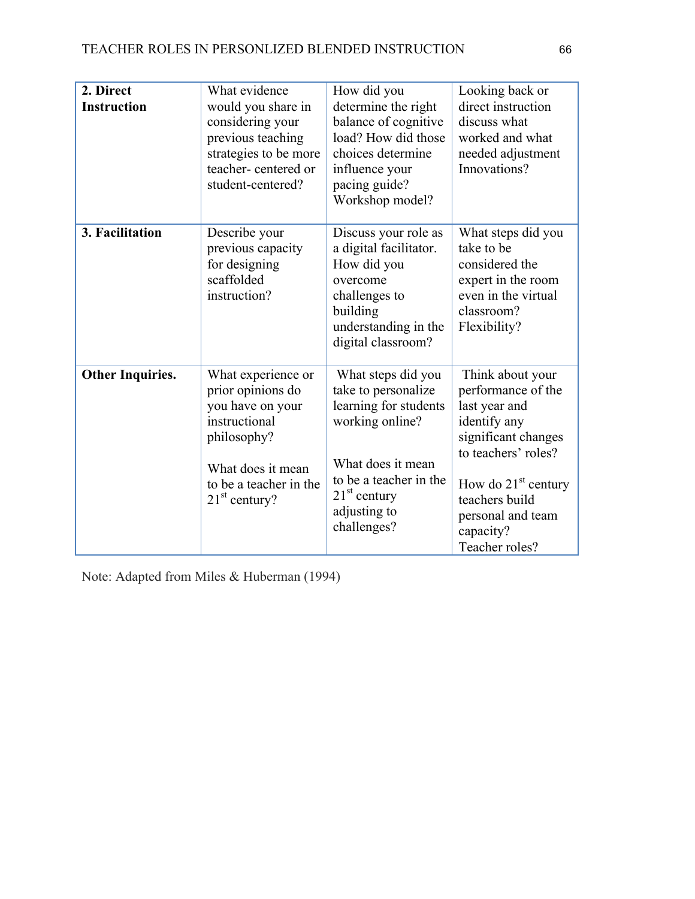| **2. Direct Instruction** | What evidence would you share in considering your previous teaching strategies to be more teacher- centered or student-centered? | How did you determine the right balance of cognitive load? How did those choices determine influence your pacing guide? Workshop model? | Looking back or direct instruction discuss what worked and what needed adjustment Innovations? |
|---|---|---|---|
| **3. Facilitation** | Describe your previous capacity for designing scaffolded instruction? | Discuss your role as a digital facilitator. How did you overcome challenges to building understanding in the digital classroom? | What steps did you take to be considered the expert in the room even in the virtual classroom? Flexibility? |
| **Other Inquiries.** | What experience or prior opinions do you have on your instructional philosophy?<br><br>What does it mean to be a teacher in the 21st century? | What steps did you take to personalize learning for students working online?<br><br>What does it mean to be a teacher in the 21st century adjusting to challenges? | Think about your performance of the last year and identify any significant changes to teachers' roles?<br><br>How do 21st century teachers build personal and team capacity?<br>Teacher roles? |

Note: Adapted from Miles & Huberman (1994)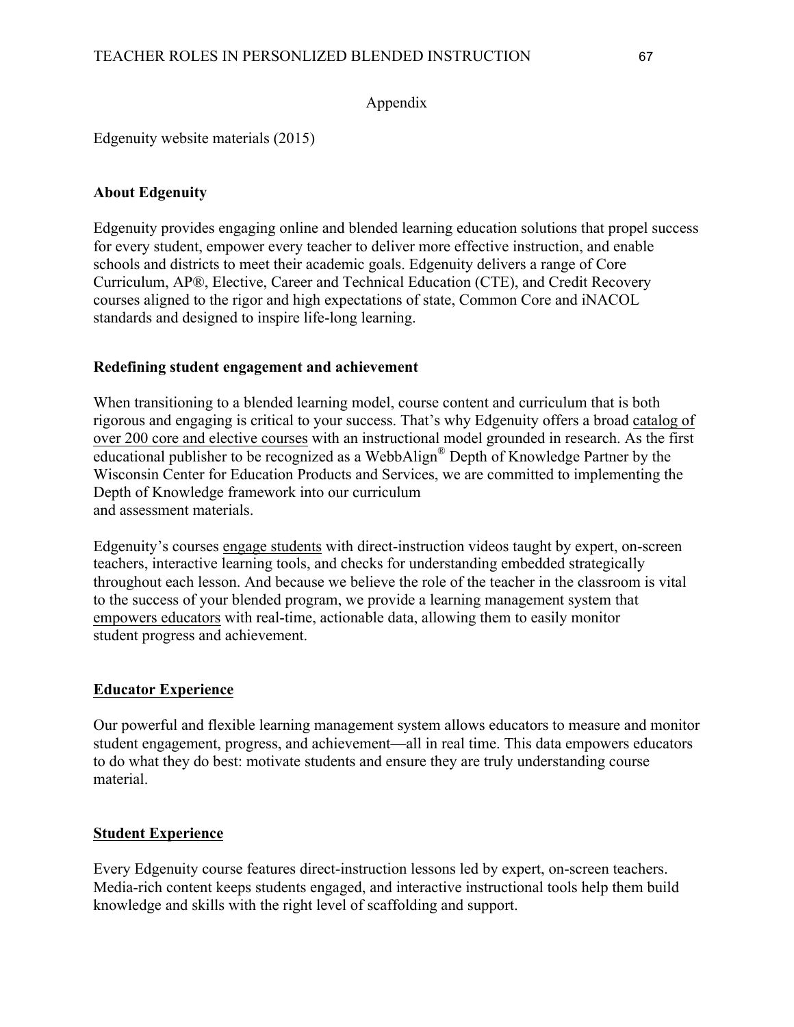# Appendix

Edgenuity website materials (2015)

**About Edgenuity**

Edgenuity provides engaging online and blended learning education solutions that propel success for every student, empower every teacher to deliver more effective instruction, and enable schools and districts to meet their academic goals. Edgenuity delivers a range of Core Curriculum, AP®, Elective, Career and Technical Education (CTE), and Credit Recovery courses aligned to the rigor and high expectations of state, Common Core and iNACOL standards and designed to inspire life-long learning.

**Redefining student engagement and achievement**

When transitioning to a blended learning model, course content and curriculum that is both rigorous and engaging is critical to your success. That's why Edgenuity offers a broad catalog of over 200 core and elective courses with an instructional model grounded in research. As the first educational publisher to be recognized as a WebbAlign® Depth of Knowledge Partner by the Wisconsin Center for Education Products and Services, we are committed to implementing the Depth of Knowledge framework into our curriculum and assessment materials.

Edgenuity's courses engage students with direct-instruction videos taught by expert, on-screen teachers, interactive learning tools, and checks for understanding embedded strategically throughout each lesson. And because we believe the role of the teacher in the classroom is vital to the success of your blended program, we provide a learning management system that empowers educators with real-time, actionable data, allowing them to easily monitor student progress and achievement.

**Educator Experience**

Our powerful and flexible learning management system allows educators to measure and monitor student engagement, progress, and achievement—all in real time. This data empowers educators to do what they do best: motivate students and ensure they are truly understanding course material.

**Student Experience**

Every Edgenuity course features direct-instruction lessons led by expert, on-screen teachers. Media-rich content keeps students engaged, and interactive instructional tools help them build knowledge and skills with the right level of scaffolding and support.